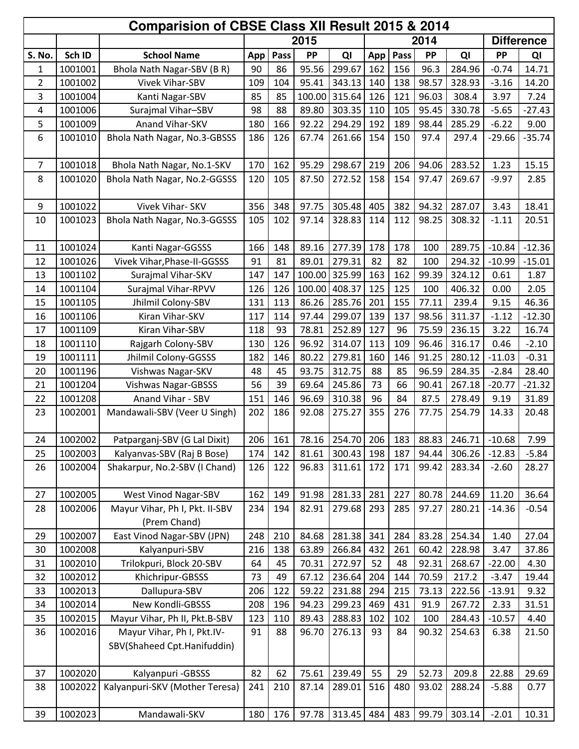## Comparision of CBSE Class XII Result 2015 & 2014

| | | | 2015 | | | | 2014 | | | | Difference | |
|---|---|---|---|---|---|---|---|---|---|---|---|---|
| S. No. | Sch ID | School Name | App | Pass | PP | QI | App | Pass | PP | QI | PP | QI |
| 1 | 1001001 | Bhola Nath Nagar-SBV (B R) | 90 | 86 | 95.56 | 299.67 | 162 | 156 | 96.3 | 284.96 | -0.74 | 14.71 |
| 2 | 1001002 | Vivek Vihar-SBV | 109 | 104 | 95.41 | 343.13 | 140 | 138 | 98.57 | 328.93 | -3.16 | 14.20 |
| 3 | 1001004 | Kanti Nagar-SBV | 85 | 85 | 100.00 | 315.64 | 126 | 121 | 96.03 | 308.4 | 3.97 | 7.24 |
| 4 | 1001006 | Surajmal Vihar–SBV | 98 | 88 | 89.80 | 303.35 | 110 | 105 | 95.45 | 330.78 | -5.65 | -27.43 |
| 5 | 1001009 | Anand Vihar-SKV | 180 | 166 | 92.22 | 294.29 | 192 | 189 | 98.44 | 285.29 | -6.22 | 9.00 |
| 6 | 1001010 | Bhola Nath Nagar, No.3-GBSSS | 186 | 126 | 67.74 | 261.66 | 154 | 150 | 97.4 | 297.4 | -29.66 | -35.74 |
| 7 | 1001018 | Bhola Nath Nagar, No.1-SKV | 170 | 162 | 95.29 | 298.67 | 219 | 206 | 94.06 | 283.52 | 1.23 | 15.15 |
| 8 | 1001020 | Bhola Nath Nagar, No.2-GGSSS | 120 | 105 | 87.50 | 272.52 | 158 | 154 | 97.47 | 269.67 | -9.97 | 2.85 |
| 9 | 1001022 | Vivek Vihar- SKV | 356 | 348 | 97.75 | 305.48 | 405 | 382 | 94.32 | 287.07 | 3.43 | 18.41 |
| 10 | 1001023 | Bhola Nath Nagar, No.3-GGSSS | 105 | 102 | 97.14 | 328.83 | 114 | 112 | 98.25 | 308.32 | -1.11 | 20.51 |
| 11 | 1001024 | Kanti Nagar-GGSSS | 166 | 148 | 89.16 | 277.39 | 178 | 178 | 100 | 289.75 | -10.84 | -12.36 |
| 12 | 1001026 | Vivek Vihar,Phase-II-GGSSS | 91 | 81 | 89.01 | 279.31 | 82 | 82 | 100 | 294.32 | -10.99 | -15.01 |
| 13 | 1001102 | Surajmal Vihar-SKV | 147 | 147 | 100.00 | 325.99 | 163 | 162 | 99.39 | 324.12 | 0.61 | 1.87 |
| 14 | 1001104 | Surajmal Vihar-RPVV | 126 | 126 | 100.00 | 408.37 | 125 | 125 | 100 | 406.32 | 0.00 | 2.05 |
| 15 | 1001105 | Jhilmil Colony-SBV | 131 | 113 | 86.26 | 285.76 | 201 | 155 | 77.11 | 239.4 | 9.15 | 46.36 |
| 16 | 1001106 | Kiran Vihar-SKV | 117 | 114 | 97.44 | 299.07 | 139 | 137 | 98.56 | 311.37 | -1.12 | -12.30 |
| 17 | 1001109 | Kiran Vihar-SBV | 118 | 93 | 78.81 | 252.89 | 127 | 96 | 75.59 | 236.15 | 3.22 | 16.74 |
| 18 | 1001110 | Rajgarh Colony-SBV | 130 | 126 | 96.92 | 314.07 | 113 | 109 | 96.46 | 316.17 | 0.46 | -2.10 |
| 19 | 1001111 | Jhilmil Colony-GGSSS | 182 | 146 | 80.22 | 279.81 | 160 | 146 | 91.25 | 280.12 | -11.03 | -0.31 |
| 20 | 1001196 | Vishwas Nagar-SKV | 48 | 45 | 93.75 | 312.75 | 88 | 85 | 96.59 | 284.35 | -2.84 | 28.40 |
| 21 | 1001204 | Vishwas Nagar-GBSSS | 56 | 39 | 69.64 | 245.86 | 73 | 66 | 90.41 | 267.18 | -20.77 | -21.32 |
| 22 | 1001208 | Anand Vihar - SBV | 151 | 146 | 96.69 | 310.38 | 96 | 84 | 87.5 | 278.49 | 9.19 | 31.89 |
| 23 | 1002001 | Mandawali-SBV (Veer U Singh) | 202 | 186 | 92.08 | 275.27 | 355 | 276 | 77.75 | 254.79 | 14.33 | 20.48 |
| 24 | 1002002 | Patparganj-SBV (G Lal Dixit) | 206 | 161 | 78.16 | 254.70 | 206 | 183 | 88.83 | 246.71 | -10.68 | 7.99 |
| 25 | 1002003 | Kalyanvas-SBV (Raj B Bose) | 174 | 142 | 81.61 | 300.43 | 198 | 187 | 94.44 | 306.26 | -12.83 | -5.84 |
| 26 | 1002004 | Shakarpur, No.2-SBV (I Chand) | 126 | 122 | 96.83 | 311.61 | 172 | 171 | 99.42 | 283.34 | -2.60 | 28.27 |
| 27 | 1002005 | West Vinod Nagar-SBV | 162 | 149 | 91.98 | 281.33 | 281 | 227 | 80.78 | 244.69 | 11.20 | 36.64 |
| 28 | 1002006 | Mayur Vihar, Ph I, Pkt. II-SBV (Prem Chand) | 234 | 194 | 82.91 | 279.68 | 293 | 285 | 97.27 | 280.21 | -14.36 | -0.54 |
| 29 | 1002007 | East Vinod Nagar-SBV (JPN) | 248 | 210 | 84.68 | 281.38 | 341 | 284 | 83.28 | 254.34 | 1.40 | 27.04 |
| 30 | 1002008 | Kalyanpuri-SBV | 216 | 138 | 63.89 | 266.84 | 432 | 261 | 60.42 | 228.98 | 3.47 | 37.86 |
| 31 | 1002010 | Trilokpuri, Block 20-SBV | 64 | 45 | 70.31 | 272.97 | 52 | 48 | 92.31 | 268.67 | -22.00 | 4.30 |
| 32 | 1002012 | Khichripur-GBSSS | 73 | 49 | 67.12 | 236.64 | 204 | 144 | 70.59 | 217.2 | -3.47 | 19.44 |
| 33 | 1002013 | Dallupura-SBV | 206 | 122 | 59.22 | 231.88 | 294 | 215 | 73.13 | 222.56 | -13.91 | 9.32 |
| 34 | 1002014 | New Kondli-GBSSS | 208 | 196 | 94.23 | 299.23 | 469 | 431 | 91.9 | 267.72 | 2.33 | 31.51 |
| 35 | 1002015 | Mayur Vihar, Ph II, Pkt.B-SBV | 123 | 110 | 89.43 | 288.83 | 102 | 102 | 100 | 284.43 | -10.57 | 4.40 |
| 36 | 1002016 | Mayur Vihar, Ph I, Pkt.IV-SBV(Shaheed Cpt.Hanifuddin) | 91 | 88 | 96.70 | 276.13 | 93 | 84 | 90.32 | 254.63 | 6.38 | 21.50 |
| 37 | 1002020 | Kalyanpuri -GBSSS | 82 | 62 | 75.61 | 239.49 | 55 | 29 | 52.73 | 209.8 | 22.88 | 29.69 |
| 38 | 1002022 | Kalyanpuri-SKV (Mother Teresa) | 241 | 210 | 87.14 | 289.01 | 516 | 480 | 93.02 | 288.24 | -5.88 | 0.77 |
| 39 | 1002023 | Mandawali-SKV | 180 | 176 | 97.78 | 313.45 | 484 | 483 | 99.79 | 303.14 | -2.01 | 10.31 |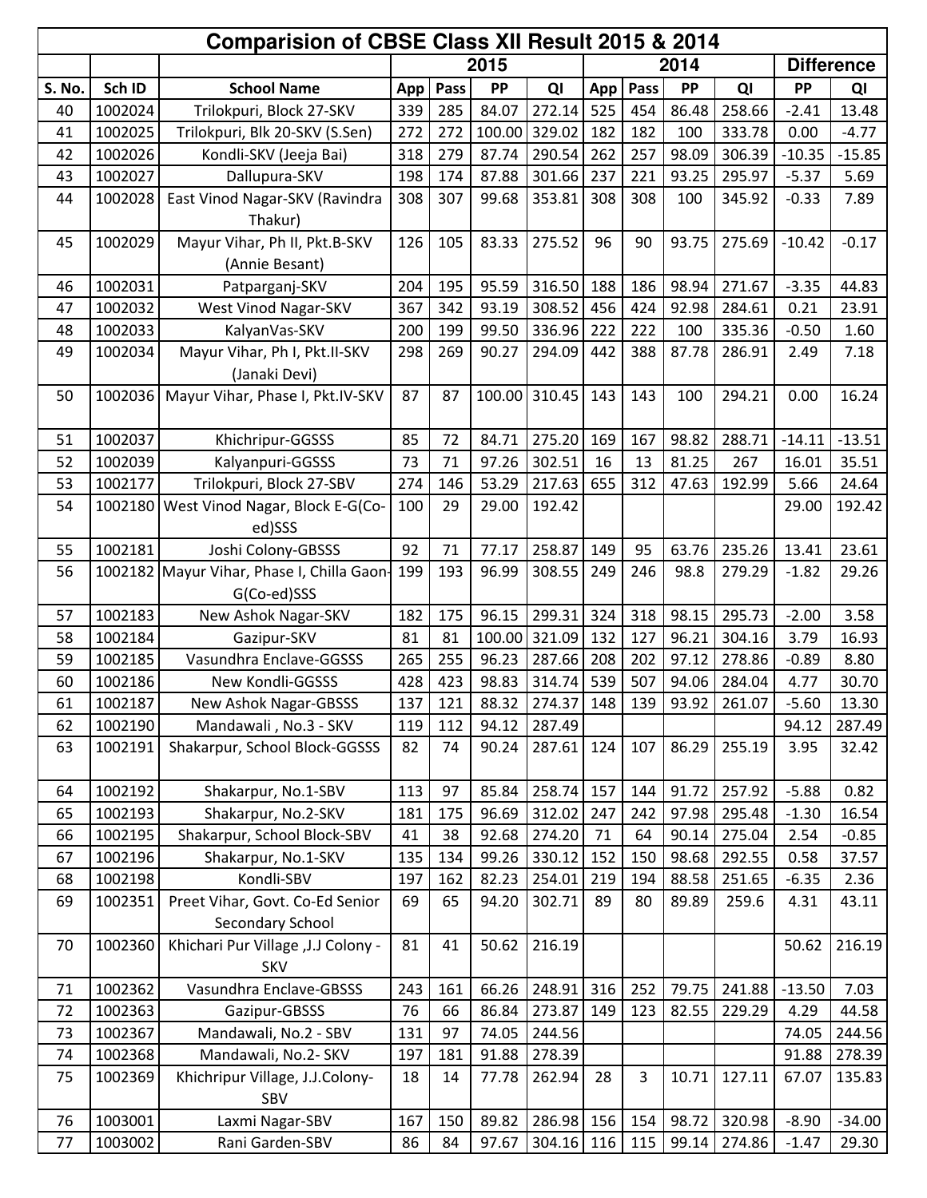# Comparision of CBSE Class XII Result 2015 & 2014

| | | | 2015 | | | | 2014 | | | | Difference | |
|---|---|---|---|---|---|---|---|---|---|---|---|---|
| S. No. | Sch ID | School Name | App | Pass | PP | QI | App | Pass | PP | QI | PP | QI |
| 40 | 1002024 | Trilokpuri, Block 27-SKV | 339 | 285 | 84.07 | 272.14 | 525 | 454 | 86.48 | 258.66 | -2.41 | 13.48 |
| 41 | 1002025 | Trilokpuri, Blk 20-SKV (S.Sen) | 272 | 272 | 100.00 | 329.02 | 182 | 182 | 100 | 333.78 | 0.00 | -4.77 |
| 42 | 1002026 | Kondli-SKV (Jeeja Bai) | 318 | 279 | 87.74 | 290.54 | 262 | 257 | 98.09 | 306.39 | -10.35 | -15.85 |
| 43 | 1002027 | Dallupura-SKV | 198 | 174 | 87.88 | 301.66 | 237 | 221 | 93.25 | 295.97 | -5.37 | 5.69 |
| 44 | 1002028 | East Vinod Nagar-SKV (Ravindra Thakur) | 308 | 307 | 99.68 | 353.81 | 308 | 308 | 100 | 345.92 | -0.33 | 7.89 |
| 45 | 1002029 | Mayur Vihar, Ph II, Pkt.B-SKV (Annie Besant) | 126 | 105 | 83.33 | 275.52 | 96 | 90 | 93.75 | 275.69 | -10.42 | -0.17 |
| 46 | 1002031 | Patparganj-SKV | 204 | 195 | 95.59 | 316.50 | 188 | 186 | 98.94 | 271.67 | -3.35 | 44.83 |
| 47 | 1002032 | West Vinod Nagar-SKV | 367 | 342 | 93.19 | 308.52 | 456 | 424 | 92.98 | 284.61 | 0.21 | 23.91 |
| 48 | 1002033 | KalyanVas-SKV | 200 | 199 | 99.50 | 336.96 | 222 | 222 | 100 | 335.36 | -0.50 | 1.60 |
| 49 | 1002034 | Mayur Vihar, Ph I, Pkt.II-SKV (Janaki Devi) | 298 | 269 | 90.27 | 294.09 | 442 | 388 | 87.78 | 286.91 | 2.49 | 7.18 |
| 50 | 1002036 | Mayur Vihar, Phase I, Pkt.IV-SKV | 87 | 87 | 100.00 | 310.45 | 143 | 143 | 100 | 294.21 | 0.00 | 16.24 |
| 51 | 1002037 | Khichripur-GGSSS | 85 | 72 | 84.71 | 275.20 | 169 | 167 | 98.82 | 288.71 | -14.11 | -13.51 |
| 52 | 1002039 | Kalyanpuri-GGSSS | 73 | 71 | 97.26 | 302.51 | 16 | 13 | 81.25 | 267 | 16.01 | 35.51 |
| 53 | 1002177 | Trilokpuri, Block 27-SBV | 274 | 146 | 53.29 | 217.63 | 655 | 312 | 47.63 | 192.99 | 5.66 | 24.64 |
| 54 | 1002180 | West Vinod Nagar, Block E-G(Co-ed)SSS | 100 | 29 | 29.00 | 192.42 | | | | | 29.00 | 192.42 |
| 55 | 1002181 | Joshi Colony-GBSSS | 92 | 71 | 77.17 | 258.87 | 149 | 95 | 63.76 | 235.26 | 13.41 | 23.61 |
| 56 | 1002182 | Mayur Vihar, Phase I, Chilla Gaon-G(Co-ed)SSS | 199 | 193 | 96.99 | 308.55 | 249 | 246 | 98.8 | 279.29 | -1.82 | 29.26 |
| 57 | 1002183 | New Ashok Nagar-SKV | 182 | 175 | 96.15 | 299.31 | 324 | 318 | 98.15 | 295.73 | -2.00 | 3.58 |
| 58 | 1002184 | Gazipur-SKV | 81 | 81 | 100.00 | 321.09 | 132 | 127 | 96.21 | 304.16 | 3.79 | 16.93 |
| 59 | 1002185 | Vasundhra Enclave-GGSSS | 265 | 255 | 96.23 | 287.66 | 208 | 202 | 97.12 | 278.86 | -0.89 | 8.80 |
| 60 | 1002186 | New Kondli-GGSSS | 428 | 423 | 98.83 | 314.74 | 539 | 507 | 94.06 | 284.04 | 4.77 | 30.70 |
| 61 | 1002187 | New Ashok Nagar-GBSSS | 137 | 121 | 88.32 | 274.37 | 148 | 139 | 93.92 | 261.07 | -5.60 | 13.30 |
| 62 | 1002190 | Mandawali , No.3 - SKV | 119 | 112 | 94.12 | 287.49 | | | | | 94.12 | 287.49 |
| 63 | 1002191 | Shakarpur, School Block-GGSSS | 82 | 74 | 90.24 | 287.61 | 124 | 107 | 86.29 | 255.19 | 3.95 | 32.42 |
| 64 | 1002192 | Shakarpur, No.1-SBV | 113 | 97 | 85.84 | 258.74 | 157 | 144 | 91.72 | 257.92 | -5.88 | 0.82 |
| 65 | 1002193 | Shakarpur, No.2-SKV | 181 | 175 | 96.69 | 312.02 | 247 | 242 | 97.98 | 295.48 | -1.30 | 16.54 |
| 66 | 1002195 | Shakarpur, School Block-SBV | 41 | 38 | 92.68 | 274.20 | 71 | 64 | 90.14 | 275.04 | 2.54 | -0.85 |
| 67 | 1002196 | Shakarpur, No.1-SKV | 135 | 134 | 99.26 | 330.12 | 152 | 150 | 98.68 | 292.55 | 0.58 | 37.57 |
| 68 | 1002198 | Kondli-SBV | 197 | 162 | 82.23 | 254.01 | 219 | 194 | 88.58 | 251.65 | -6.35 | 2.36 |
| 69 | 1002351 | Preet Vihar, Govt. Co-Ed Senior Secondary School | 69 | 65 | 94.20 | 302.71 | 89 | 80 | 89.89 | 259.6 | 4.31 | 43.11 |
| 70 | 1002360 | Khichari Pur Village ,J.J Colony - SKV | 81 | 41 | 50.62 | 216.19 | | | | | 50.62 | 216.19 |
| 71 | 1002362 | Vasundhra Enclave-GBSSS | 243 | 161 | 66.26 | 248.91 | 316 | 252 | 79.75 | 241.88 | -13.50 | 7.03 |
| 72 | 1002363 | Gazipur-GBSSS | 76 | 66 | 86.84 | 273.87 | 149 | 123 | 82.55 | 229.29 | 4.29 | 44.58 |
| 73 | 1002367 | Mandawali, No.2 - SBV | 131 | 97 | 74.05 | 244.56 | | | | | 74.05 | 244.56 |
| 74 | 1002368 | Mandawali, No.2- SKV | 197 | 181 | 91.88 | 278.39 | | | | | 91.88 | 278.39 |
| 75 | 1002369 | Khichripur Village, J.J.Colony-SBV | 18 | 14 | 77.78 | 262.94 | 28 | 3 | 10.71 | 127.11 | 67.07 | 135.83 |
| 76 | 1003001 | Laxmi Nagar-SBV | 167 | 150 | 89.82 | 286.98 | 156 | 154 | 98.72 | 320.98 | -8.90 | -34.00 |
| 77 | 1003002 | Rani Garden-SBV | 86 | 84 | 97.67 | 304.16 | 116 | 115 | 99.14 | 274.86 | -1.47 | 29.30 |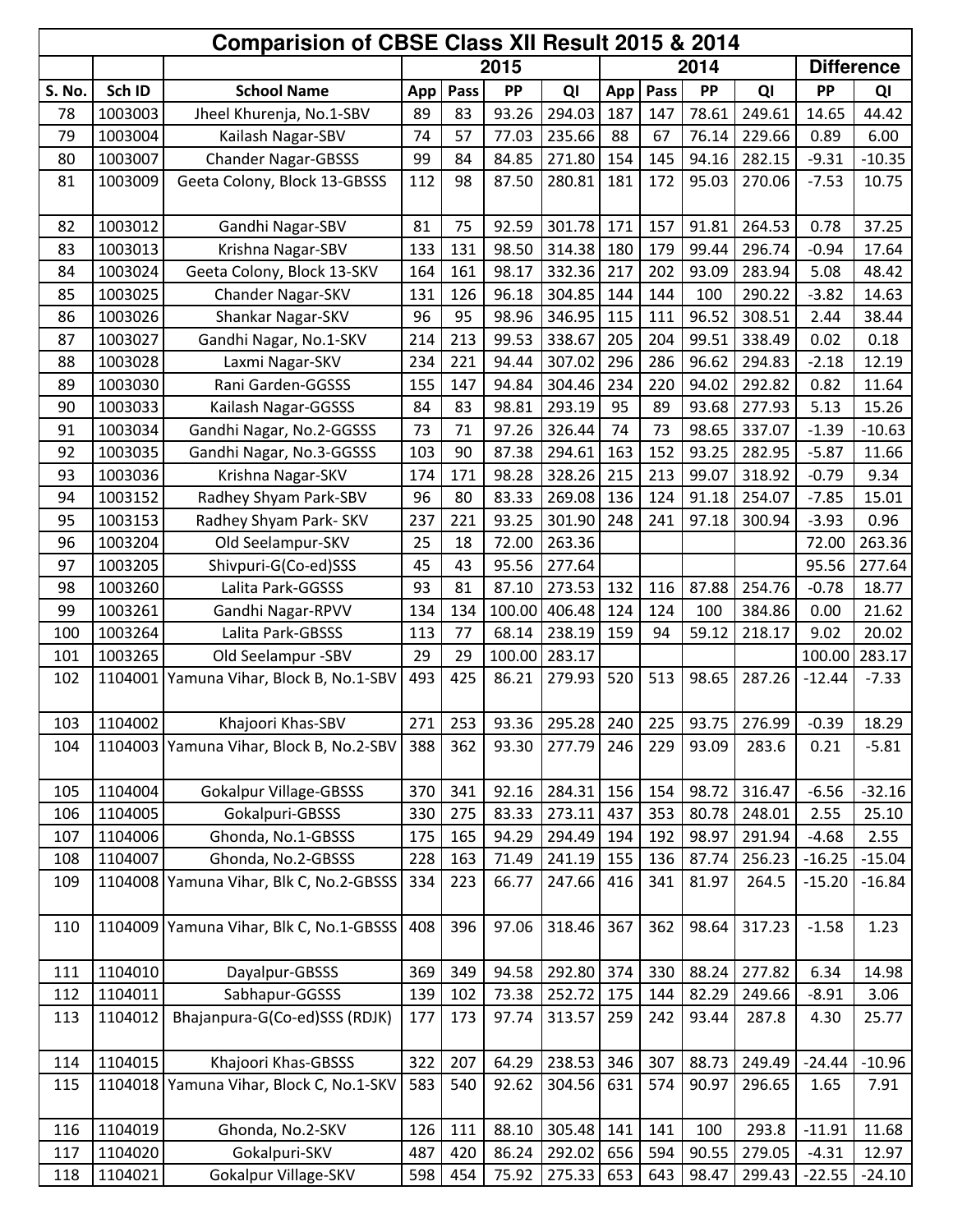# Comparision of CBSE Class XII Result 2015 & 2014

| | | | 2015 | | | | 2014 | | | | Difference | |
|---|---|---|---|---|---|---|---|---|---|---|---|---|
| S. No. | Sch ID | School Name | App | Pass | PP | QI | App | Pass | PP | QI | PP | QI |
| 78 | 1003003 | Jheel Khurenja, No.1-SBV | 89 | 83 | 93.26 | 294.03 | 187 | 147 | 78.61 | 249.61 | 14.65 | 44.42 |
| 79 | 1003004 | Kailash Nagar-SBV | 74 | 57 | 77.03 | 235.66 | 88 | 67 | 76.14 | 229.66 | 0.89 | 6.00 |
| 80 | 1003007 | Chander Nagar-GBSSS | 99 | 84 | 84.85 | 271.80 | 154 | 145 | 94.16 | 282.15 | -9.31 | -10.35 |
| 81 | 1003009 | Geeta Colony, Block 13-GBSSS | 112 | 98 | 87.50 | 280.81 | 181 | 172 | 95.03 | 270.06 | -7.53 | 10.75 |
| 82 | 1003012 | Gandhi Nagar-SBV | 81 | 75 | 92.59 | 301.78 | 171 | 157 | 91.81 | 264.53 | 0.78 | 37.25 |
| 83 | 1003013 | Krishna Nagar-SBV | 133 | 131 | 98.50 | 314.38 | 180 | 179 | 99.44 | 296.74 | -0.94 | 17.64 |
| 84 | 1003024 | Geeta Colony, Block 13-SKV | 164 | 161 | 98.17 | 332.36 | 217 | 202 | 93.09 | 283.94 | 5.08 | 48.42 |
| 85 | 1003025 | Chander Nagar-SKV | 131 | 126 | 96.18 | 304.85 | 144 | 144 | 100 | 290.22 | -3.82 | 14.63 |
| 86 | 1003026 | Shankar Nagar-SKV | 96 | 95 | 98.96 | 346.95 | 115 | 111 | 96.52 | 308.51 | 2.44 | 38.44 |
| 87 | 1003027 | Gandhi Nagar, No.1-SKV | 214 | 213 | 99.53 | 338.67 | 205 | 204 | 99.51 | 338.49 | 0.02 | 0.18 |
| 88 | 1003028 | Laxmi Nagar-SKV | 234 | 221 | 94.44 | 307.02 | 296 | 286 | 96.62 | 294.83 | -2.18 | 12.19 |
| 89 | 1003030 | Rani Garden-GGSSS | 155 | 147 | 94.84 | 304.46 | 234 | 220 | 94.02 | 292.82 | 0.82 | 11.64 |
| 90 | 1003033 | Kailash Nagar-GGSSS | 84 | 83 | 98.81 | 293.19 | 95 | 89 | 93.68 | 277.93 | 5.13 | 15.26 |
| 91 | 1003034 | Gandhi Nagar, No.2-GGSSS | 73 | 71 | 97.26 | 326.44 | 74 | 73 | 98.65 | 337.07 | -1.39 | -10.63 |
| 92 | 1003035 | Gandhi Nagar, No.3-GGSSS | 103 | 90 | 87.38 | 294.61 | 163 | 152 | 93.25 | 282.95 | -5.87 | 11.66 |
| 93 | 1003036 | Krishna Nagar-SKV | 174 | 171 | 98.28 | 328.26 | 215 | 213 | 99.07 | 318.92 | -0.79 | 9.34 |
| 94 | 1003152 | Radhey Shyam Park-SBV | 96 | 80 | 83.33 | 269.08 | 136 | 124 | 91.18 | 254.07 | -7.85 | 15.01 |
| 95 | 1003153 | Radhey Shyam Park- SKV | 237 | 221 | 93.25 | 301.90 | 248 | 241 | 97.18 | 300.94 | -3.93 | 0.96 |
| 96 | 1003204 | Old Seelampur-SKV | 25 | 18 | 72.00 | 263.36 | | | | | 72.00 | 263.36 |
| 97 | 1003205 | Shivpuri-G(Co-ed)SSS | 45 | 43 | 95.56 | 277.64 | | | | | 95.56 | 277.64 |
| 98 | 1003260 | Lalita Park-GGSSS | 93 | 81 | 87.10 | 273.53 | 132 | 116 | 87.88 | 254.76 | -0.78 | 18.77 |
| 99 | 1003261 | Gandhi Nagar-RPVV | 134 | 134 | 100.00 | 406.48 | 124 | 124 | 100 | 384.86 | 0.00 | 21.62 |
| 100 | 1003264 | Lalita Park-GBSSS | 113 | 77 | 68.14 | 238.19 | 159 | 94 | 59.12 | 218.17 | 9.02 | 20.02 |
| 101 | 1003265 | Old Seelampur -SBV | 29 | 29 | 100.00 | 283.17 | | | | | 100.00 | 283.17 |
| 102 | 1104001 | Yamuna Vihar, Block B, No.1-SBV | 493 | 425 | 86.21 | 279.93 | 520 | 513 | 98.65 | 287.26 | -12.44 | -7.33 |
| 103 | 1104002 | Khajoori Khas-SBV | 271 | 253 | 93.36 | 295.28 | 240 | 225 | 93.75 | 276.99 | -0.39 | 18.29 |
| 104 | 1104003 | Yamuna Vihar, Block B, No.2-SBV | 388 | 362 | 93.30 | 277.79 | 246 | 229 | 93.09 | 283.6 | 0.21 | -5.81 |
| 105 | 1104004 | Gokalpur Village-GBSSS | 370 | 341 | 92.16 | 284.31 | 156 | 154 | 98.72 | 316.47 | -6.56 | -32.16 |
| 106 | 1104005 | Gokalpuri-GBSSS | 330 | 275 | 83.33 | 273.11 | 437 | 353 | 80.78 | 248.01 | 2.55 | 25.10 |
| 107 | 1104006 | Ghonda, No.1-GBSSS | 175 | 165 | 94.29 | 294.49 | 194 | 192 | 98.97 | 291.94 | -4.68 | 2.55 |
| 108 | 1104007 | Ghonda, No.2-GBSSS | 228 | 163 | 71.49 | 241.19 | 155 | 136 | 87.74 | 256.23 | -16.25 | -15.04 |
| 109 | 1104008 | Yamuna Vihar, Blk C, No.2-GBSSS | 334 | 223 | 66.77 | 247.66 | 416 | 341 | 81.97 | 264.5 | -15.20 | -16.84 |
| 110 | 1104009 | Yamuna Vihar, Blk C, No.1-GBSSS | 408 | 396 | 97.06 | 318.46 | 367 | 362 | 98.64 | 317.23 | -1.58 | 1.23 |
| 111 | 1104010 | Dayalpur-GBSSS | 369 | 349 | 94.58 | 292.80 | 374 | 330 | 88.24 | 277.82 | 6.34 | 14.98 |
| 112 | 1104011 | Sabhapur-GGSSS | 139 | 102 | 73.38 | 252.72 | 175 | 144 | 82.29 | 249.66 | -8.91 | 3.06 |
| 113 | 1104012 | Bhajanpura-G(Co-ed)SSS (RDJK) | 177 | 173 | 97.74 | 313.57 | 259 | 242 | 93.44 | 287.8 | 4.30 | 25.77 |
| 114 | 1104015 | Khajoori Khas-GBSSS | 322 | 207 | 64.29 | 238.53 | 346 | 307 | 88.73 | 249.49 | -24.44 | -10.96 |
| 115 | 1104018 | Yamuna Vihar, Block C, No.1-SKV | 583 | 540 | 92.62 | 304.56 | 631 | 574 | 90.97 | 296.65 | 1.65 | 7.91 |
| 116 | 1104019 | Ghonda, No.2-SKV | 126 | 111 | 88.10 | 305.48 | 141 | 141 | 100 | 293.8 | -11.91 | 11.68 |
| 117 | 1104020 | Gokalpuri-SKV | 487 | 420 | 86.24 | 292.02 | 656 | 594 | 90.55 | 279.05 | -4.31 | 12.97 |
| 118 | 1104021 | Gokalpur Village-SKV | 598 | 454 | 75.92 | 275.33 | 653 | 643 | 98.47 | 299.43 | -22.55 | -24.10 |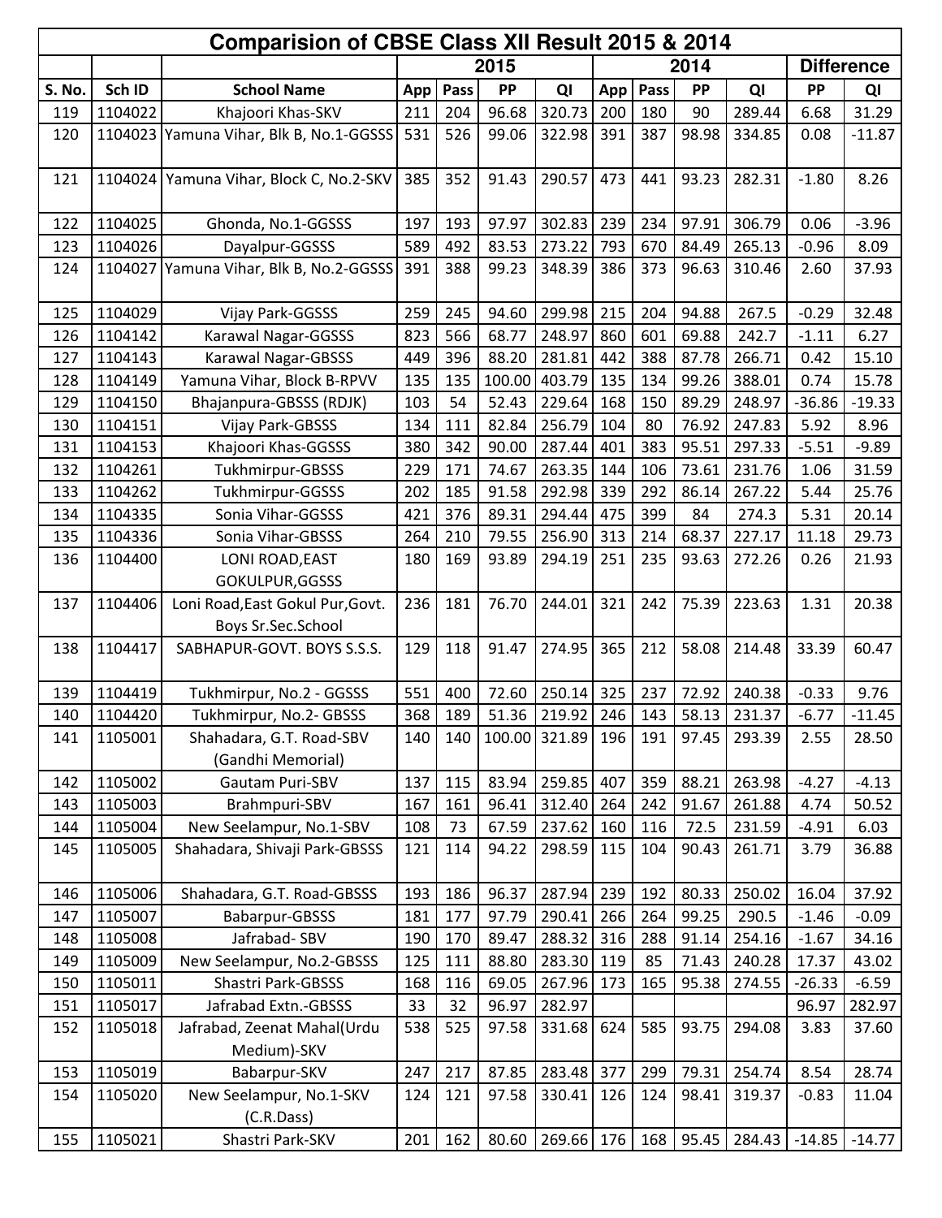# Comparision of CBSE Class XII Result 2015 & 2014

| | | | 2015 | | | | 2014 | | | | Difference | |
|---|---|---|---|---|---|---|---|---|---|---|---|---|
| S. No. | Sch ID | School Name | App | Pass | PP | QI | App | Pass | PP | QI | PP | QI |
| 119 | 1104022 | Khajoori Khas-SKV | 211 | 204 | 96.68 | 320.73 | 200 | 180 | 90 | 289.44 | 6.68 | 31.29 |
| 120 | 1104023 | Yamuna Vihar, Blk B, No.1-GGSSS | 531 | 526 | 99.06 | 322.98 | 391 | 387 | 98.98 | 334.85 | 0.08 | -11.87 |
| 121 | 1104024 | Yamuna Vihar, Block C, No.2-SKV | 385 | 352 | 91.43 | 290.57 | 473 | 441 | 93.23 | 282.31 | -1.80 | 8.26 |
| 122 | 1104025 | Ghonda, No.1-GGSSS | 197 | 193 | 97.97 | 302.83 | 239 | 234 | 97.91 | 306.79 | 0.06 | -3.96 |
| 123 | 1104026 | Dayalpur-GGSSS | 589 | 492 | 83.53 | 273.22 | 793 | 670 | 84.49 | 265.13 | -0.96 | 8.09 |
| 124 | 1104027 | Yamuna Vihar, Blk B, No.2-GGSSS | 391 | 388 | 99.23 | 348.39 | 386 | 373 | 96.63 | 310.46 | 2.60 | 37.93 |
| 125 | 1104029 | Vijay Park-GGSSS | 259 | 245 | 94.60 | 299.98 | 215 | 204 | 94.88 | 267.5 | -0.29 | 32.48 |
| 126 | 1104142 | Karawal Nagar-GGSSS | 823 | 566 | 68.77 | 248.97 | 860 | 601 | 69.88 | 242.7 | -1.11 | 6.27 |
| 127 | 1104143 | Karawal Nagar-GBSSS | 449 | 396 | 88.20 | 281.81 | 442 | 388 | 87.78 | 266.71 | 0.42 | 15.10 |
| 128 | 1104149 | Yamuna Vihar, Block B-RPVV | 135 | 135 | 100.00 | 403.79 | 135 | 134 | 99.26 | 388.01 | 0.74 | 15.78 |
| 129 | 1104150 | Bhajanpura-GBSSS (RDJK) | 103 | 54 | 52.43 | 229.64 | 168 | 150 | 89.29 | 248.97 | -36.86 | -19.33 |
| 130 | 1104151 | Vijay Park-GBSSS | 134 | 111 | 82.84 | 256.79 | 104 | 80 | 76.92 | 247.83 | 5.92 | 8.96 |
| 131 | 1104153 | Khajoori Khas-GGSSS | 380 | 342 | 90.00 | 287.44 | 401 | 383 | 95.51 | 297.33 | -5.51 | -9.89 |
| 132 | 1104261 | Tukhmirpur-GBSSS | 229 | 171 | 74.67 | 263.35 | 144 | 106 | 73.61 | 231.76 | 1.06 | 31.59 |
| 133 | 1104262 | Tukhmirpur-GGSSS | 202 | 185 | 91.58 | 292.98 | 339 | 292 | 86.14 | 267.22 | 5.44 | 25.76 |
| 134 | 1104335 | Sonia Vihar-GGSSS | 421 | 376 | 89.31 | 294.44 | 475 | 399 | 84 | 274.3 | 5.31 | 20.14 |
| 135 | 1104336 | Sonia Vihar-GBSSS | 264 | 210 | 79.55 | 256.90 | 313 | 214 | 68.37 | 227.17 | 11.18 | 29.73 |
| 136 | 1104400 | LONI ROAD,EAST GOKULPUR,GGSSS | 180 | 169 | 93.89 | 294.19 | 251 | 235 | 93.63 | 272.26 | 0.26 | 21.93 |
| 137 | 1104406 | Loni Road,East Gokul Pur,Govt. Boys Sr.Sec.School | 236 | 181 | 76.70 | 244.01 | 321 | 242 | 75.39 | 223.63 | 1.31 | 20.38 |
| 138 | 1104417 | SABHAPUR-GOVT. BOYS S.S.S. | 129 | 118 | 91.47 | 274.95 | 365 | 212 | 58.08 | 214.48 | 33.39 | 60.47 |
| 139 | 1104419 | Tukhmirpur, No.2 - GGSSS | 551 | 400 | 72.60 | 250.14 | 325 | 237 | 72.92 | 240.38 | -0.33 | 9.76 |
| 140 | 1104420 | Tukhmirpur, No.2- GBSSS | 368 | 189 | 51.36 | 219.92 | 246 | 143 | 58.13 | 231.37 | -6.77 | -11.45 |
| 141 | 1105001 | Shahadara, G.T. Road-SBV (Gandhi Memorial) | 140 | 140 | 100.00 | 321.89 | 196 | 191 | 97.45 | 293.39 | 2.55 | 28.50 |
| 142 | 1105002 | Gautam Puri-SBV | 137 | 115 | 83.94 | 259.85 | 407 | 359 | 88.21 | 263.98 | -4.27 | -4.13 |
| 143 | 1105003 | Brahmpuri-SBV | 167 | 161 | 96.41 | 312.40 | 264 | 242 | 91.67 | 261.88 | 4.74 | 50.52 |
| 144 | 1105004 | New Seelampur, No.1-SBV | 108 | 73 | 67.59 | 237.62 | 160 | 116 | 72.5 | 231.59 | -4.91 | 6.03 |
| 145 | 1105005 | Shahadara, Shivaji Park-GBSSS | 121 | 114 | 94.22 | 298.59 | 115 | 104 | 90.43 | 261.71 | 3.79 | 36.88 |
| 146 | 1105006 | Shahadara, G.T. Road-GBSSS | 193 | 186 | 96.37 | 287.94 | 239 | 192 | 80.33 | 250.02 | 16.04 | 37.92 |
| 147 | 1105007 | Babarpur-GBSSS | 181 | 177 | 97.79 | 290.41 | 266 | 264 | 99.25 | 290.5 | -1.46 | -0.09 |
| 148 | 1105008 | Jafrabad- SBV | 190 | 170 | 89.47 | 288.32 | 316 | 288 | 91.14 | 254.16 | -1.67 | 34.16 |
| 149 | 1105009 | New Seelampur, No.2-GBSSS | 125 | 111 | 88.80 | 283.30 | 119 | 85 | 71.43 | 240.28 | 17.37 | 43.02 |
| 150 | 1105011 | Shastri Park-GBSSS | 168 | 116 | 69.05 | 267.96 | 173 | 165 | 95.38 | 274.55 | -26.33 | -6.59 |
| 151 | 1105017 | Jafrabad Extn.-GBSSS | 33 | 32 | 96.97 | 282.97 | | | | | 96.97 | 282.97 |
| 152 | 1105018 | Jafrabad, Zeenat Mahal(Urdu Medium)-SKV | 538 | 525 | 97.58 | 331.68 | 624 | 585 | 93.75 | 294.08 | 3.83 | 37.60 |
| 153 | 1105019 | Babarpur-SKV | 247 | 217 | 87.85 | 283.48 | 377 | 299 | 79.31 | 254.74 | 8.54 | 28.74 |
| 154 | 1105020 | New Seelampur, No.1-SKV (C.R.Dass) | 124 | 121 | 97.58 | 330.41 | 126 | 124 | 98.41 | 319.37 | -0.83 | 11.04 |
| 155 | 1105021 | Shastri Park-SKV | 201 | 162 | 80.60 | 269.66 | 176 | 168 | 95.45 | 284.43 | -14.85 | -14.77 |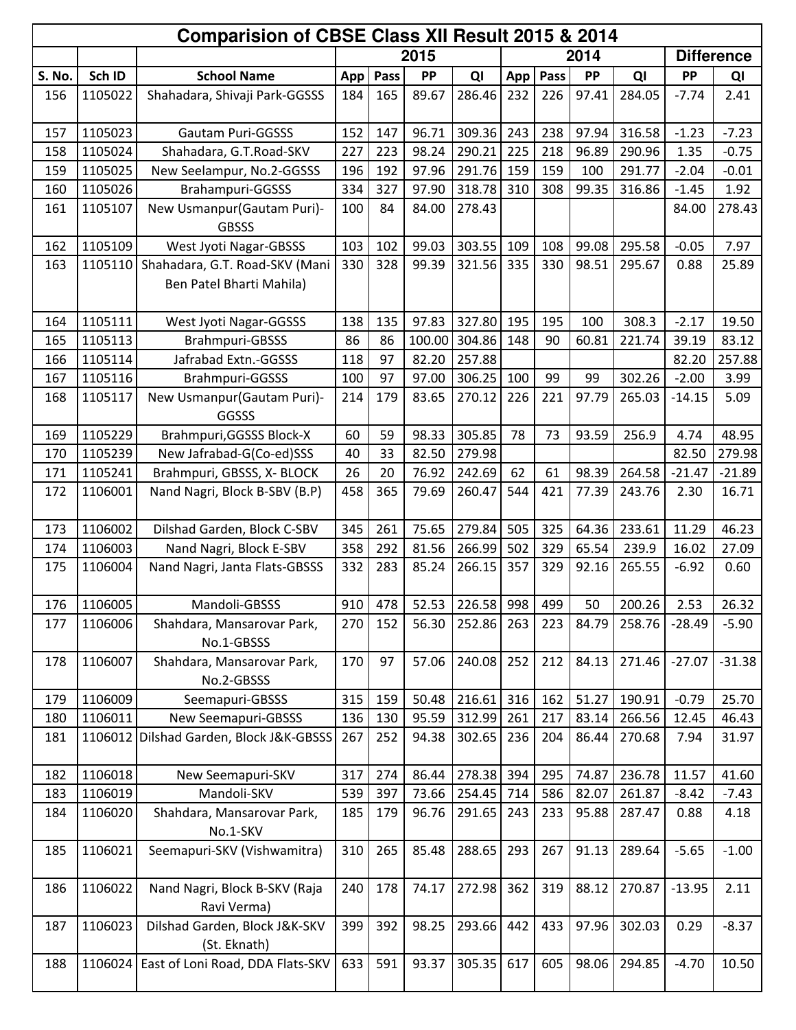| Comparision of CBSE Class XII Result 2015 & 2014 | | | | | | | | | | | | |
|---|---|---|---|---|---|---|---|---|---|---|---|---|
| | | | 2015 | | | | 2014 | | | | Difference | |
| S. No. | Sch ID | School Name | App | Pass | PP | QI | App | Pass | PP | QI | PP | QI |
| 156 | 1105022 | Shahadara, Shivaji Park-GGSSS | 184 | 165 | 89.67 | 286.46 | 232 | 226 | 97.41 | 284.05 | -7.74 | 2.41 |
| 157 | 1105023 | Gautam Puri-GGSSS | 152 | 147 | 96.71 | 309.36 | 243 | 238 | 97.94 | 316.58 | -1.23 | -7.23 |
| 158 | 1105024 | Shahadara, G.T.Road-SKV | 227 | 223 | 98.24 | 290.21 | 225 | 218 | 96.89 | 290.96 | 1.35 | -0.75 |
| 159 | 1105025 | New Seelampur, No.2-GGSSS | 196 | 192 | 97.96 | 291.76 | 159 | 159 | 100 | 291.77 | -2.04 | -0.01 |
| 160 | 1105026 | Brahampuri-GGSSS | 334 | 327 | 97.90 | 318.78 | 310 | 308 | 99.35 | 316.86 | -1.45 | 1.92 |
| 161 | 1105107 | New Usmanpur(Gautam Puri)-GBSSS | 100 | 84 | 84.00 | 278.43 | | | | | 84.00 | 278.43 |
| 162 | 1105109 | West Jyoti Nagar-GBSSS | 103 | 102 | 99.03 | 303.55 | 109 | 108 | 99.08 | 295.58 | -0.05 | 7.97 |
| 163 | 1105110 | Shahadara, G.T. Road-SKV (Mani Ben Patel Bharti Mahila) | 330 | 328 | 99.39 | 321.56 | 335 | 330 | 98.51 | 295.67 | 0.88 | 25.89 |
| 164 | 1105111 | West Jyoti Nagar-GGSSS | 138 | 135 | 97.83 | 327.80 | 195 | 195 | 100 | 308.3 | -2.17 | 19.50 |
| 165 | 1105113 | Brahmpuri-GBSSS | 86 | 86 | 100.00 | 304.86 | 148 | 90 | 60.81 | 221.74 | 39.19 | 83.12 |
| 166 | 1105114 | Jafrabad Extn.-GGSSS | 118 | 97 | 82.20 | 257.88 | | | | | 82.20 | 257.88 |
| 167 | 1105116 | Brahmpuri-GGSSS | 100 | 97 | 97.00 | 306.25 | 100 | 99 | 99 | 302.26 | -2.00 | 3.99 |
| 168 | 1105117 | New Usmanpur(Gautam Puri)-GGSSS | 214 | 179 | 83.65 | 270.12 | 226 | 221 | 97.79 | 265.03 | -14.15 | 5.09 |
| 169 | 1105229 | Brahmpuri,GGSSS Block-X | 60 | 59 | 98.33 | 305.85 | 78 | 73 | 93.59 | 256.9 | 4.74 | 48.95 |
| 170 | 1105239 | New Jafrabad-G(Co-ed)SSS | 40 | 33 | 82.50 | 279.98 | | | | | 82.50 | 279.98 |
| 171 | 1105241 | Brahmpuri, GBSSS, X- BLOCK | 26 | 20 | 76.92 | 242.69 | 62 | 61 | 98.39 | 264.58 | -21.47 | -21.89 |
| 172 | 1106001 | Nand Nagri, Block B-SBV (B.P) | 458 | 365 | 79.69 | 260.47 | 544 | 421 | 77.39 | 243.76 | 2.30 | 16.71 |
| 173 | 1106002 | Dilshad Garden, Block C-SBV | 345 | 261 | 75.65 | 279.84 | 505 | 325 | 64.36 | 233.61 | 11.29 | 46.23 |
| 174 | 1106003 | Nand Nagri, Block E-SBV | 358 | 292 | 81.56 | 266.99 | 502 | 329 | 65.54 | 239.9 | 16.02 | 27.09 |
| 175 | 1106004 | Nand Nagri, Janta Flats-GBSSS | 332 | 283 | 85.24 | 266.15 | 357 | 329 | 92.16 | 265.55 | -6.92 | 0.60 |
| 176 | 1106005 | Mandoli-GBSSS | 910 | 478 | 52.53 | 226.58 | 998 | 499 | 50 | 200.26 | 2.53 | 26.32 |
| 177 | 1106006 | Shahdara, Mansarovar Park, No.1-GBSSS | 270 | 152 | 56.30 | 252.86 | 263 | 223 | 84.79 | 258.76 | -28.49 | -5.90 |
| 178 | 1106007 | Shahdara, Mansarovar Park, No.2-GBSSS | 170 | 97 | 57.06 | 240.08 | 252 | 212 | 84.13 | 271.46 | -27.07 | -31.38 |
| 179 | 1106009 | Seemapuri-GBSSS | 315 | 159 | 50.48 | 216.61 | 316 | 162 | 51.27 | 190.91 | -0.79 | 25.70 |
| 180 | 1106011 | New Seemapuri-GBSSS | 136 | 130 | 95.59 | 312.99 | 261 | 217 | 83.14 | 266.56 | 12.45 | 46.43 |
| 181 | 1106012 | Dilshad Garden, Block J&K-GBSSS | 267 | 252 | 94.38 | 302.65 | 236 | 204 | 86.44 | 270.68 | 7.94 | 31.97 |
| 182 | 1106018 | New Seemapuri-SKV | 317 | 274 | 86.44 | 278.38 | 394 | 295 | 74.87 | 236.78 | 11.57 | 41.60 |
| 183 | 1106019 | Mandoli-SKV | 539 | 397 | 73.66 | 254.45 | 714 | 586 | 82.07 | 261.87 | -8.42 | -7.43 |
| 184 | 1106020 | Shahdara, Mansarovar Park, No.1-SKV | 185 | 179 | 96.76 | 291.65 | 243 | 233 | 95.88 | 287.47 | 0.88 | 4.18 |
| 185 | 1106021 | Seemapuri-SKV (Vishwamitra) | 310 | 265 | 85.48 | 288.65 | 293 | 267 | 91.13 | 289.64 | -5.65 | -1.00 |
| 186 | 1106022 | Nand Nagri, Block B-SKV (Raja Ravi Verma) | 240 | 178 | 74.17 | 272.98 | 362 | 319 | 88.12 | 270.87 | -13.95 | 2.11 |
| 187 | 1106023 | Dilshad Garden, Block J&K-SKV (St. Eknath) | 399 | 392 | 98.25 | 293.66 | 442 | 433 | 97.96 | 302.03 | 0.29 | -8.37 |
| 188 | 1106024 | East of Loni Road, DDA Flats-SKV | 633 | 591 | 93.37 | 305.35 | 617 | 605 | 98.06 | 294.85 | -4.70 | 10.50 |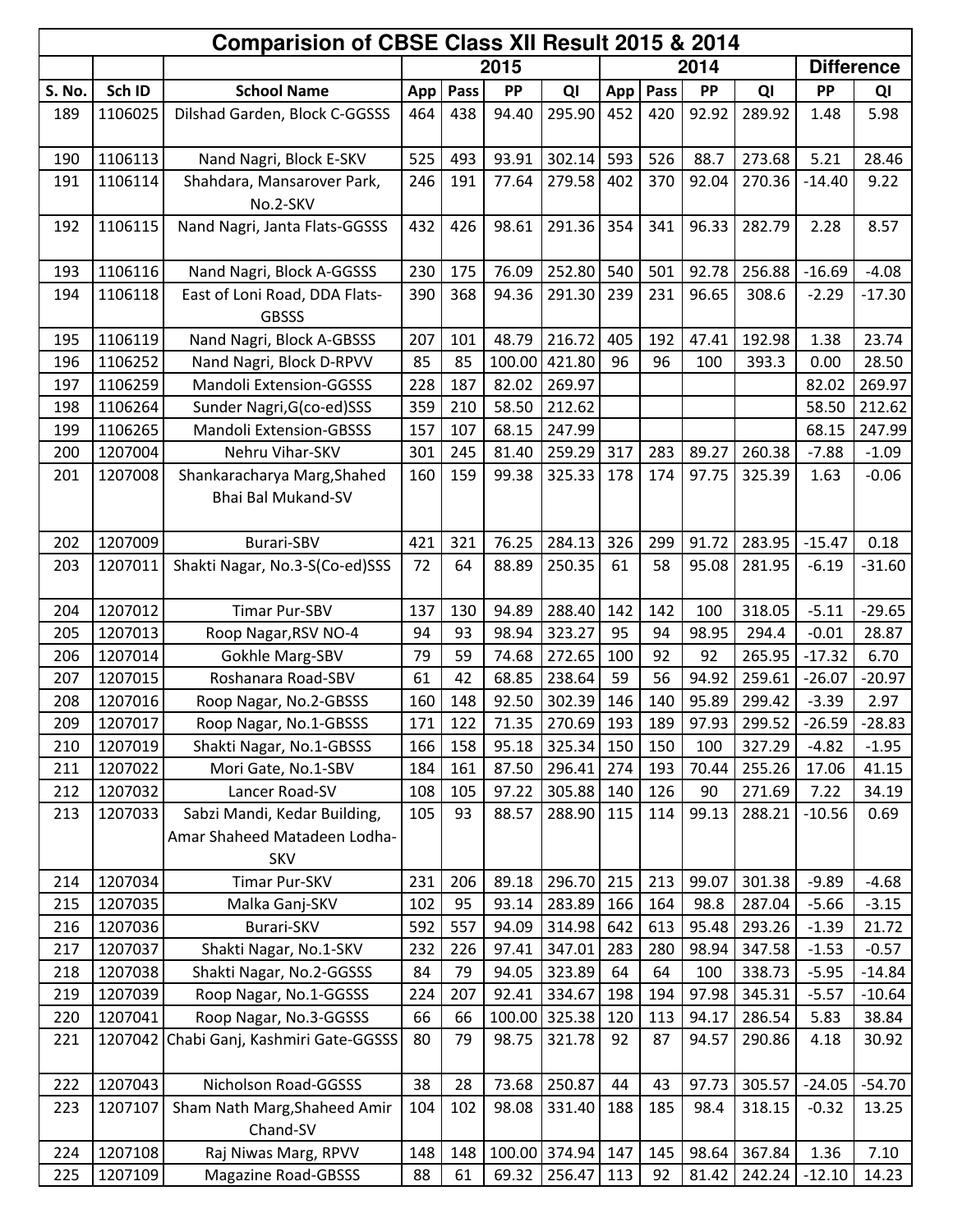# Comparision of CBSE Class XII Result 2015 & 2014

| | | | 2015 | | | | 2014 | | | | Difference | |
|---|---|---|---|---|---|---|---|---|---|---|---|---|
| S. No. | Sch ID | School Name | App | Pass | PP | QI | App | Pass | PP | QI | PP | QI |
| 189 | 1106025 | Dilshad Garden, Block C-GGSSS | 464 | 438 | 94.40 | 295.90 | 452 | 420 | 92.92 | 289.92 | 1.48 | 5.98 |
| 190 | 1106113 | Nand Nagri, Block E-SKV | 525 | 493 | 93.91 | 302.14 | 593 | 526 | 88.7 | 273.68 | 5.21 | 28.46 |
| 191 | 1106114 | Shahdara, Mansarover Park, No.2-SKV | 246 | 191 | 77.64 | 279.58 | 402 | 370 | 92.04 | 270.36 | -14.40 | 9.22 |
| 192 | 1106115 | Nand Nagri, Janta Flats-GGSSS | 432 | 426 | 98.61 | 291.36 | 354 | 341 | 96.33 | 282.79 | 2.28 | 8.57 |
| 193 | 1106116 | Nand Nagri, Block A-GGSSS | 230 | 175 | 76.09 | 252.80 | 540 | 501 | 92.78 | 256.88 | -16.69 | -4.08 |
| 194 | 1106118 | East of Loni Road, DDA Flats-GBSSS | 390 | 368 | 94.36 | 291.30 | 239 | 231 | 96.65 | 308.6 | -2.29 | -17.30 |
| 195 | 1106119 | Nand Nagri, Block A-GBSSS | 207 | 101 | 48.79 | 216.72 | 405 | 192 | 47.41 | 192.98 | 1.38 | 23.74 |
| 196 | 1106252 | Nand Nagri, Block D-RPVV | 85 | 85 | 100.00 | 421.80 | 96 | 96 | 100 | 393.3 | 0.00 | 28.50 |
| 197 | 1106259 | Mandoli Extension-GGSSS | 228 | 187 | 82.02 | 269.97 | | | | | 82.02 | 269.97 |
| 198 | 1106264 | Sunder Nagri,G(co-ed)SSS | 359 | 210 | 58.50 | 212.62 | | | | | 58.50 | 212.62 |
| 199 | 1106265 | Mandoli Extension-GBSSS | 157 | 107 | 68.15 | 247.99 | | | | | 68.15 | 247.99 |
| 200 | 1207004 | Nehru Vihar-SKV | 301 | 245 | 81.40 | 259.29 | 317 | 283 | 89.27 | 260.38 | -7.88 | -1.09 |
| 201 | 1207008 | Shankaracharya Marg,Shahed Bhai Bal Mukand-SV | 160 | 159 | 99.38 | 325.33 | 178 | 174 | 97.75 | 325.39 | 1.63 | -0.06 |
| 202 | 1207009 | Burari-SBV | 421 | 321 | 76.25 | 284.13 | 326 | 299 | 91.72 | 283.95 | -15.47 | 0.18 |
| 203 | 1207011 | Shakti Nagar, No.3-S(Co-ed)SSS | 72 | 64 | 88.89 | 250.35 | 61 | 58 | 95.08 | 281.95 | -6.19 | -31.60 |
| 204 | 1207012 | Timar Pur-SBV | 137 | 130 | 94.89 | 288.40 | 142 | 142 | 100 | 318.05 | -5.11 | -29.65 |
| 205 | 1207013 | Roop Nagar,RSV NO-4 | 94 | 93 | 98.94 | 323.27 | 95 | 94 | 98.95 | 294.4 | -0.01 | 28.87 |
| 206 | 1207014 | Gokhle Marg-SBV | 79 | 59 | 74.68 | 272.65 | 100 | 92 | 92 | 265.95 | -17.32 | 6.70 |
| 207 | 1207015 | Roshanara Road-SBV | 61 | 42 | 68.85 | 238.64 | 59 | 56 | 94.92 | 259.61 | -26.07 | -20.97 |
| 208 | 1207016 | Roop Nagar, No.2-GBSSS | 160 | 148 | 92.50 | 302.39 | 146 | 140 | 95.89 | 299.42 | -3.39 | 2.97 |
| 209 | 1207017 | Roop Nagar, No.1-GBSSS | 171 | 122 | 71.35 | 270.69 | 193 | 189 | 97.93 | 299.52 | -26.59 | -28.83 |
| 210 | 1207019 | Shakti Nagar, No.1-GBSSS | 166 | 158 | 95.18 | 325.34 | 150 | 150 | 100 | 327.29 | -4.82 | -1.95 |
| 211 | 1207022 | Mori Gate, No.1-SBV | 184 | 161 | 87.50 | 296.41 | 274 | 193 | 70.44 | 255.26 | 17.06 | 41.15 |
| 212 | 1207032 | Lancer Road-SV | 108 | 105 | 97.22 | 305.88 | 140 | 126 | 90 | 271.69 | 7.22 | 34.19 |
| 213 | 1207033 | Sabzi Mandi, Kedar Building, Amar Shaheed Matadeen Lodha-SKV | 105 | 93 | 88.57 | 288.90 | 115 | 114 | 99.13 | 288.21 | -10.56 | 0.69 |
| 214 | 1207034 | Timar Pur-SKV | 231 | 206 | 89.18 | 296.70 | 215 | 213 | 99.07 | 301.38 | -9.89 | -4.68 |
| 215 | 1207035 | Malka Ganj-SKV | 102 | 95 | 93.14 | 283.89 | 166 | 164 | 98.8 | 287.04 | -5.66 | -3.15 |
| 216 | 1207036 | Burari-SKV | 592 | 557 | 94.09 | 314.98 | 642 | 613 | 95.48 | 293.26 | -1.39 | 21.72 |
| 217 | 1207037 | Shakti Nagar, No.1-SKV | 232 | 226 | 97.41 | 347.01 | 283 | 280 | 98.94 | 347.58 | -1.53 | -0.57 |
| 218 | 1207038 | Shakti Nagar, No.2-GGSSS | 84 | 79 | 94.05 | 323.89 | 64 | 64 | 100 | 338.73 | -5.95 | -14.84 |
| 219 | 1207039 | Roop Nagar, No.1-GGSSS | 224 | 207 | 92.41 | 334.67 | 198 | 194 | 97.98 | 345.31 | -5.57 | -10.64 |
| 220 | 1207041 | Roop Nagar, No.3-GGSSS | 66 | 66 | 100.00 | 325.38 | 120 | 113 | 94.17 | 286.54 | 5.83 | 38.84 |
| 221 | 1207042 | Chabi Ganj, Kashmiri Gate-GGSSS | 80 | 79 | 98.75 | 321.78 | 92 | 87 | 94.57 | 290.86 | 4.18 | 30.92 |
| 222 | 1207043 | Nicholson Road-GGSSS | 38 | 28 | 73.68 | 250.87 | 44 | 43 | 97.73 | 305.57 | -24.05 | -54.70 |
| 223 | 1207107 | Sham Nath Marg,Shaheed Amir Chand-SV | 104 | 102 | 98.08 | 331.40 | 188 | 185 | 98.4 | 318.15 | -0.32 | 13.25 |
| 224 | 1207108 | Raj Niwas Marg, RPVV | 148 | 148 | 100.00 | 374.94 | 147 | 145 | 98.64 | 367.84 | 1.36 | 7.10 |
| 225 | 1207109 | Magazine Road-GBSSS | 88 | 61 | 69.32 | 256.47 | 113 | 92 | 81.42 | 242.24 | -12.10 | 14.23 |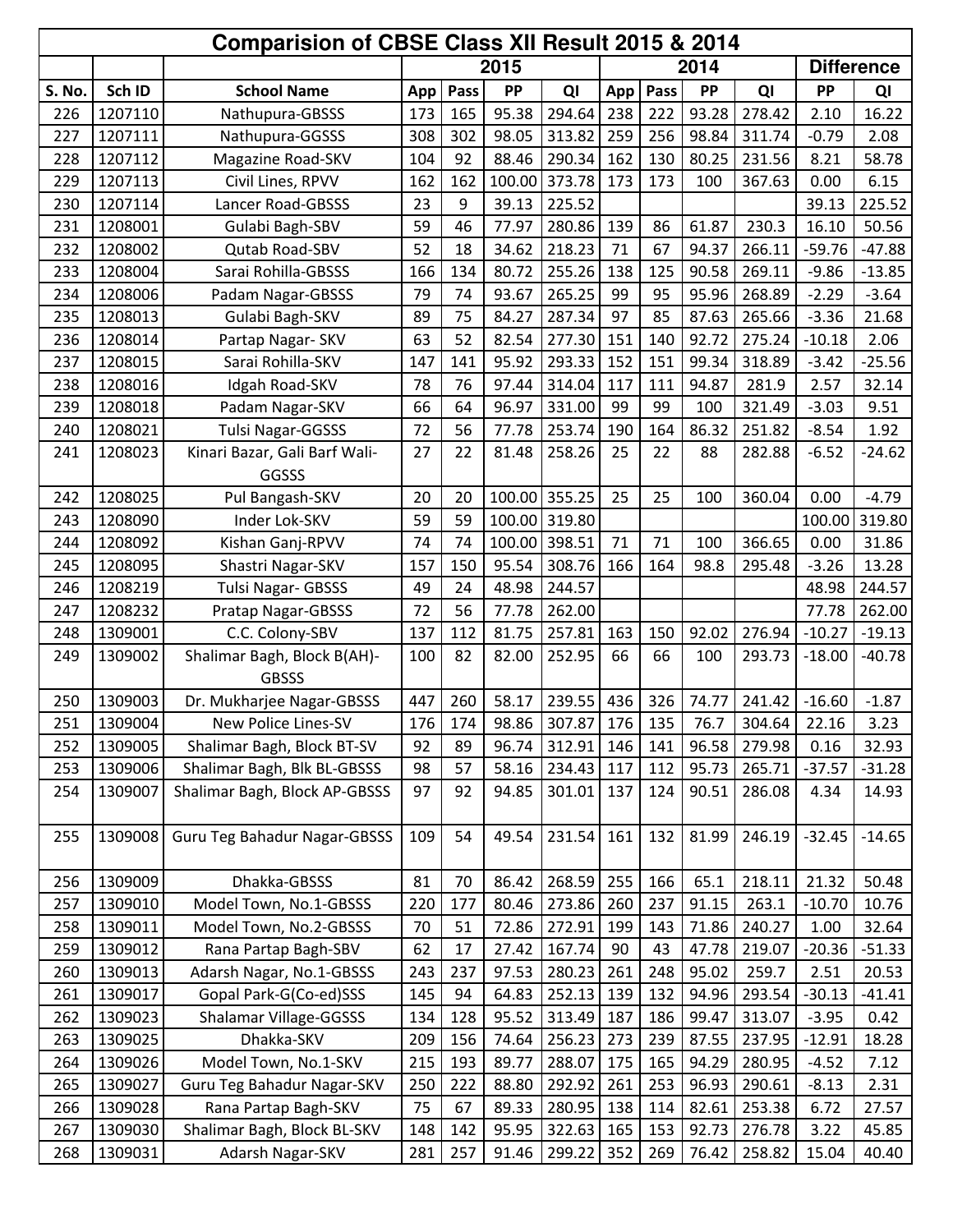# Comparision of CBSE Class XII Result 2015 & 2014

| | | | 2015 | | | | 2014 | | | | Difference | |
|---|---|---|---|---|---|---|---|---|---|---|---|---|
| S. No. | Sch ID | School Name | App | Pass | PP | QI | App | Pass | PP | QI | PP | QI |
| 226 | 1207110 | Nathupura-GBSSS | 173 | 165 | 95.38 | 294.64 | 238 | 222 | 93.28 | 278.42 | 2.10 | 16.22 |
| 227 | 1207111 | Nathupura-GGSSS | 308 | 302 | 98.05 | 313.82 | 259 | 256 | 98.84 | 311.74 | -0.79 | 2.08 |
| 228 | 1207112 | Magazine Road-SKV | 104 | 92 | 88.46 | 290.34 | 162 | 130 | 80.25 | 231.56 | 8.21 | 58.78 |
| 229 | 1207113 | Civil Lines, RPVV | 162 | 162 | 100.00 | 373.78 | 173 | 173 | 100 | 367.63 | 0.00 | 6.15 |
| 230 | 1207114 | Lancer Road-GBSSS | 23 | 9 | 39.13 | 225.52 | | | | | 39.13 | 225.52 |
| 231 | 1208001 | Gulabi Bagh-SBV | 59 | 46 | 77.97 | 280.86 | 139 | 86 | 61.87 | 230.3 | 16.10 | 50.56 |
| 232 | 1208002 | Qutab Road-SBV | 52 | 18 | 34.62 | 218.23 | 71 | 67 | 94.37 | 266.11 | -59.76 | -47.88 |
| 233 | 1208004 | Sarai Rohilla-GBSSS | 166 | 134 | 80.72 | 255.26 | 138 | 125 | 90.58 | 269.11 | -9.86 | -13.85 |
| 234 | 1208006 | Padam Nagar-GBSSS | 79 | 74 | 93.67 | 265.25 | 99 | 95 | 95.96 | 268.89 | -2.29 | -3.64 |
| 235 | 1208013 | Gulabi Bagh-SKV | 89 | 75 | 84.27 | 287.34 | 97 | 85 | 87.63 | 265.66 | -3.36 | 21.68 |
| 236 | 1208014 | Partap Nagar- SKV | 63 | 52 | 82.54 | 277.30 | 151 | 140 | 92.72 | 275.24 | -10.18 | 2.06 |
| 237 | 1208015 | Sarai Rohilla-SKV | 147 | 141 | 95.92 | 293.33 | 152 | 151 | 99.34 | 318.89 | -3.42 | -25.56 |
| 238 | 1208016 | Idgah Road-SKV | 78 | 76 | 97.44 | 314.04 | 117 | 111 | 94.87 | 281.9 | 2.57 | 32.14 |
| 239 | 1208018 | Padam Nagar-SKV | 66 | 64 | 96.97 | 331.00 | 99 | 99 | 100 | 321.49 | -3.03 | 9.51 |
| 240 | 1208021 | Tulsi Nagar-GGSSS | 72 | 56 | 77.78 | 253.74 | 190 | 164 | 86.32 | 251.82 | -8.54 | 1.92 |
| 241 | 1208023 | Kinari Bazar, Gali Barf Wali-GGSSS | 27 | 22 | 81.48 | 258.26 | 25 | 22 | 88 | 282.88 | -6.52 | -24.62 |
| 242 | 1208025 | Pul Bangash-SKV | 20 | 20 | 100.00 | 355.25 | 25 | 25 | 100 | 360.04 | 0.00 | -4.79 |
| 243 | 1208090 | Inder Lok-SKV | 59 | 59 | 100.00 | 319.80 | | | | | 100.00 | 319.80 |
| 244 | 1208092 | Kishan Ganj-RPVV | 74 | 74 | 100.00 | 398.51 | 71 | 71 | 100 | 366.65 | 0.00 | 31.86 |
| 245 | 1208095 | Shastri Nagar-SKV | 157 | 150 | 95.54 | 308.76 | 166 | 164 | 98.8 | 295.48 | -3.26 | 13.28 |
| 246 | 1208219 | Tulsi Nagar- GBSSS | 49 | 24 | 48.98 | 244.57 | | | | | 48.98 | 244.57 |
| 247 | 1208232 | Pratap Nagar-GBSSS | 72 | 56 | 77.78 | 262.00 | | | | | 77.78 | 262.00 |
| 248 | 1309001 | C.C. Colony-SBV | 137 | 112 | 81.75 | 257.81 | 163 | 150 | 92.02 | 276.94 | -10.27 | -19.13 |
| 249 | 1309002 | Shalimar Bagh, Block B(AH)-GBSSS | 100 | 82 | 82.00 | 252.95 | 66 | 66 | 100 | 293.73 | -18.00 | -40.78 |
| 250 | 1309003 | Dr. Mukharjee Nagar-GBSSS | 447 | 260 | 58.17 | 239.55 | 436 | 326 | 74.77 | 241.42 | -16.60 | -1.87 |
| 251 | 1309004 | New Police Lines-SV | 176 | 174 | 98.86 | 307.87 | 176 | 135 | 76.7 | 304.64 | 22.16 | 3.23 |
| 252 | 1309005 | Shalimar Bagh, Block BT-SV | 92 | 89 | 96.74 | 312.91 | 146 | 141 | 96.58 | 279.98 | 0.16 | 32.93 |
| 253 | 1309006 | Shalimar Bagh, Blk BL-GBSSS | 98 | 57 | 58.16 | 234.43 | 117 | 112 | 95.73 | 265.71 | -37.57 | -31.28 |
| 254 | 1309007 | Shalimar Bagh, Block AP-GBSSS | 97 | 92 | 94.85 | 301.01 | 137 | 124 | 90.51 | 286.08 | 4.34 | 14.93 |
| 255 | 1309008 | Guru Teg Bahadur Nagar-GBSSS | 109 | 54 | 49.54 | 231.54 | 161 | 132 | 81.99 | 246.19 | -32.45 | -14.65 |
| 256 | 1309009 | Dhakka-GBSSS | 81 | 70 | 86.42 | 268.59 | 255 | 166 | 65.1 | 218.11 | 21.32 | 50.48 |
| 257 | 1309010 | Model Town, No.1-GBSSS | 220 | 177 | 80.46 | 273.86 | 260 | 237 | 91.15 | 263.1 | -10.70 | 10.76 |
| 258 | 1309011 | Model Town, No.2-GBSSS | 70 | 51 | 72.86 | 272.91 | 199 | 143 | 71.86 | 240.27 | 1.00 | 32.64 |
| 259 | 1309012 | Rana Partap Bagh-SBV | 62 | 17 | 27.42 | 167.74 | 90 | 43 | 47.78 | 219.07 | -20.36 | -51.33 |
| 260 | 1309013 | Adarsh Nagar, No.1-GBSSS | 243 | 237 | 97.53 | 280.23 | 261 | 248 | 95.02 | 259.7 | 2.51 | 20.53 |
| 261 | 1309017 | Gopal Park-G(Co-ed)SSS | 145 | 94 | 64.83 | 252.13 | 139 | 132 | 94.96 | 293.54 | -30.13 | -41.41 |
| 262 | 1309023 | Shalamar Village-GGSSS | 134 | 128 | 95.52 | 313.49 | 187 | 186 | 99.47 | 313.07 | -3.95 | 0.42 |
| 263 | 1309025 | Dhakka-SKV | 209 | 156 | 74.64 | 256.23 | 273 | 239 | 87.55 | 237.95 | -12.91 | 18.28 |
| 264 | 1309026 | Model Town, No.1-SKV | 215 | 193 | 89.77 | 288.07 | 175 | 165 | 94.29 | 280.95 | -4.52 | 7.12 |
| 265 | 1309027 | Guru Teg Bahadur Nagar-SKV | 250 | 222 | 88.80 | 292.92 | 261 | 253 | 96.93 | 290.61 | -8.13 | 2.31 |
| 266 | 1309028 | Rana Partap Bagh-SKV | 75 | 67 | 89.33 | 280.95 | 138 | 114 | 82.61 | 253.38 | 6.72 | 27.57 |
| 267 | 1309030 | Shalimar Bagh, Block BL-SKV | 148 | 142 | 95.95 | 322.63 | 165 | 153 | 92.73 | 276.78 | 3.22 | 45.85 |
| 268 | 1309031 | Adarsh Nagar-SKV | 281 | 257 | 91.46 | 299.22 | 352 | 269 | 76.42 | 258.82 | 15.04 | 40.40 |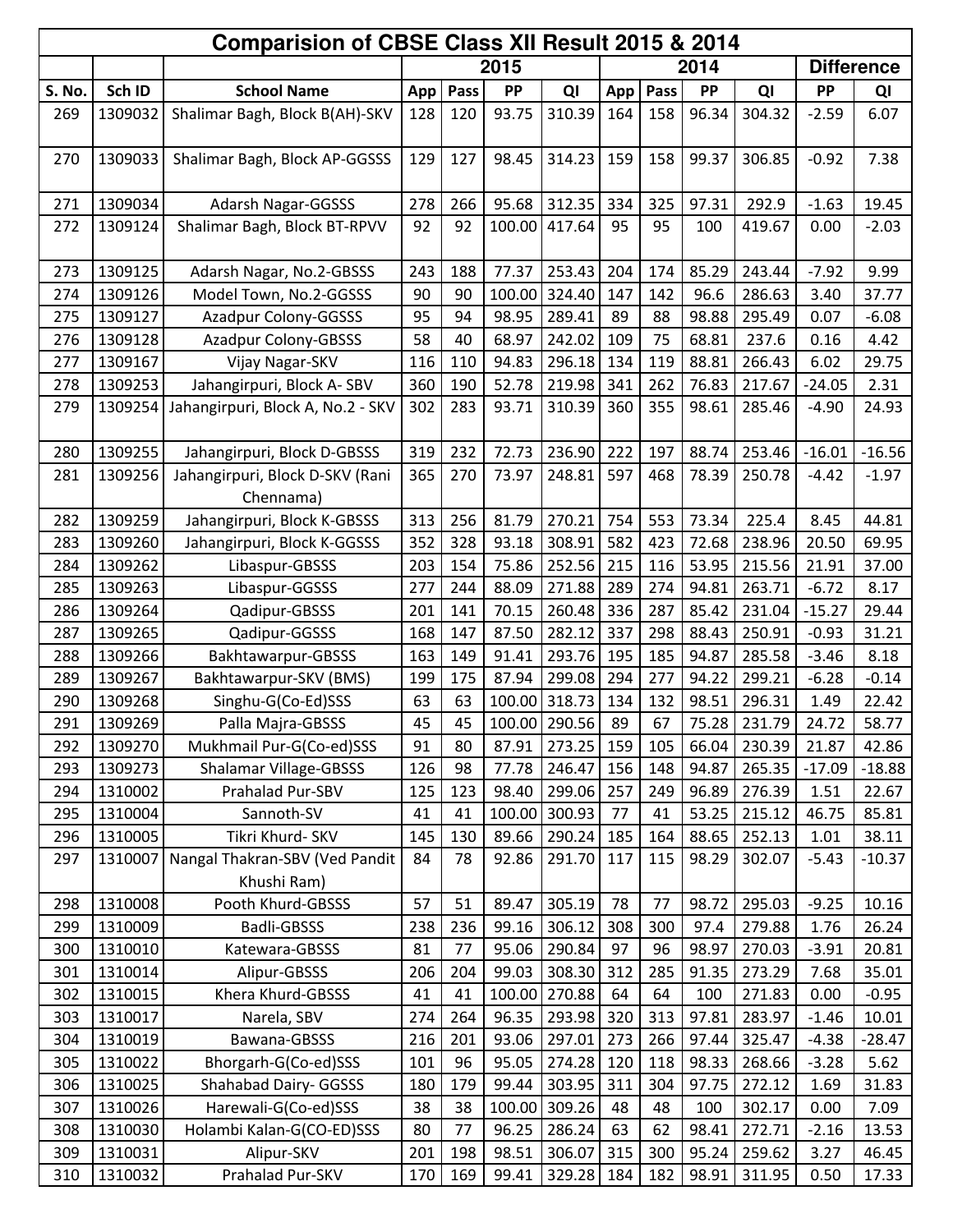# Comparision of CBSE Class XII Result 2015 & 2014

| | | | 2015 | | | | 2014 | | | | Difference | |
|---|---|---|---|---|---|---|---|---|---|---|---|---|
| S. No. | Sch ID | School Name | App | Pass | PP | QI | App | Pass | PP | QI | PP | QI |
| 269 | 1309032 | Shalimar Bagh, Block B(AH)-SKV | 128 | 120 | 93.75 | 310.39 | 164 | 158 | 96.34 | 304.32 | -2.59 | 6.07 |
| 270 | 1309033 | Shalimar Bagh, Block AP-GGSSS | 129 | 127 | 98.45 | 314.23 | 159 | 158 | 99.37 | 306.85 | -0.92 | 7.38 |
| 271 | 1309034 | Adarsh Nagar-GGSSS | 278 | 266 | 95.68 | 312.35 | 334 | 325 | 97.31 | 292.9 | -1.63 | 19.45 |
| 272 | 1309124 | Shalimar Bagh, Block BT-RPVV | 92 | 92 | 100.00 | 417.64 | 95 | 95 | 100 | 419.67 | 0.00 | -2.03 |
| 273 | 1309125 | Adarsh Nagar, No.2-GBSSS | 243 | 188 | 77.37 | 253.43 | 204 | 174 | 85.29 | 243.44 | -7.92 | 9.99 |
| 274 | 1309126 | Model Town, No.2-GGSSS | 90 | 90 | 100.00 | 324.40 | 147 | 142 | 96.6 | 286.63 | 3.40 | 37.77 |
| 275 | 1309127 | Azadpur Colony-GGSSS | 95 | 94 | 98.95 | 289.41 | 89 | 88 | 98.88 | 295.49 | 0.07 | -6.08 |
| 276 | 1309128 | Azadpur Colony-GBSSS | 58 | 40 | 68.97 | 242.02 | 109 | 75 | 68.81 | 237.6 | 0.16 | 4.42 |
| 277 | 1309167 | Vijay Nagar-SKV | 116 | 110 | 94.83 | 296.18 | 134 | 119 | 88.81 | 266.43 | 6.02 | 29.75 |
| 278 | 1309253 | Jahangirpuri, Block A- SBV | 360 | 190 | 52.78 | 219.98 | 341 | 262 | 76.83 | 217.67 | -24.05 | 2.31 |
| 279 | 1309254 | Jahangirpuri, Block A, No.2 - SKV | 302 | 283 | 93.71 | 310.39 | 360 | 355 | 98.61 | 285.46 | -4.90 | 24.93 |
| 280 | 1309255 | Jahangirpuri, Block D-GBSSS | 319 | 232 | 72.73 | 236.90 | 222 | 197 | 88.74 | 253.46 | -16.01 | -16.56 |
| 281 | 1309256 | Jahangirpuri, Block D-SKV (Rani Chennama) | 365 | 270 | 73.97 | 248.81 | 597 | 468 | 78.39 | 250.78 | -4.42 | -1.97 |
| 282 | 1309259 | Jahangirpuri, Block K-GBSSS | 313 | 256 | 81.79 | 270.21 | 754 | 553 | 73.34 | 225.4 | 8.45 | 44.81 |
| 283 | 1309260 | Jahangirpuri, Block K-GGSSS | 352 | 328 | 93.18 | 308.91 | 582 | 423 | 72.68 | 238.96 | 20.50 | 69.95 |
| 284 | 1309262 | Libaspur-GBSSS | 203 | 154 | 75.86 | 252.56 | 215 | 116 | 53.95 | 215.56 | 21.91 | 37.00 |
| 285 | 1309263 | Libaspur-GGSSS | 277 | 244 | 88.09 | 271.88 | 289 | 274 | 94.81 | 263.71 | -6.72 | 8.17 |
| 286 | 1309264 | Qadipur-GBSSS | 201 | 141 | 70.15 | 260.48 | 336 | 287 | 85.42 | 231.04 | -15.27 | 29.44 |
| 287 | 1309265 | Qadipur-GGSSS | 168 | 147 | 87.50 | 282.12 | 337 | 298 | 88.43 | 250.91 | -0.93 | 31.21 |
| 288 | 1309266 | Bakhtawarpur-GBSSS | 163 | 149 | 91.41 | 293.76 | 195 | 185 | 94.87 | 285.58 | -3.46 | 8.18 |
| 289 | 1309267 | Bakhtawarpur-SKV (BMS) | 199 | 175 | 87.94 | 299.08 | 294 | 277 | 94.22 | 299.21 | -6.28 | -0.14 |
| 290 | 1309268 | Singhu-G(Co-Ed)SSS | 63 | 63 | 100.00 | 318.73 | 134 | 132 | 98.51 | 296.31 | 1.49 | 22.42 |
| 291 | 1309269 | Palla Majra-GBSSS | 45 | 45 | 100.00 | 290.56 | 89 | 67 | 75.28 | 231.79 | 24.72 | 58.77 |
| 292 | 1309270 | Mukhmail Pur-G(Co-ed)SSS | 91 | 80 | 87.91 | 273.25 | 159 | 105 | 66.04 | 230.39 | 21.87 | 42.86 |
| 293 | 1309273 | Shalamar Village-GBSSS | 126 | 98 | 77.78 | 246.47 | 156 | 148 | 94.87 | 265.35 | -17.09 | -18.88 |
| 294 | 1310002 | Prahalad Pur-SBV | 125 | 123 | 98.40 | 299.06 | 257 | 249 | 96.89 | 276.39 | 1.51 | 22.67 |
| 295 | 1310004 | Sannoth-SV | 41 | 41 | 100.00 | 300.93 | 77 | 41 | 53.25 | 215.12 | 46.75 | 85.81 |
| 296 | 1310005 | Tikri Khurd- SKV | 145 | 130 | 89.66 | 290.24 | 185 | 164 | 88.65 | 252.13 | 1.01 | 38.11 |
| 297 | 1310007 | Nangal Thakran-SBV (Ved Pandit Khushi Ram) | 84 | 78 | 92.86 | 291.70 | 117 | 115 | 98.29 | 302.07 | -5.43 | -10.37 |
| 298 | 1310008 | Pooth Khurd-GBSSS | 57 | 51 | 89.47 | 305.19 | 78 | 77 | 98.72 | 295.03 | -9.25 | 10.16 |
| 299 | 1310009 | Badli-GBSSS | 238 | 236 | 99.16 | 306.12 | 308 | 300 | 97.4 | 279.88 | 1.76 | 26.24 |
| 300 | 1310010 | Katewara-GBSSS | 81 | 77 | 95.06 | 290.84 | 97 | 96 | 98.97 | 270.03 | -3.91 | 20.81 |
| 301 | 1310014 | Alipur-GBSSS | 206 | 204 | 99.03 | 308.30 | 312 | 285 | 91.35 | 273.29 | 7.68 | 35.01 |
| 302 | 1310015 | Khera Khurd-GBSSS | 41 | 41 | 100.00 | 270.88 | 64 | 64 | 100 | 271.83 | 0.00 | -0.95 |
| 303 | 1310017 | Narela, SBV | 274 | 264 | 96.35 | 293.98 | 320 | 313 | 97.81 | 283.97 | -1.46 | 10.01 |
| 304 | 1310019 | Bawana-GBSSS | 216 | 201 | 93.06 | 297.01 | 273 | 266 | 97.44 | 325.47 | -4.38 | -28.47 |
| 305 | 1310022 | Bhorgarh-G(Co-ed)SSS | 101 | 96 | 95.05 | 274.28 | 120 | 118 | 98.33 | 268.66 | -3.28 | 5.62 |
| 306 | 1310025 | Shahabad Dairy- GGSSS | 180 | 179 | 99.44 | 303.95 | 311 | 304 | 97.75 | 272.12 | 1.69 | 31.83 |
| 307 | 1310026 | Harewali-G(Co-ed)SSS | 38 | 38 | 100.00 | 309.26 | 48 | 48 | 100 | 302.17 | 0.00 | 7.09 |
| 308 | 1310030 | Holambi Kalan-G(CO-ED)SSS | 80 | 77 | 96.25 | 286.24 | 63 | 62 | 98.41 | 272.71 | -2.16 | 13.53 |
| 309 | 1310031 | Alipur-SKV | 201 | 198 | 98.51 | 306.07 | 315 | 300 | 95.24 | 259.62 | 3.27 | 46.45 |
| 310 | 1310032 | Prahalad Pur-SKV | 170 | 169 | 99.41 | 329.28 | 184 | 182 | 98.91 | 311.95 | 0.50 | 17.33 |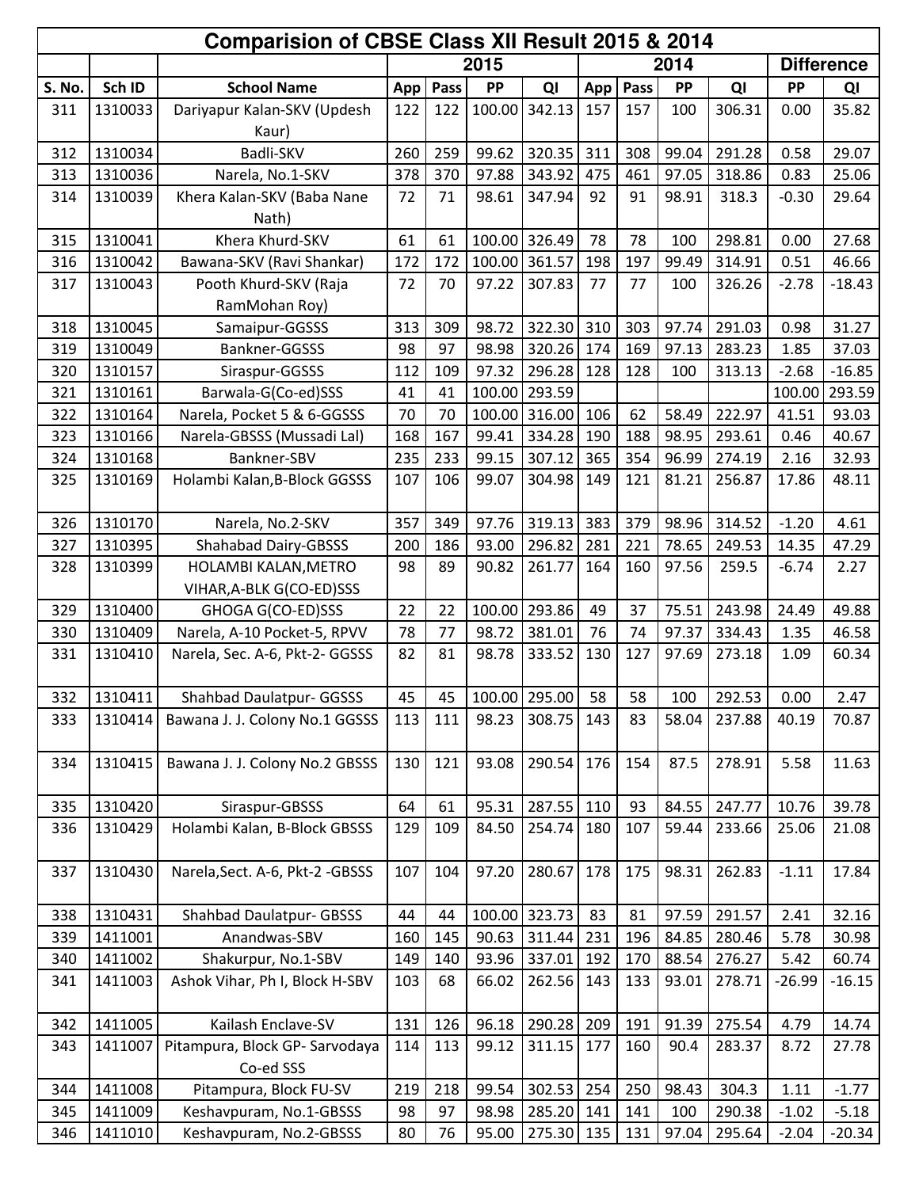# Comparision of CBSE Class XII Result 2015 & 2014

| | | | 2015 | | | | 2014 | | | | Difference | |
|---|---|---|---|---|---|---|---|---|---|---|---|---|
| S. No. | Sch ID | School Name | App | Pass | PP | QI | App | Pass | PP | QI | PP | QI |
| 311 | 1310033 | Dariyapur Kalan-SKV (Updesh Kaur) | 122 | 122 | 100.00 | 342.13 | 157 | 157 | 100 | 306.31 | 0.00 | 35.82 |
| 312 | 1310034 | Badli-SKV | 260 | 259 | 99.62 | 320.35 | 311 | 308 | 99.04 | 291.28 | 0.58 | 29.07 |
| 313 | 1310036 | Narela, No.1-SKV | 378 | 370 | 97.88 | 343.92 | 475 | 461 | 97.05 | 318.86 | 0.83 | 25.06 |
| 314 | 1310039 | Khera Kalan-SKV (Baba Nane Nath) | 72 | 71 | 98.61 | 347.94 | 92 | 91 | 98.91 | 318.3 | -0.30 | 29.64 |
| 315 | 1310041 | Khera Khurd-SKV | 61 | 61 | 100.00 | 326.49 | 78 | 78 | 100 | 298.81 | 0.00 | 27.68 |
| 316 | 1310042 | Bawana-SKV (Ravi Shankar) | 172 | 172 | 100.00 | 361.57 | 198 | 197 | 99.49 | 314.91 | 0.51 | 46.66 |
| 317 | 1310043 | Pooth Khurd-SKV (Raja RamMohan Roy) | 72 | 70 | 97.22 | 307.83 | 77 | 77 | 100 | 326.26 | -2.78 | -18.43 |
| 318 | 1310045 | Samaipur-GGSSS | 313 | 309 | 98.72 | 322.30 | 310 | 303 | 97.74 | 291.03 | 0.98 | 31.27 |
| 319 | 1310049 | Bankner-GGSSS | 98 | 97 | 98.98 | 320.26 | 174 | 169 | 97.13 | 283.23 | 1.85 | 37.03 |
| 320 | 1310157 | Siraspur-GGSSS | 112 | 109 | 97.32 | 296.28 | 128 | 128 | 100 | 313.13 | -2.68 | -16.85 |
| 321 | 1310161 | Barwala-G(Co-ed)SSS | 41 | 41 | 100.00 | 293.59 | | | | | 100.00 | 293.59 |
| 322 | 1310164 | Narela, Pocket 5 & 6-GGSSS | 70 | 70 | 100.00 | 316.00 | 106 | 62 | 58.49 | 222.97 | 41.51 | 93.03 |
| 323 | 1310166 | Narela-GBSSS (Mussadi Lal) | 168 | 167 | 99.41 | 334.28 | 190 | 188 | 98.95 | 293.61 | 0.46 | 40.67 |
| 324 | 1310168 | Bankner-SBV | 235 | 233 | 99.15 | 307.12 | 365 | 354 | 96.99 | 274.19 | 2.16 | 32.93 |
| 325 | 1310169 | Holambi Kalan,B-Block GGSSS | 107 | 106 | 99.07 | 304.98 | 149 | 121 | 81.21 | 256.87 | 17.86 | 48.11 |
| 326 | 1310170 | Narela, No.2-SKV | 357 | 349 | 97.76 | 319.13 | 383 | 379 | 98.96 | 314.52 | -1.20 | 4.61 |
| 327 | 1310395 | Shahabad Dairy-GBSSS | 200 | 186 | 93.00 | 296.82 | 281 | 221 | 78.65 | 249.53 | 14.35 | 47.29 |
| 328 | 1310399 | HOLAMBI KALAN,METRO VIHAR,A-BLK G(CO-ED)SSS | 98 | 89 | 90.82 | 261.77 | 164 | 160 | 97.56 | 259.5 | -6.74 | 2.27 |
| 329 | 1310400 | GHOGA G(CO-ED)SSS | 22 | 22 | 100.00 | 293.86 | 49 | 37 | 75.51 | 243.98 | 24.49 | 49.88 |
| 330 | 1310409 | Narela, A-10 Pocket-5, RPVV | 78 | 77 | 98.72 | 381.01 | 76 | 74 | 97.37 | 334.43 | 1.35 | 46.58 |
| 331 | 1310410 | Narela, Sec. A-6, Pkt-2- GGSSS | 82 | 81 | 98.78 | 333.52 | 130 | 127 | 97.69 | 273.18 | 1.09 | 60.34 |
| 332 | 1310411 | Shahbad Daulatpur- GGSSS | 45 | 45 | 100.00 | 295.00 | 58 | 58 | 100 | 292.53 | 0.00 | 2.47 |
| 333 | 1310414 | Bawana J. J. Colony No.1 GGSSS | 113 | 111 | 98.23 | 308.75 | 143 | 83 | 58.04 | 237.88 | 40.19 | 70.87 |
| 334 | 1310415 | Bawana J. J. Colony No.2 GBSSS | 130 | 121 | 93.08 | 290.54 | 176 | 154 | 87.5 | 278.91 | 5.58 | 11.63 |
| 335 | 1310420 | Siraspur-GBSSS | 64 | 61 | 95.31 | 287.55 | 110 | 93 | 84.55 | 247.77 | 10.76 | 39.78 |
| 336 | 1310429 | Holambi Kalan, B-Block GBSSS | 129 | 109 | 84.50 | 254.74 | 180 | 107 | 59.44 | 233.66 | 25.06 | 21.08 |
| 337 | 1310430 | Narela,Sect. A-6, Pkt-2 -GBSSS | 107 | 104 | 97.20 | 280.67 | 178 | 175 | 98.31 | 262.83 | -1.11 | 17.84 |
| 338 | 1310431 | Shahbad Daulatpur- GBSSS | 44 | 44 | 100.00 | 323.73 | 83 | 81 | 97.59 | 291.57 | 2.41 | 32.16 |
| 339 | 1411001 | Anandwas-SBV | 160 | 145 | 90.63 | 311.44 | 231 | 196 | 84.85 | 280.46 | 5.78 | 30.98 |
| 340 | 1411002 | Shakurpur, No.1-SBV | 149 | 140 | 93.96 | 337.01 | 192 | 170 | 88.54 | 276.27 | 5.42 | 60.74 |
| 341 | 1411003 | Ashok Vihar, Ph I, Block H-SBV | 103 | 68 | 66.02 | 262.56 | 143 | 133 | 93.01 | 278.71 | -26.99 | -16.15 |
| 342 | 1411005 | Kailash Enclave-SV | 131 | 126 | 96.18 | 290.28 | 209 | 191 | 91.39 | 275.54 | 4.79 | 14.74 |
| 343 | 1411007 | Pitampura, Block GP- Sarvodaya Co-ed SSS | 114 | 113 | 99.12 | 311.15 | 177 | 160 | 90.4 | 283.37 | 8.72 | 27.78 |
| 344 | 1411008 | Pitampura, Block FU-SV | 219 | 218 | 99.54 | 302.53 | 254 | 250 | 98.43 | 304.3 | 1.11 | -1.77 |
| 345 | 1411009 | Keshavpuram, No.1-GBSSS | 98 | 97 | 98.98 | 285.20 | 141 | 141 | 100 | 290.38 | -1.02 | -5.18 |
| 346 | 1411010 | Keshavpuram, No.2-GBSSS | 80 | 76 | 95.00 | 275.30 | 135 | 131 | 97.04 | 295.64 | -2.04 | -20.34 |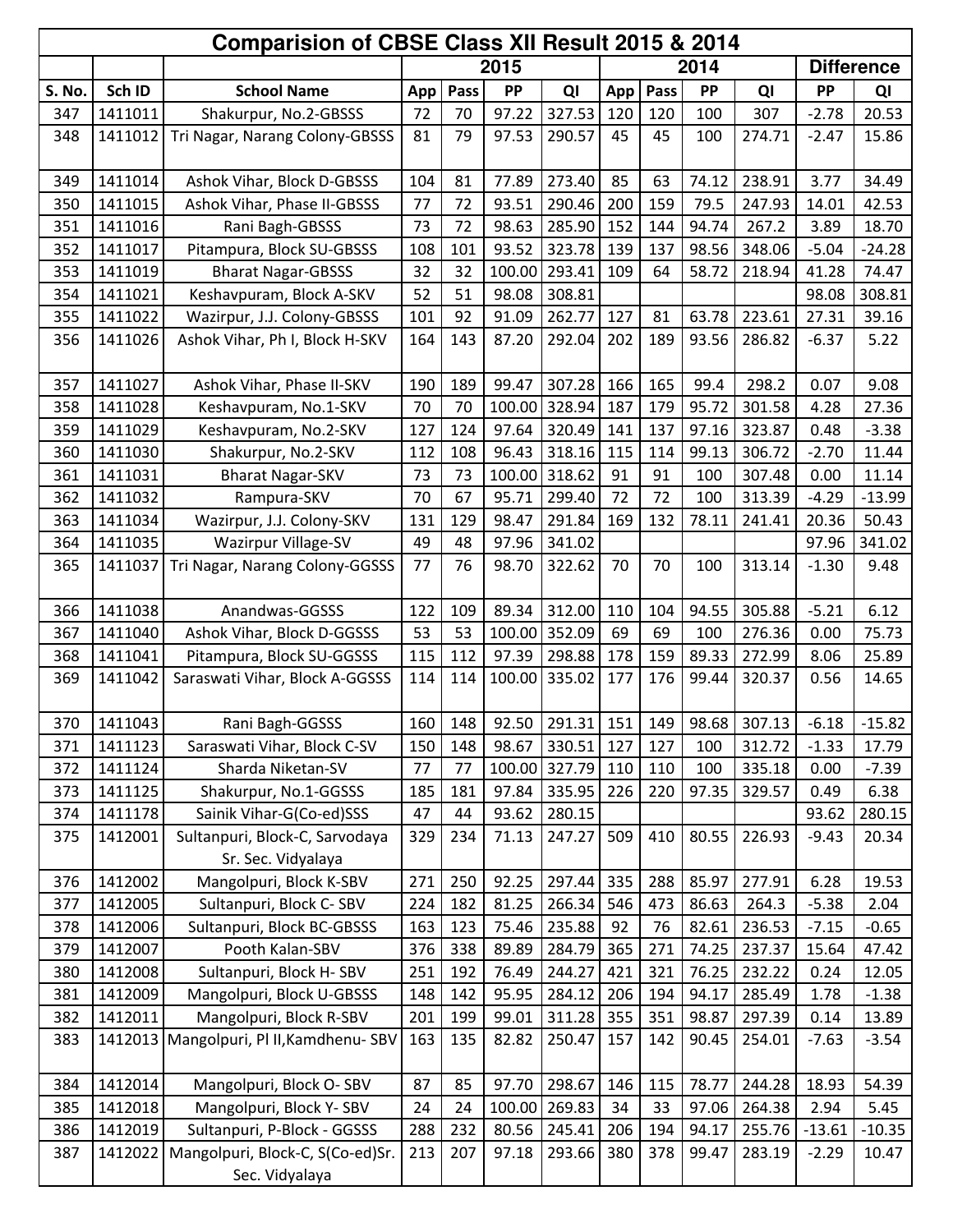# Comparision of CBSE Class XII Result 2015 & 2014

| | | | 2015 | | | | 2014 | | | | Difference | |
|---|---|---|---|---|---|---|---|---|---|---|---|---|
| S. No. | Sch ID | School Name | App | Pass | PP | QI | App | Pass | PP | QI | PP | QI |
| 347 | 1411011 | Shakurpur, No.2-GBSSS | 72 | 70 | 97.22 | 327.53 | 120 | 120 | 100 | 307 | -2.78 | 20.53 |
| 348 | 1411012 | Tri Nagar, Narang Colony-GBSSS | 81 | 79 | 97.53 | 290.57 | 45 | 45 | 100 | 274.71 | -2.47 | 15.86 |
| 349 | 1411014 | Ashok Vihar, Block D-GBSSS | 104 | 81 | 77.89 | 273.40 | 85 | 63 | 74.12 | 238.91 | 3.77 | 34.49 |
| 350 | 1411015 | Ashok Vihar, Phase II-GBSSS | 77 | 72 | 93.51 | 290.46 | 200 | 159 | 79.5 | 247.93 | 14.01 | 42.53 |
| 351 | 1411016 | Rani Bagh-GBSSS | 73 | 72 | 98.63 | 285.90 | 152 | 144 | 94.74 | 267.2 | 3.89 | 18.70 |
| 352 | 1411017 | Pitampura, Block SU-GBSSS | 108 | 101 | 93.52 | 323.78 | 139 | 137 | 98.56 | 348.06 | -5.04 | -24.28 |
| 353 | 1411019 | Bharat Nagar-GBSSS | 32 | 32 | 100.00 | 293.41 | 109 | 64 | 58.72 | 218.94 | 41.28 | 74.47 |
| 354 | 1411021 | Keshavpuram, Block A-SKV | 52 | 51 | 98.08 | 308.81 | | | | | 98.08 | 308.81 |
| 355 | 1411022 | Wazirpur, J.J. Colony-GBSSS | 101 | 92 | 91.09 | 262.77 | 127 | 81 | 63.78 | 223.61 | 27.31 | 39.16 |
| 356 | 1411026 | Ashok Vihar, Ph I, Block H-SKV | 164 | 143 | 87.20 | 292.04 | 202 | 189 | 93.56 | 286.82 | -6.37 | 5.22 |
| 357 | 1411027 | Ashok Vihar, Phase II-SKV | 190 | 189 | 99.47 | 307.28 | 166 | 165 | 99.4 | 298.2 | 0.07 | 9.08 |
| 358 | 1411028 | Keshavpuram, No.1-SKV | 70 | 70 | 100.00 | 328.94 | 187 | 179 | 95.72 | 301.58 | 4.28 | 27.36 |
| 359 | 1411029 | Keshavpuram, No.2-SKV | 127 | 124 | 97.64 | 320.49 | 141 | 137 | 97.16 | 323.87 | 0.48 | -3.38 |
| 360 | 1411030 | Shakurpur, No.2-SKV | 112 | 108 | 96.43 | 318.16 | 115 | 114 | 99.13 | 306.72 | -2.70 | 11.44 |
| 361 | 1411031 | Bharat Nagar-SKV | 73 | 73 | 100.00 | 318.62 | 91 | 91 | 100 | 307.48 | 0.00 | 11.14 |
| 362 | 1411032 | Rampura-SKV | 70 | 67 | 95.71 | 299.40 | 72 | 72 | 100 | 313.39 | -4.29 | -13.99 |
| 363 | 1411034 | Wazirpur, J.J. Colony-SKV | 131 | 129 | 98.47 | 291.84 | 169 | 132 | 78.11 | 241.41 | 20.36 | 50.43 |
| 364 | 1411035 | Wazirpur Village-SV | 49 | 48 | 97.96 | 341.02 | | | | | 97.96 | 341.02 |
| 365 | 1411037 | Tri Nagar, Narang Colony-GGSSS | 77 | 76 | 98.70 | 322.62 | 70 | 70 | 100 | 313.14 | -1.30 | 9.48 |
| 366 | 1411038 | Anandwas-GGSSS | 122 | 109 | 89.34 | 312.00 | 110 | 104 | 94.55 | 305.88 | -5.21 | 6.12 |
| 367 | 1411040 | Ashok Vihar, Block D-GGSSS | 53 | 53 | 100.00 | 352.09 | 69 | 69 | 100 | 276.36 | 0.00 | 75.73 |
| 368 | 1411041 | Pitampura, Block SU-GGSSS | 115 | 112 | 97.39 | 298.88 | 178 | 159 | 89.33 | 272.99 | 8.06 | 25.89 |
| 369 | 1411042 | Saraswati Vihar, Block A-GGSSS | 114 | 114 | 100.00 | 335.02 | 177 | 176 | 99.44 | 320.37 | 0.56 | 14.65 |
| 370 | 1411043 | Rani Bagh-GGSSS | 160 | 148 | 92.50 | 291.31 | 151 | 149 | 98.68 | 307.13 | -6.18 | -15.82 |
| 371 | 1411123 | Saraswati Vihar, Block C-SV | 150 | 148 | 98.67 | 330.51 | 127 | 127 | 100 | 312.72 | -1.33 | 17.79 |
| 372 | 1411124 | Sharda Niketan-SV | 77 | 77 | 100.00 | 327.79 | 110 | 110 | 100 | 335.18 | 0.00 | -7.39 |
| 373 | 1411125 | Shakurpur, No.1-GGSSS | 185 | 181 | 97.84 | 335.95 | 226 | 220 | 97.35 | 329.57 | 0.49 | 6.38 |
| 374 | 1411178 | Sainik Vihar-G(Co-ed)SSS | 47 | 44 | 93.62 | 280.15 | | | | | 93.62 | 280.15 |
| 375 | 1412001 | Sultanpuri, Block-C, Sarvodaya Sr. Sec. Vidyalaya | 329 | 234 | 71.13 | 247.27 | 509 | 410 | 80.55 | 226.93 | -9.43 | 20.34 |
| 376 | 1412002 | Mangolpuri, Block K-SBV | 271 | 250 | 92.25 | 297.44 | 335 | 288 | 85.97 | 277.91 | 6.28 | 19.53 |
| 377 | 1412005 | Sultanpuri, Block C- SBV | 224 | 182 | 81.25 | 266.34 | 546 | 473 | 86.63 | 264.3 | -5.38 | 2.04 |
| 378 | 1412006 | Sultanpuri, Block BC-GBSSS | 163 | 123 | 75.46 | 235.88 | 92 | 76 | 82.61 | 236.53 | -7.15 | -0.65 |
| 379 | 1412007 | Pooth Kalan-SBV | 376 | 338 | 89.89 | 284.79 | 365 | 271 | 74.25 | 237.37 | 15.64 | 47.42 |
| 380 | 1412008 | Sultanpuri, Block H- SBV | 251 | 192 | 76.49 | 244.27 | 421 | 321 | 76.25 | 232.22 | 0.24 | 12.05 |
| 381 | 1412009 | Mangolpuri, Block U-GBSSS | 148 | 142 | 95.95 | 284.12 | 206 | 194 | 94.17 | 285.49 | 1.78 | -1.38 |
| 382 | 1412011 | Mangolpuri, Block R-SBV | 201 | 199 | 99.01 | 311.28 | 355 | 351 | 98.87 | 297.39 | 0.14 | 13.89 |
| 383 | 1412013 | Mangolpuri, Pl II,Kamdhenu- SBV | 163 | 135 | 82.82 | 250.47 | 157 | 142 | 90.45 | 254.01 | -7.63 | -3.54 |
| 384 | 1412014 | Mangolpuri, Block O- SBV | 87 | 85 | 97.70 | 298.67 | 146 | 115 | 78.77 | 244.28 | 18.93 | 54.39 |
| 385 | 1412018 | Mangolpuri, Block Y- SBV | 24 | 24 | 100.00 | 269.83 | 34 | 33 | 97.06 | 264.38 | 2.94 | 5.45 |
| 386 | 1412019 | Sultanpuri, P-Block - GGSSS | 288 | 232 | 80.56 | 245.41 | 206 | 194 | 94.17 | 255.76 | -13.61 | -10.35 |
| 387 | 1412022 | Mangolpuri, Block-C, S(Co-ed)Sr. Sec. Vidyalaya | 213 | 207 | 97.18 | 293.66 | 380 | 378 | 99.47 | 283.19 | -2.29 | 10.47 |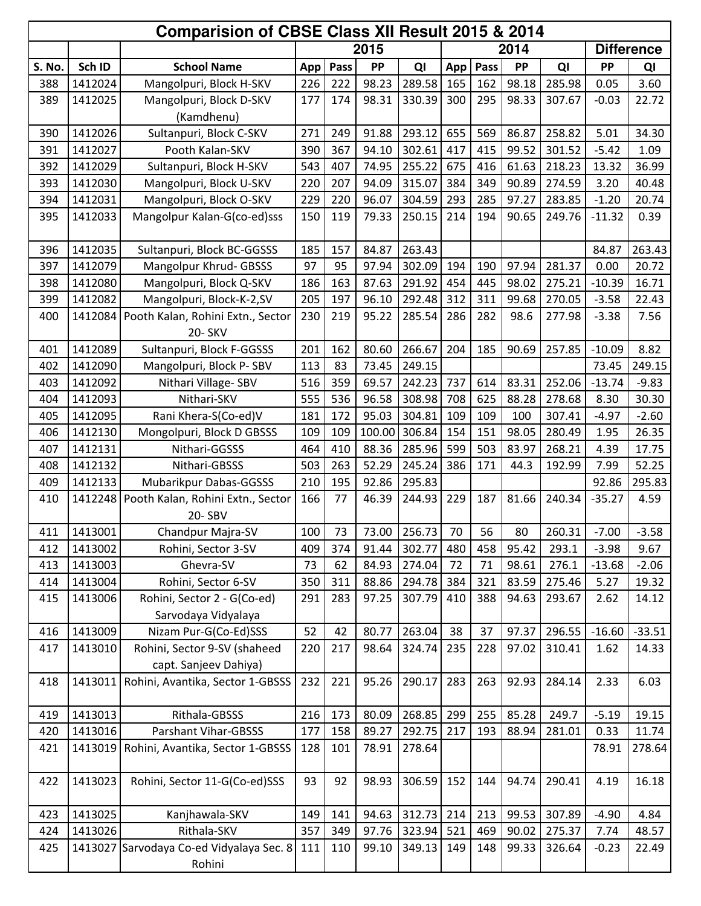# Comparision of CBSE Class XII Result 2015 & 2014

| S. No. | Sch ID | School Name | 2015 | | | | 2014 | | | | Difference | |
|---|---|---|---|---|---|---|---|---|---|---|---|---|
| | | | App | Pass | PP | QI | App | Pass | PP | QI | PP | QI |
| 388 | 1412024 | Mangolpuri, Block H-SKV | 226 | 222 | 98.23 | 289.58 | 165 | 162 | 98.18 | 285.98 | 0.05 | 3.60 |
| 389 | 1412025 | Mangolpuri, Block D-SKV (Kamdhenu) | 177 | 174 | 98.31 | 330.39 | 300 | 295 | 98.33 | 307.67 | -0.03 | 22.72 |
| 390 | 1412026 | Sultanpuri, Block C-SKV | 271 | 249 | 91.88 | 293.12 | 655 | 569 | 86.87 | 258.82 | 5.01 | 34.30 |
| 391 | 1412027 | Pooth Kalan-SKV | 390 | 367 | 94.10 | 302.61 | 417 | 415 | 99.52 | 301.52 | -5.42 | 1.09 |
| 392 | 1412029 | Sultanpuri, Block H-SKV | 543 | 407 | 74.95 | 255.22 | 675 | 416 | 61.63 | 218.23 | 13.32 | 36.99 |
| 393 | 1412030 | Mangolpuri, Block U-SKV | 220 | 207 | 94.09 | 315.07 | 384 | 349 | 90.89 | 274.59 | 3.20 | 40.48 |
| 394 | 1412031 | Mangolpuri, Block O-SKV | 229 | 220 | 96.07 | 304.59 | 293 | 285 | 97.27 | 283.85 | -1.20 | 20.74 |
| 395 | 1412033 | Mangolpur Kalan-G(co-ed)sss | 150 | 119 | 79.33 | 250.15 | 214 | 194 | 90.65 | 249.76 | -11.32 | 0.39 |
| 396 | 1412035 | Sultanpuri, Block BC-GGSSS | 185 | 157 | 84.87 | 263.43 | | | | | 84.87 | 263.43 |
| 397 | 1412079 | Mangolpur Khrud- GBSSS | 97 | 95 | 97.94 | 302.09 | 194 | 190 | 97.94 | 281.37 | 0.00 | 20.72 |
| 398 | 1412080 | Mangolpuri, Block Q-SKV | 186 | 163 | 87.63 | 291.92 | 454 | 445 | 98.02 | 275.21 | -10.39 | 16.71 |
| 399 | 1412082 | Mangolpuri, Block-K-2,SV | 205 | 197 | 96.10 | 292.48 | 312 | 311 | 99.68 | 270.05 | -3.58 | 22.43 |
| 400 | 1412084 | Pooth Kalan, Rohini Extn., Sector 20- SKV | 230 | 219 | 95.22 | 285.54 | 286 | 282 | 98.6 | 277.98 | -3.38 | 7.56 |
| 401 | 1412089 | Sultanpuri, Block F-GGSSS | 201 | 162 | 80.60 | 266.67 | 204 | 185 | 90.69 | 257.85 | -10.09 | 8.82 |
| 402 | 1412090 | Mangolpuri, Block P- SBV | 113 | 83 | 73.45 | 249.15 | | | | | 73.45 | 249.15 |
| 403 | 1412092 | Nithari Village- SBV | 516 | 359 | 69.57 | 242.23 | 737 | 614 | 83.31 | 252.06 | -13.74 | -9.83 |
| 404 | 1412093 | Nithari-SKV | 555 | 536 | 96.58 | 308.98 | 708 | 625 | 88.28 | 278.68 | 8.30 | 30.30 |
| 405 | 1412095 | Rani Khera-S(Co-ed)V | 181 | 172 | 95.03 | 304.81 | 109 | 109 | 100 | 307.41 | -4.97 | -2.60 |
| 406 | 1412130 | Mongolpuri, Block D GBSSS | 109 | 109 | 100.00 | 306.84 | 154 | 151 | 98.05 | 280.49 | 1.95 | 26.35 |
| 407 | 1412131 | Nithari-GGSSS | 464 | 410 | 88.36 | 285.96 | 599 | 503 | 83.97 | 268.21 | 4.39 | 17.75 |
| 408 | 1412132 | Nithari-GBSSS | 503 | 263 | 52.29 | 245.24 | 386 | 171 | 44.3 | 192.99 | 7.99 | 52.25 |
| 409 | 1412133 | Mubarikpur Dabas-GGSSS | 210 | 195 | 92.86 | 295.83 | | | | | 92.86 | 295.83 |
| 410 | 1412248 | Pooth Kalan, Rohini Extn., Sector 20- SBV | 166 | 77 | 46.39 | 244.93 | 229 | 187 | 81.66 | 240.34 | -35.27 | 4.59 |
| 411 | 1413001 | Chandpur Majra-SV | 100 | 73 | 73.00 | 256.73 | 70 | 56 | 80 | 260.31 | -7.00 | -3.58 |
| 412 | 1413002 | Rohini, Sector 3-SV | 409 | 374 | 91.44 | 302.77 | 480 | 458 | 95.42 | 293.1 | -3.98 | 9.67 |
| 413 | 1413003 | Ghevra-SV | 73 | 62 | 84.93 | 274.04 | 72 | 71 | 98.61 | 276.1 | -13.68 | -2.06 |
| 414 | 1413004 | Rohini, Sector 6-SV | 350 | 311 | 88.86 | 294.78 | 384 | 321 | 83.59 | 275.46 | 5.27 | 19.32 |
| 415 | 1413006 | Rohini, Sector 2 - G(Co-ed) Sarvodaya Vidyalaya | 291 | 283 | 97.25 | 307.79 | 410 | 388 | 94.63 | 293.67 | 2.62 | 14.12 |
| 416 | 1413009 | Nizam Pur-G(Co-Ed)SSS | 52 | 42 | 80.77 | 263.04 | 38 | 37 | 97.37 | 296.55 | -16.60 | -33.51 |
| 417 | 1413010 | Rohini, Sector 9-SV (shaheed capt. Sanjeev Dahiya) | 220 | 217 | 98.64 | 324.74 | 235 | 228 | 97.02 | 310.41 | 1.62 | 14.33 |
| 418 | 1413011 | Rohini, Avantika, Sector 1-GBSSS | 232 | 221 | 95.26 | 290.17 | 283 | 263 | 92.93 | 284.14 | 2.33 | 6.03 |
| 419 | 1413013 | Rithala-GBSSS | 216 | 173 | 80.09 | 268.85 | 299 | 255 | 85.28 | 249.7 | -5.19 | 19.15 |
| 420 | 1413016 | Parshant Vihar-GBSSS | 177 | 158 | 89.27 | 292.75 | 217 | 193 | 88.94 | 281.01 | 0.33 | 11.74 |
| 421 | 1413019 | Rohini, Avantika, Sector 1-GBSSS | 128 | 101 | 78.91 | 278.64 | | | | | 78.91 | 278.64 |
| 422 | 1413023 | Rohini, Sector 11-G(Co-ed)SSS | 93 | 92 | 98.93 | 306.59 | 152 | 144 | 94.74 | 290.41 | 4.19 | 16.18 |
| 423 | 1413025 | Kanjhawala-SKV | 149 | 141 | 94.63 | 312.73 | 214 | 213 | 99.53 | 307.89 | -4.90 | 4.84 |
| 424 | 1413026 | Rithala-SKV | 357 | 349 | 97.76 | 323.94 | 521 | 469 | 90.02 | 275.37 | 7.74 | 48.57 |
| 425 | 1413027 | Sarvodaya Co-ed Vidyalaya Sec. 8 Rohini | 111 | 110 | 99.10 | 349.13 | 149 | 148 | 99.33 | 326.64 | -0.23 | 22.49 |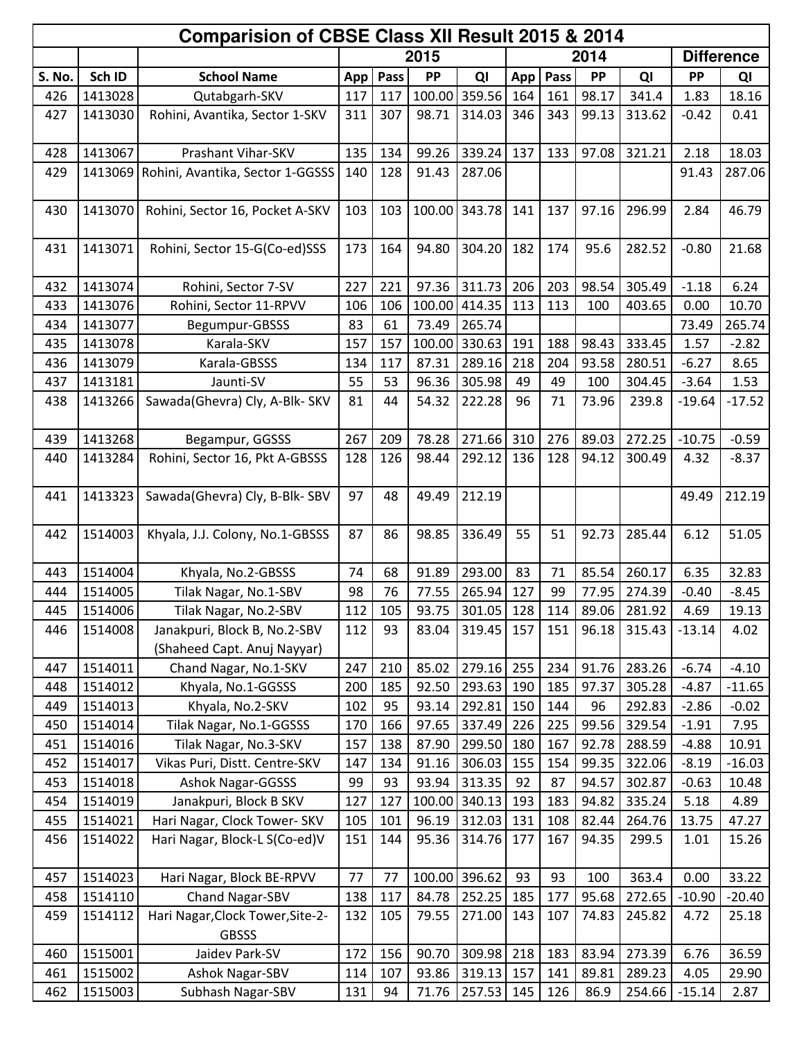# Comparision of CBSE Class XII Result 2015 & 2014

| | | | 2015 | | | | 2014 | | | | Difference | |
|---|---|---|---|---|---|---|---|---|---|---|---|---|
| S. No. | Sch ID | School Name | App | Pass | PP | QI | App | Pass | PP | QI | PP | QI |
| 426 | 1413028 | Qutabgarh-SKV | 117 | 117 | 100.00 | 359.56 | 164 | 161 | 98.17 | 341.4 | 1.83 | 18.16 |
| 427 | 1413030 | Rohini, Avantika, Sector 1-SKV | 311 | 307 | 98.71 | 314.03 | 346 | 343 | 99.13 | 313.62 | -0.42 | 0.41 |
| 428 | 1413067 | Prashant Vihar-SKV | 135 | 134 | 99.26 | 339.24 | 137 | 133 | 97.08 | 321.21 | 2.18 | 18.03 |
| 429 | 1413069 | Rohini, Avantika, Sector 1-GGSSS | 140 | 128 | 91.43 | 287.06 | | | | | 91.43 | 287.06 |
| 430 | 1413070 | Rohini, Sector 16, Pocket A-SKV | 103 | 103 | 100.00 | 343.78 | 141 | 137 | 97.16 | 296.99 | 2.84 | 46.79 |
| 431 | 1413071 | Rohini, Sector 15-G(Co-ed)SSS | 173 | 164 | 94.80 | 304.20 | 182 | 174 | 95.6 | 282.52 | -0.80 | 21.68 |
| 432 | 1413074 | Rohini, Sector 7-SV | 227 | 221 | 97.36 | 311.73 | 206 | 203 | 98.54 | 305.49 | -1.18 | 6.24 |
| 433 | 1413076 | Rohini, Sector 11-RPVV | 106 | 106 | 100.00 | 414.35 | 113 | 113 | 100 | 403.65 | 0.00 | 10.70 |
| 434 | 1413077 | Begumpur-GBSSS | 83 | 61 | 73.49 | 265.74 | | | | | 73.49 | 265.74 |
| 435 | 1413078 | Karala-SKV | 157 | 157 | 100.00 | 330.63 | 191 | 188 | 98.43 | 333.45 | 1.57 | -2.82 |
| 436 | 1413079 | Karala-GBSSS | 134 | 117 | 87.31 | 289.16 | 218 | 204 | 93.58 | 280.51 | -6.27 | 8.65 |
| 437 | 1413181 | Jaunti-SV | 55 | 53 | 96.36 | 305.98 | 49 | 49 | 100 | 304.45 | -3.64 | 1.53 |
| 438 | 1413266 | Sawada(Ghevra) Cly, A-Blk- SKV | 81 | 44 | 54.32 | 222.28 | 96 | 71 | 73.96 | 239.8 | -19.64 | -17.52 |
| 439 | 1413268 | Begampur, GGSSS | 267 | 209 | 78.28 | 271.66 | 310 | 276 | 89.03 | 272.25 | -10.75 | -0.59 |
| 440 | 1413284 | Rohini, Sector 16, Pkt A-GBSSS | 128 | 126 | 98.44 | 292.12 | 136 | 128 | 94.12 | 300.49 | 4.32 | -8.37 |
| 441 | 1413323 | Sawada(Ghevra) Cly, B-Blk- SBV | 97 | 48 | 49.49 | 212.19 | | | | | 49.49 | 212.19 |
| 442 | 1514003 | Khyala, J.J. Colony, No.1-GBSSS | 87 | 86 | 98.85 | 336.49 | 55 | 51 | 92.73 | 285.44 | 6.12 | 51.05 |
| 443 | 1514004 | Khyala, No.2-GBSSS | 74 | 68 | 91.89 | 293.00 | 83 | 71 | 85.54 | 260.17 | 6.35 | 32.83 |
| 444 | 1514005 | Tilak Nagar, No.1-SBV | 98 | 76 | 77.55 | 265.94 | 127 | 99 | 77.95 | 274.39 | -0.40 | -8.45 |
| 445 | 1514006 | Tilak Nagar, No.2-SBV | 112 | 105 | 93.75 | 301.05 | 128 | 114 | 89.06 | 281.92 | 4.69 | 19.13 |
| 446 | 1514008 | Janakpuri, Block B, No.2-SBV (Shaheed Capt. Anuj Nayyar) | 112 | 93 | 83.04 | 319.45 | 157 | 151 | 96.18 | 315.43 | -13.14 | 4.02 |
| 447 | 1514011 | Chand Nagar, No.1-SKV | 247 | 210 | 85.02 | 279.16 | 255 | 234 | 91.76 | 283.26 | -6.74 | -4.10 |
| 448 | 1514012 | Khyala, No.1-GGSSS | 200 | 185 | 92.50 | 293.63 | 190 | 185 | 97.37 | 305.28 | -4.87 | -11.65 |
| 449 | 1514013 | Khyala, No.2-SKV | 102 | 95 | 93.14 | 292.81 | 150 | 144 | 96 | 292.83 | -2.86 | -0.02 |
| 450 | 1514014 | Tilak Nagar, No.1-GGSSS | 170 | 166 | 97.65 | 337.49 | 226 | 225 | 99.56 | 329.54 | -1.91 | 7.95 |
| 451 | 1514016 | Tilak Nagar, No.3-SKV | 157 | 138 | 87.90 | 299.50 | 180 | 167 | 92.78 | 288.59 | -4.88 | 10.91 |
| 452 | 1514017 | Vikas Puri, Distt. Centre-SKV | 147 | 134 | 91.16 | 306.03 | 155 | 154 | 99.35 | 322.06 | -8.19 | -16.03 |
| 453 | 1514018 | Ashok Nagar-GGSSS | 99 | 93 | 93.94 | 313.35 | 92 | 87 | 94.57 | 302.87 | -0.63 | 10.48 |
| 454 | 1514019 | Janakpuri, Block B SKV | 127 | 127 | 100.00 | 340.13 | 193 | 183 | 94.82 | 335.24 | 5.18 | 4.89 |
| 455 | 1514021 | Hari Nagar, Clock Tower- SKV | 105 | 101 | 96.19 | 312.03 | 131 | 108 | 82.44 | 264.76 | 13.75 | 47.27 |
| 456 | 1514022 | Hari Nagar, Block-L S(Co-ed)V | 151 | 144 | 95.36 | 314.76 | 177 | 167 | 94.35 | 299.5 | 1.01 | 15.26 |
| 457 | 1514023 | Hari Nagar, Block BE-RPVV | 77 | 77 | 100.00 | 396.62 | 93 | 93 | 100 | 363.4 | 0.00 | 33.22 |
| 458 | 1514110 | Chand Nagar-SBV | 138 | 117 | 84.78 | 252.25 | 185 | 177 | 95.68 | 272.65 | -10.90 | -20.40 |
| 459 | 1514112 | Hari Nagar,Clock Tower,Site-2-GBSSS | 132 | 105 | 79.55 | 271.00 | 143 | 107 | 74.83 | 245.82 | 4.72 | 25.18 |
| 460 | 1515001 | Jaidev Park-SV | 172 | 156 | 90.70 | 309.98 | 218 | 183 | 83.94 | 273.39 | 6.76 | 36.59 |
| 461 | 1515002 | Ashok Nagar-SBV | 114 | 107 | 93.86 | 319.13 | 157 | 141 | 89.81 | 289.23 | 4.05 | 29.90 |
| 462 | 1515003 | Subhash Nagar-SBV | 131 | 94 | 71.76 | 257.53 | 145 | 126 | 86.9 | 254.66 | -15.14 | 2.87 |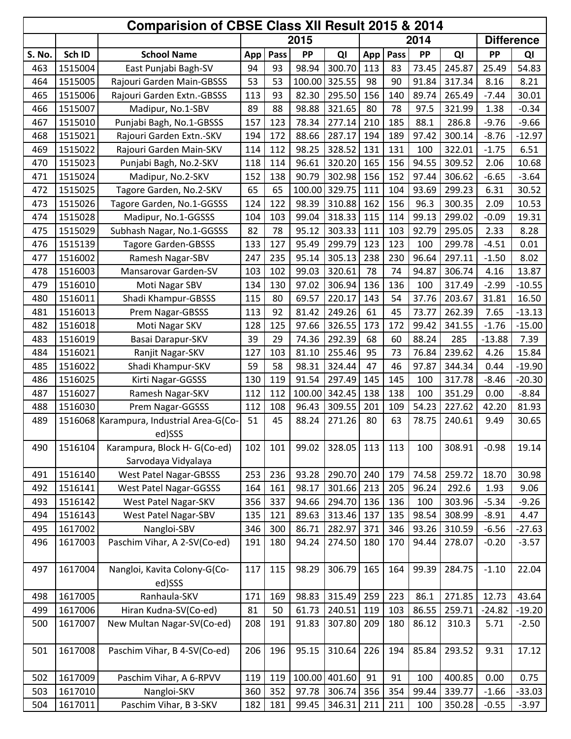# Comparision of CBSE Class XII Result 2015 & 2014

| | | | 2015 | | | | 2014 | | | | Difference | |
|---|---|---|---|---|---|---|---|---|---|---|---|---|
| S. No. | Sch ID | School Name | App | Pass | PP | QI | App | Pass | PP | QI | PP | QI |
| 463 | 1515004 | East Punjabi Bagh-SV | 94 | 93 | 98.94 | 300.70 | 113 | 83 | 73.45 | 245.87 | 25.49 | 54.83 |
| 464 | 1515005 | Rajouri Garden Main-GBSSS | 53 | 53 | 100.00 | 325.55 | 98 | 90 | 91.84 | 317.34 | 8.16 | 8.21 |
| 465 | 1515006 | Rajouri Garden Extn.-GBSSS | 113 | 93 | 82.30 | 295.50 | 156 | 140 | 89.74 | 265.49 | -7.44 | 30.01 |
| 466 | 1515007 | Madipur, No.1-SBV | 89 | 88 | 98.88 | 321.65 | 80 | 78 | 97.5 | 321.99 | 1.38 | -0.34 |
| 467 | 1515010 | Punjabi Bagh, No.1-GBSSS | 157 | 123 | 78.34 | 277.14 | 210 | 185 | 88.1 | 286.8 | -9.76 | -9.66 |
| 468 | 1515021 | Rajouri Garden Extn.-SKV | 194 | 172 | 88.66 | 287.17 | 194 | 189 | 97.42 | 300.14 | -8.76 | -12.97 |
| 469 | 1515022 | Rajouri Garden Main-SKV | 114 | 112 | 98.25 | 328.52 | 131 | 131 | 100 | 322.01 | -1.75 | 6.51 |
| 470 | 1515023 | Punjabi Bagh, No.2-SKV | 118 | 114 | 96.61 | 320.20 | 165 | 156 | 94.55 | 309.52 | 2.06 | 10.68 |
| 471 | 1515024 | Madipur, No.2-SKV | 152 | 138 | 90.79 | 302.98 | 156 | 152 | 97.44 | 306.62 | -6.65 | -3.64 |
| 472 | 1515025 | Tagore Garden, No.2-SKV | 65 | 65 | 100.00 | 329.75 | 111 | 104 | 93.69 | 299.23 | 6.31 | 30.52 |
| 473 | 1515026 | Tagore Garden, No.1-GGSSS | 124 | 122 | 98.39 | 310.88 | 162 | 156 | 96.3 | 300.35 | 2.09 | 10.53 |
| 474 | 1515028 | Madipur, No.1-GGSSS | 104 | 103 | 99.04 | 318.33 | 115 | 114 | 99.13 | 299.02 | -0.09 | 19.31 |
| 475 | 1515029 | Subhash Nagar, No.1-GGSSS | 82 | 78 | 95.12 | 303.33 | 111 | 103 | 92.79 | 295.05 | 2.33 | 8.28 |
| 476 | 1515139 | Tagore Garden-GBSSS | 133 | 127 | 95.49 | 299.79 | 123 | 123 | 100 | 299.78 | -4.51 | 0.01 |
| 477 | 1516002 | Ramesh Nagar-SBV | 247 | 235 | 95.14 | 305.13 | 238 | 230 | 96.64 | 297.11 | -1.50 | 8.02 |
| 478 | 1516003 | Mansarovar Garden-SV | 103 | 102 | 99.03 | 320.61 | 78 | 74 | 94.87 | 306.74 | 4.16 | 13.87 |
| 479 | 1516010 | Moti Nagar SBV | 134 | 130 | 97.02 | 306.94 | 136 | 136 | 100 | 317.49 | -2.99 | -10.55 |
| 480 | 1516011 | Shadi Khampur-GBSSS | 115 | 80 | 69.57 | 220.17 | 143 | 54 | 37.76 | 203.67 | 31.81 | 16.50 |
| 481 | 1516013 | Prem Nagar-GBSSS | 113 | 92 | 81.42 | 249.26 | 61 | 45 | 73.77 | 262.39 | 7.65 | -13.13 |
| 482 | 1516018 | Moti Nagar SKV | 128 | 125 | 97.66 | 326.55 | 173 | 172 | 99.42 | 341.55 | -1.76 | -15.00 |
| 483 | 1516019 | Basai Darapur-SKV | 39 | 29 | 74.36 | 292.39 | 68 | 60 | 88.24 | 285 | -13.88 | 7.39 |
| 484 | 1516021 | Ranjit Nagar-SKV | 127 | 103 | 81.10 | 255.46 | 95 | 73 | 76.84 | 239.62 | 4.26 | 15.84 |
| 485 | 1516022 | Shadi Khampur-SKV | 59 | 58 | 98.31 | 324.44 | 47 | 46 | 97.87 | 344.34 | 0.44 | -19.90 |
| 486 | 1516025 | Kirti Nagar-GGSSS | 130 | 119 | 91.54 | 297.49 | 145 | 145 | 100 | 317.78 | -8.46 | -20.30 |
| 487 | 1516027 | Ramesh Nagar-SKV | 112 | 112 | 100.00 | 342.45 | 138 | 138 | 100 | 351.29 | 0.00 | -8.84 |
| 488 | 1516030 | Prem Nagar-GGSSS | 112 | 108 | 96.43 | 309.55 | 201 | 109 | 54.23 | 227.62 | 42.20 | 81.93 |
| 489 | 1516068 | Karampura, Industrial Area-G(Co-ed)SSS | 51 | 45 | 88.24 | 271.26 | 80 | 63 | 78.75 | 240.61 | 9.49 | 30.65 |
| 490 | 1516104 | Karampura, Block H- G(Co-ed) Sarvodaya Vidyalaya | 102 | 101 | 99.02 | 328.05 | 113 | 113 | 100 | 308.91 | -0.98 | 19.14 |
| 491 | 1516140 | West Patel Nagar-GBSSS | 253 | 236 | 93.28 | 290.70 | 240 | 179 | 74.58 | 259.72 | 18.70 | 30.98 |
| 492 | 1516141 | West Patel Nagar-GGSSS | 164 | 161 | 98.17 | 301.66 | 213 | 205 | 96.24 | 292.6 | 1.93 | 9.06 |
| 493 | 1516142 | West Patel Nagar-SKV | 356 | 337 | 94.66 | 294.70 | 136 | 136 | 100 | 303.96 | -5.34 | -9.26 |
| 494 | 1516143 | West Patel Nagar-SBV | 135 | 121 | 89.63 | 313.46 | 137 | 135 | 98.54 | 308.99 | -8.91 | 4.47 |
| 495 | 1617002 | Nangloi-SBV | 346 | 300 | 86.71 | 282.97 | 371 | 346 | 93.26 | 310.59 | -6.56 | -27.63 |
| 496 | 1617003 | Paschim Vihar, A 2-SV(Co-ed) | 191 | 180 | 94.24 | 274.50 | 180 | 170 | 94.44 | 278.07 | -0.20 | -3.57 |
| 497 | 1617004 | Nangloi, Kavita Colony-G(Co-ed)SSS | 117 | 115 | 98.29 | 306.79 | 165 | 164 | 99.39 | 284.75 | -1.10 | 22.04 |
| 498 | 1617005 | Ranhaula-SKV | 171 | 169 | 98.83 | 315.49 | 259 | 223 | 86.1 | 271.85 | 12.73 | 43.64 |
| 499 | 1617006 | Hiran Kudna-SV(Co-ed) | 81 | 50 | 61.73 | 240.51 | 119 | 103 | 86.55 | 259.71 | -24.82 | -19.20 |
| 500 | 1617007 | New Multan Nagar-SV(Co-ed) | 208 | 191 | 91.83 | 307.80 | 209 | 180 | 86.12 | 310.3 | 5.71 | -2.50 |
| 501 | 1617008 | Paschim Vihar, B 4-SV(Co-ed) | 206 | 196 | 95.15 | 310.64 | 226 | 194 | 85.84 | 293.52 | 9.31 | 17.12 |
| 502 | 1617009 | Paschim Vihar, A 6-RPVV | 119 | 119 | 100.00 | 401.60 | 91 | 91 | 100 | 400.85 | 0.00 | 0.75 |
| 503 | 1617010 | Nangloi-SKV | 360 | 352 | 97.78 | 306.74 | 356 | 354 | 99.44 | 339.77 | -1.66 | -33.03 |
| 504 | 1617011 | Paschim Vihar, B 3-SKV | 182 | 181 | 99.45 | 346.31 | 211 | 211 | 100 | 350.28 | -0.55 | -3.97 |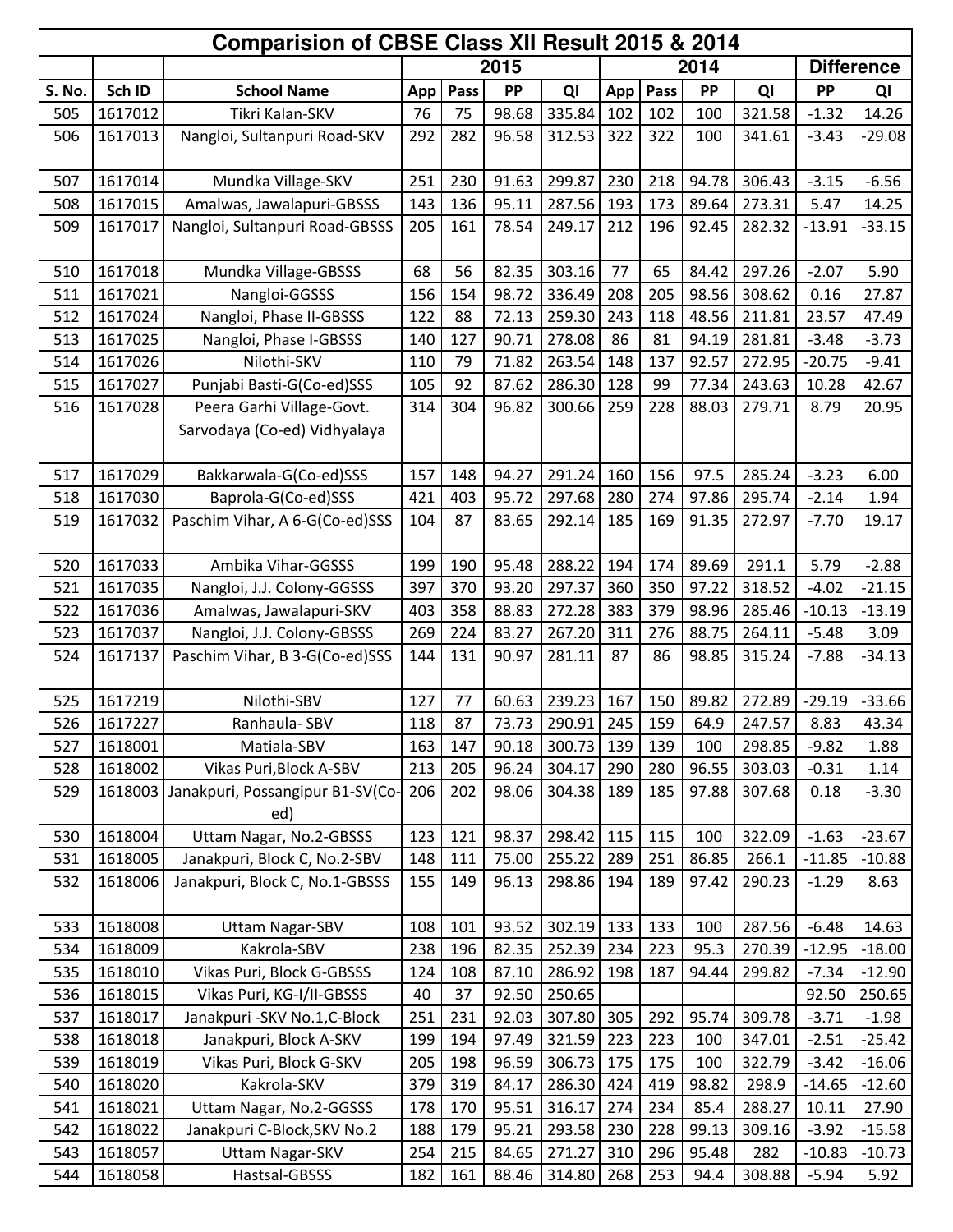# Comparision of CBSE Class XII Result 2015 & 2014

| | | | 2015 | | | | 2014 | | | | Difference | |
|---|---|---|---|---|---|---|---|---|---|---|---|---|
| S. No. | Sch ID | School Name | App | Pass | PP | QI | App | Pass | PP | QI | PP | QI |
| 505 | 1617012 | Tikri Kalan-SKV | 76 | 75 | 98.68 | 335.84 | 102 | 102 | 100 | 321.58 | -1.32 | 14.26 |
| 506 | 1617013 | Nangloi, Sultanpuri Road-SKV | 292 | 282 | 96.58 | 312.53 | 322 | 322 | 100 | 341.61 | -3.43 | -29.08 |
| 507 | 1617014 | Mundka Village-SKV | 251 | 230 | 91.63 | 299.87 | 230 | 218 | 94.78 | 306.43 | -3.15 | -6.56 |
| 508 | 1617015 | Amalwas, Jawalapuri-GBSSS | 143 | 136 | 95.11 | 287.56 | 193 | 173 | 89.64 | 273.31 | 5.47 | 14.25 |
| 509 | 1617017 | Nangloi, Sultanpuri Road-GBSSS | 205 | 161 | 78.54 | 249.17 | 212 | 196 | 92.45 | 282.32 | -13.91 | -33.15 |
| 510 | 1617018 | Mundka Village-GBSSS | 68 | 56 | 82.35 | 303.16 | 77 | 65 | 84.42 | 297.26 | -2.07 | 5.90 |
| 511 | 1617021 | Nangloi-GGSSS | 156 | 154 | 98.72 | 336.49 | 208 | 205 | 98.56 | 308.62 | 0.16 | 27.87 |
| 512 | 1617024 | Nangloi, Phase II-GBSSS | 122 | 88 | 72.13 | 259.30 | 243 | 118 | 48.56 | 211.81 | 23.57 | 47.49 |
| 513 | 1617025 | Nangloi, Phase I-GBSSS | 140 | 127 | 90.71 | 278.08 | 86 | 81 | 94.19 | 281.81 | -3.48 | -3.73 |
| 514 | 1617026 | Nilothi-SKV | 110 | 79 | 71.82 | 263.54 | 148 | 137 | 92.57 | 272.95 | -20.75 | -9.41 |
| 515 | 1617027 | Punjabi Basti-G(Co-ed)SSS | 105 | 92 | 87.62 | 286.30 | 128 | 99 | 77.34 | 243.63 | 10.28 | 42.67 |
| 516 | 1617028 | Peera Garhi Village-Govt. Sarvodaya (Co-ed) Vidhyalaya | 314 | 304 | 96.82 | 300.66 | 259 | 228 | 88.03 | 279.71 | 8.79 | 20.95 |
| 517 | 1617029 | Bakkarwala-G(Co-ed)SSS | 157 | 148 | 94.27 | 291.24 | 160 | 156 | 97.5 | 285.24 | -3.23 | 6.00 |
| 518 | 1617030 | Baprola-G(Co-ed)SSS | 421 | 403 | 95.72 | 297.68 | 280 | 274 | 97.86 | 295.74 | -2.14 | 1.94 |
| 519 | 1617032 | Paschim Vihar, A 6-G(Co-ed)SSS | 104 | 87 | 83.65 | 292.14 | 185 | 169 | 91.35 | 272.97 | -7.70 | 19.17 |
| 520 | 1617033 | Ambika Vihar-GGSSS | 199 | 190 | 95.48 | 288.22 | 194 | 174 | 89.69 | 291.1 | 5.79 | -2.88 |
| 521 | 1617035 | Nangloi, J.J. Colony-GGSSS | 397 | 370 | 93.20 | 297.37 | 360 | 350 | 97.22 | 318.52 | -4.02 | -21.15 |
| 522 | 1617036 | Amalwas, Jawalapuri-SKV | 403 | 358 | 88.83 | 272.28 | 383 | 379 | 98.96 | 285.46 | -10.13 | -13.19 |
| 523 | 1617037 | Nangloi, J.J. Colony-GBSSS | 269 | 224 | 83.27 | 267.20 | 311 | 276 | 88.75 | 264.11 | -5.48 | 3.09 |
| 524 | 1617137 | Paschim Vihar, B 3-G(Co-ed)SSS | 144 | 131 | 90.97 | 281.11 | 87 | 86 | 98.85 | 315.24 | -7.88 | -34.13 |
| 525 | 1617219 | Nilothi-SBV | 127 | 77 | 60.63 | 239.23 | 167 | 150 | 89.82 | 272.89 | -29.19 | -33.66 |
| 526 | 1617227 | Ranhaula- SBV | 118 | 87 | 73.73 | 290.91 | 245 | 159 | 64.9 | 247.57 | 8.83 | 43.34 |
| 527 | 1618001 | Matiala-SBV | 163 | 147 | 90.18 | 300.73 | 139 | 139 | 100 | 298.85 | -9.82 | 1.88 |
| 528 | 1618002 | Vikas Puri,Block A-SBV | 213 | 205 | 96.24 | 304.17 | 290 | 280 | 96.55 | 303.03 | -0.31 | 1.14 |
| 529 | 1618003 | Janakpuri, Possangipur B1-SV(Co-ed) | 206 | 202 | 98.06 | 304.38 | 189 | 185 | 97.88 | 307.68 | 0.18 | -3.30 |
| 530 | 1618004 | Uttam Nagar, No.2-GBSSS | 123 | 121 | 98.37 | 298.42 | 115 | 115 | 100 | 322.09 | -1.63 | -23.67 |
| 531 | 1618005 | Janakpuri, Block C, No.2-SBV | 148 | 111 | 75.00 | 255.22 | 289 | 251 | 86.85 | 266.1 | -11.85 | -10.88 |
| 532 | 1618006 | Janakpuri, Block C, No.1-GBSSS | 155 | 149 | 96.13 | 298.86 | 194 | 189 | 97.42 | 290.23 | -1.29 | 8.63 |
| 533 | 1618008 | Uttam Nagar-SBV | 108 | 101 | 93.52 | 302.19 | 133 | 133 | 100 | 287.56 | -6.48 | 14.63 |
| 534 | 1618009 | Kakrola-SBV | 238 | 196 | 82.35 | 252.39 | 234 | 223 | 95.3 | 270.39 | -12.95 | -18.00 |
| 535 | 1618010 | Vikas Puri, Block G-GBSSS | 124 | 108 | 87.10 | 286.92 | 198 | 187 | 94.44 | 299.82 | -7.34 | -12.90 |
| 536 | 1618015 | Vikas Puri, KG-I/II-GBSSS | 40 | 37 | 92.50 | 250.65 | | | | | 92.50 | 250.65 |
| 537 | 1618017 | Janakpuri -SKV No.1,C-Block | 251 | 231 | 92.03 | 307.80 | 305 | 292 | 95.74 | 309.78 | -3.71 | -1.98 |
| 538 | 1618018 | Janakpuri, Block A-SKV | 199 | 194 | 97.49 | 321.59 | 223 | 223 | 100 | 347.01 | -2.51 | -25.42 |
| 539 | 1618019 | Vikas Puri, Block G-SKV | 205 | 198 | 96.59 | 306.73 | 175 | 175 | 100 | 322.79 | -3.42 | -16.06 |
| 540 | 1618020 | Kakrola-SKV | 379 | 319 | 84.17 | 286.30 | 424 | 419 | 98.82 | 298.9 | -14.65 | -12.60 |
| 541 | 1618021 | Uttam Nagar, No.2-GGSSS | 178 | 170 | 95.51 | 316.17 | 274 | 234 | 85.4 | 288.27 | 10.11 | 27.90 |
| 542 | 1618022 | Janakpuri C-Block,SKV No.2 | 188 | 179 | 95.21 | 293.58 | 230 | 228 | 99.13 | 309.16 | -3.92 | -15.58 |
| 543 | 1618057 | Uttam Nagar-SKV | 254 | 215 | 84.65 | 271.27 | 310 | 296 | 95.48 | 282 | -10.83 | -10.73 |
| 544 | 1618058 | Hastsal-GBSSS | 182 | 161 | 88.46 | 314.80 | 268 | 253 | 94.4 | 308.88 | -5.94 | 5.92 |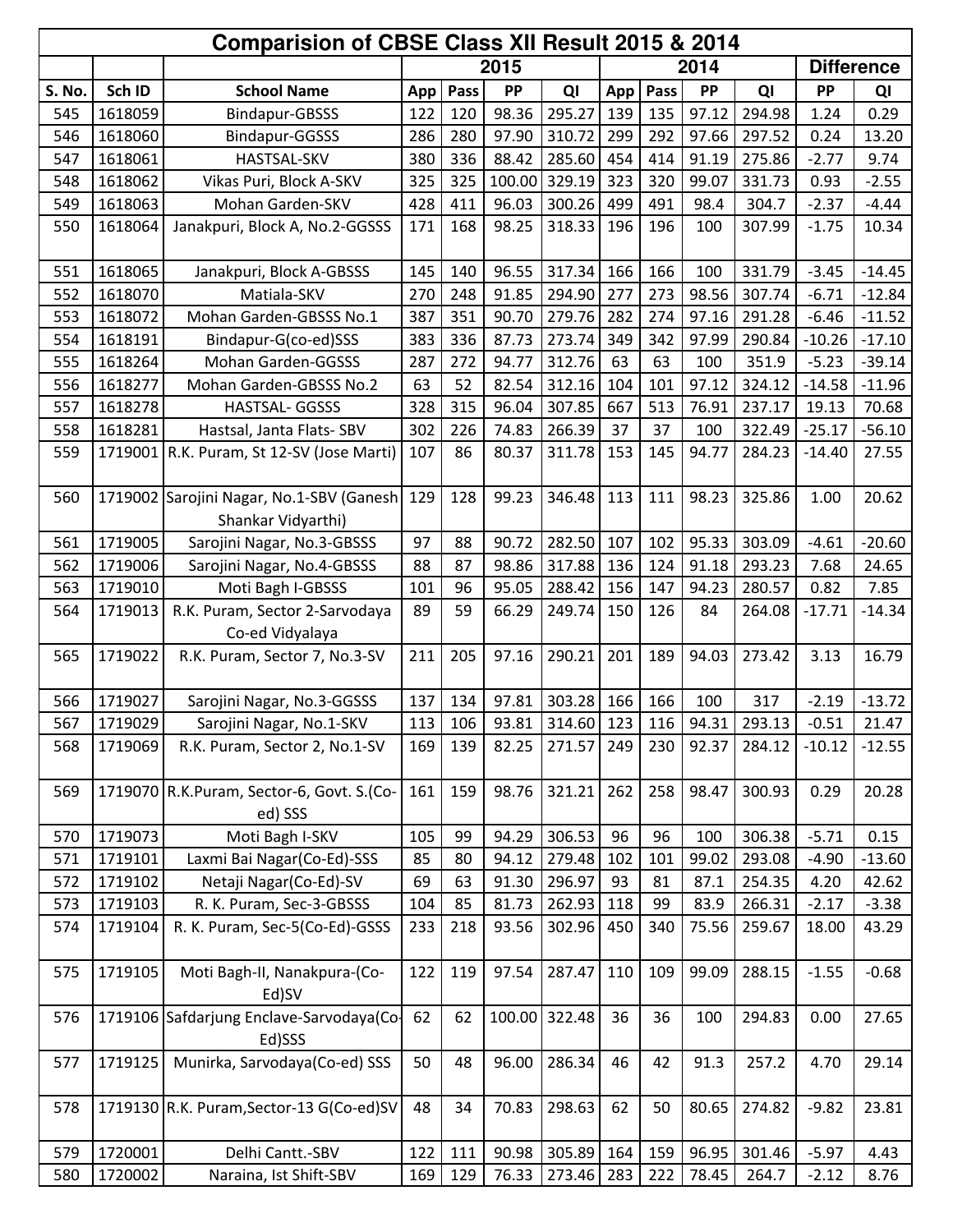# Comparision of CBSE Class XII Result 2015 & 2014

| | | | 2015 | | | | 2014 | | | | Difference | |
|---|---|---|---|---|---|---|---|---|---|---|---|---|
| S. No. | Sch ID | School Name | App | Pass | PP | QI | App | Pass | PP | QI | PP | QI |
| 545 | 1618059 | Bindapur-GBSSS | 122 | 120 | 98.36 | 295.27 | 139 | 135 | 97.12 | 294.98 | 1.24 | 0.29 |
| 546 | 1618060 | Bindapur-GGSSS | 286 | 280 | 97.90 | 310.72 | 299 | 292 | 97.66 | 297.52 | 0.24 | 13.20 |
| 547 | 1618061 | HASTSAL-SKV | 380 | 336 | 88.42 | 285.60 | 454 | 414 | 91.19 | 275.86 | -2.77 | 9.74 |
| 548 | 1618062 | Vikas Puri, Block A-SKV | 325 | 325 | 100.00 | 329.19 | 323 | 320 | 99.07 | 331.73 | 0.93 | -2.55 |
| 549 | 1618063 | Mohan Garden-SKV | 428 | 411 | 96.03 | 300.26 | 499 | 491 | 98.4 | 304.7 | -2.37 | -4.44 |
| 550 | 1618064 | Janakpuri, Block A, No.2-GGSSS | 171 | 168 | 98.25 | 318.33 | 196 | 196 | 100 | 307.99 | -1.75 | 10.34 |
| 551 | 1618065 | Janakpuri, Block A-GBSSS | 145 | 140 | 96.55 | 317.34 | 166 | 166 | 100 | 331.79 | -3.45 | -14.45 |
| 552 | 1618070 | Matiala-SKV | 270 | 248 | 91.85 | 294.90 | 277 | 273 | 98.56 | 307.74 | -6.71 | -12.84 |
| 553 | 1618072 | Mohan Garden-GBSSS No.1 | 387 | 351 | 90.70 | 279.76 | 282 | 274 | 97.16 | 291.28 | -6.46 | -11.52 |
| 554 | 1618191 | Bindapur-G(co-ed)SSS | 383 | 336 | 87.73 | 273.74 | 349 | 342 | 97.99 | 290.84 | -10.26 | -17.10 |
| 555 | 1618264 | Mohan Garden-GGSSS | 287 | 272 | 94.77 | 312.76 | 63 | 63 | 100 | 351.9 | -5.23 | -39.14 |
| 556 | 1618277 | Mohan Garden-GBSSS No.2 | 63 | 52 | 82.54 | 312.16 | 104 | 101 | 97.12 | 324.12 | -14.58 | -11.96 |
| 557 | 1618278 | HASTSAL- GGSSS | 328 | 315 | 96.04 | 307.85 | 667 | 513 | 76.91 | 237.17 | 19.13 | 70.68 |
| 558 | 1618281 | Hastsal, Janta Flats- SBV | 302 | 226 | 74.83 | 266.39 | 37 | 37 | 100 | 322.49 | -25.17 | -56.10 |
| 559 | 1719001 | R.K. Puram, St 12-SV (Jose Marti) | 107 | 86 | 80.37 | 311.78 | 153 | 145 | 94.77 | 284.23 | -14.40 | 27.55 |
| 560 | 1719002 | Sarojini Nagar, No.1-SBV (Ganesh Shankar Vidyarthi) | 129 | 128 | 99.23 | 346.48 | 113 | 111 | 98.23 | 325.86 | 1.00 | 20.62 |
| 561 | 1719005 | Sarojini Nagar, No.3-GBSSS | 97 | 88 | 90.72 | 282.50 | 107 | 102 | 95.33 | 303.09 | -4.61 | -20.60 |
| 562 | 1719006 | Sarojini Nagar, No.4-GBSSS | 88 | 87 | 98.86 | 317.88 | 136 | 124 | 91.18 | 293.23 | 7.68 | 24.65 |
| 563 | 1719010 | Moti Bagh I-GBSSS | 101 | 96 | 95.05 | 288.42 | 156 | 147 | 94.23 | 280.57 | 0.82 | 7.85 |
| 564 | 1719013 | R.K. Puram, Sector 2-Sarvodaya Co-ed Vidyalaya | 89 | 59 | 66.29 | 249.74 | 150 | 126 | 84 | 264.08 | -17.71 | -14.34 |
| 565 | 1719022 | R.K. Puram, Sector 7, No.3-SV | 211 | 205 | 97.16 | 290.21 | 201 | 189 | 94.03 | 273.42 | 3.13 | 16.79 |
| 566 | 1719027 | Sarojini Nagar, No.3-GGSSS | 137 | 134 | 97.81 | 303.28 | 166 | 166 | 100 | 317 | -2.19 | -13.72 |
| 567 | 1719029 | Sarojini Nagar, No.1-SKV | 113 | 106 | 93.81 | 314.60 | 123 | 116 | 94.31 | 293.13 | -0.51 | 21.47 |
| 568 | 1719069 | R.K. Puram, Sector 2, No.1-SV | 169 | 139 | 82.25 | 271.57 | 249 | 230 | 92.37 | 284.12 | -10.12 | -12.55 |
| 569 | 1719070 | R.K.Puram, Sector-6, Govt. S.(Co-ed) SSS | 161 | 159 | 98.76 | 321.21 | 262 | 258 | 98.47 | 300.93 | 0.29 | 20.28 |
| 570 | 1719073 | Moti Bagh I-SKV | 105 | 99 | 94.29 | 306.53 | 96 | 96 | 100 | 306.38 | -5.71 | 0.15 |
| 571 | 1719101 | Laxmi Bai Nagar(Co-Ed)-SSS | 85 | 80 | 94.12 | 279.48 | 102 | 101 | 99.02 | 293.08 | -4.90 | -13.60 |
| 572 | 1719102 | Netaji Nagar(Co-Ed)-SV | 69 | 63 | 91.30 | 296.97 | 93 | 81 | 87.1 | 254.35 | 4.20 | 42.62 |
| 573 | 1719103 | R. K. Puram, Sec-3-GBSSS | 104 | 85 | 81.73 | 262.93 | 118 | 99 | 83.9 | 266.31 | -2.17 | -3.38 |
| 574 | 1719104 | R. K. Puram, Sec-5(Co-Ed)-GSSS | 233 | 218 | 93.56 | 302.96 | 450 | 340 | 75.56 | 259.67 | 18.00 | 43.29 |
| 575 | 1719105 | Moti Bagh-II, Nanakpura-(Co-Ed)SV | 122 | 119 | 97.54 | 287.47 | 110 | 109 | 99.09 | 288.15 | -1.55 | -0.68 |
| 576 | 1719106 | Safdarjung Enclave-Sarvodaya(Co-Ed)SSS | 62 | 62 | 100.00 | 322.48 | 36 | 36 | 100 | 294.83 | 0.00 | 27.65 |
| 577 | 1719125 | Munirka, Sarvodaya(Co-ed) SSS | 50 | 48 | 96.00 | 286.34 | 46 | 42 | 91.3 | 257.2 | 4.70 | 29.14 |
| 578 | 1719130 | R.K. Puram,Sector-13 G(Co-ed)SV | 48 | 34 | 70.83 | 298.63 | 62 | 50 | 80.65 | 274.82 | -9.82 | 23.81 |
| 579 | 1720001 | Delhi Cantt.-SBV | 122 | 111 | 90.98 | 305.89 | 164 | 159 | 96.95 | 301.46 | -5.97 | 4.43 |
| 580 | 1720002 | Naraina, Ist Shift-SBV | 169 | 129 | 76.33 | 273.46 | 283 | 222 | 78.45 | 264.7 | -2.12 | 8.76 |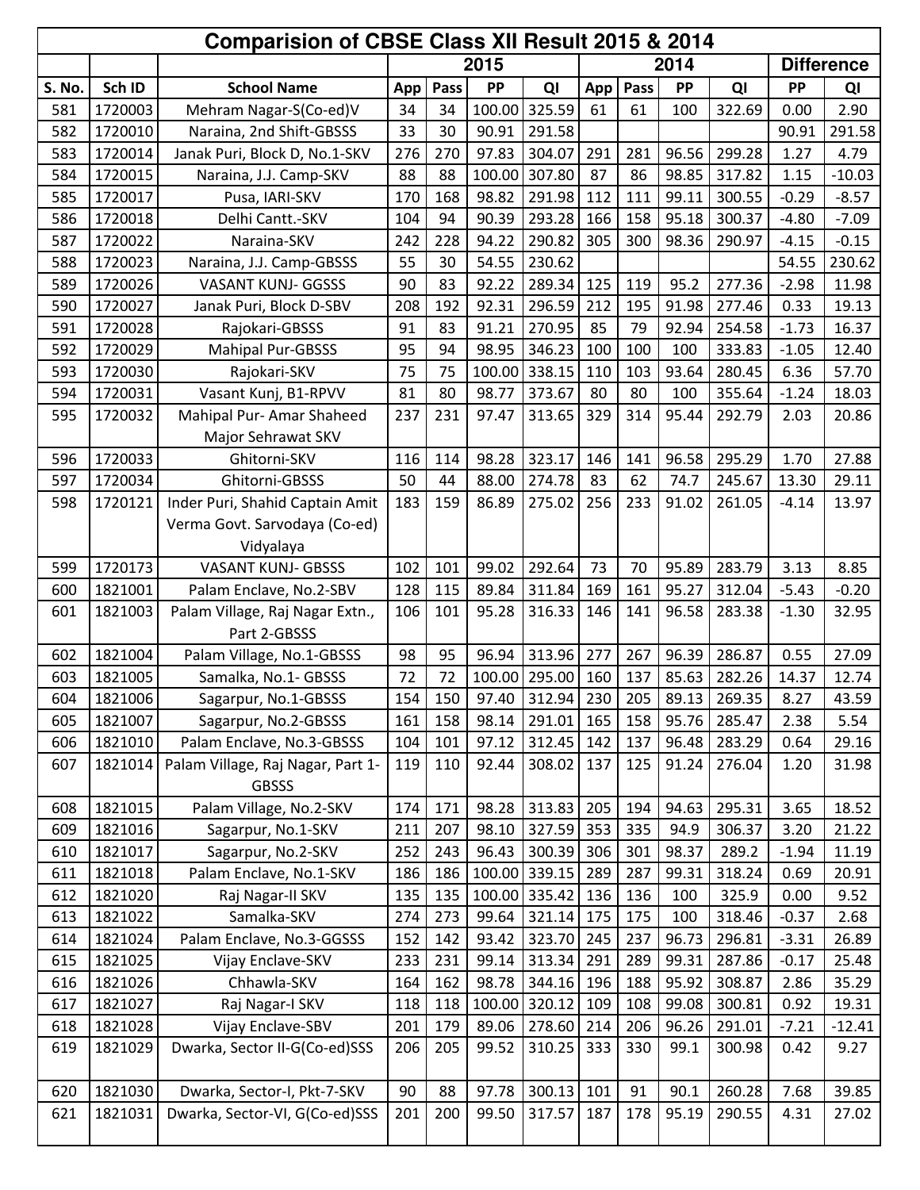# Comparision of CBSE Class XII Result 2015 & 2014

| | | | 2015 | | | | 2014 | | | | Difference | |
|---|---|---|---|---|---|---|---|---|---|---|---|---|
| S. No. | Sch ID | School Name | App | Pass | PP | QI | App | Pass | PP | QI | PP | QI |
| 581 | 1720003 | Mehram Nagar-S(Co-ed)V | 34 | 34 | 100.00 | 325.59 | 61 | 61 | 100 | 322.69 | 0.00 | 2.90 |
| 582 | 1720010 | Naraina, 2nd Shift-GBSSS | 33 | 30 | 90.91 | 291.58 | | | | | 90.91 | 291.58 |
| 583 | 1720014 | Janak Puri, Block D, No.1-SKV | 276 | 270 | 97.83 | 304.07 | 291 | 281 | 96.56 | 299.28 | 1.27 | 4.79 |
| 584 | 1720015 | Naraina, J.J. Camp-SKV | 88 | 88 | 100.00 | 307.80 | 87 | 86 | 98.85 | 317.82 | 1.15 | -10.03 |
| 585 | 1720017 | Pusa, IARI-SKV | 170 | 168 | 98.82 | 291.98 | 112 | 111 | 99.11 | 300.55 | -0.29 | -8.57 |
| 586 | 1720018 | Delhi Cantt.-SKV | 104 | 94 | 90.39 | 293.28 | 166 | 158 | 95.18 | 300.37 | -4.80 | -7.09 |
| 587 | 1720022 | Naraina-SKV | 242 | 228 | 94.22 | 290.82 | 305 | 300 | 98.36 | 290.97 | -4.15 | -0.15 |
| 588 | 1720023 | Naraina, J.J. Camp-GBSSS | 55 | 30 | 54.55 | 230.62 | | | | | 54.55 | 230.62 |
| 589 | 1720026 | VASANT KUNJ- GGSSS | 90 | 83 | 92.22 | 289.34 | 125 | 119 | 95.2 | 277.36 | -2.98 | 11.98 |
| 590 | 1720027 | Janak Puri, Block D-SBV | 208 | 192 | 92.31 | 296.59 | 212 | 195 | 91.98 | 277.46 | 0.33 | 19.13 |
| 591 | 1720028 | Rajokari-GBSSS | 91 | 83 | 91.21 | 270.95 | 85 | 79 | 92.94 | 254.58 | -1.73 | 16.37 |
| 592 | 1720029 | Mahipal Pur-GBSSS | 95 | 94 | 98.95 | 346.23 | 100 | 100 | 100 | 333.83 | -1.05 | 12.40 |
| 593 | 1720030 | Rajokari-SKV | 75 | 75 | 100.00 | 338.15 | 110 | 103 | 93.64 | 280.45 | 6.36 | 57.70 |
| 594 | 1720031 | Vasant Kunj, B1-RPVV | 81 | 80 | 98.77 | 373.67 | 80 | 80 | 100 | 355.64 | -1.24 | 18.03 |
| 595 | 1720032 | Mahipal Pur- Amar Shaheed Major Sehrawat SKV | 237 | 231 | 97.47 | 313.65 | 329 | 314 | 95.44 | 292.79 | 2.03 | 20.86 |
| 596 | 1720033 | Ghitorni-SKV | 116 | 114 | 98.28 | 323.17 | 146 | 141 | 96.58 | 295.29 | 1.70 | 27.88 |
| 597 | 1720034 | Ghitorni-GBSSS | 50 | 44 | 88.00 | 274.78 | 83 | 62 | 74.7 | 245.67 | 13.30 | 29.11 |
| 598 | 1720121 | Inder Puri, Shahid Captain Amit Verma Govt. Sarvodaya (Co-ed) Vidyalaya | 183 | 159 | 86.89 | 275.02 | 256 | 233 | 91.02 | 261.05 | -4.14 | 13.97 |
| 599 | 1720173 | VASANT KUNJ- GBSSS | 102 | 101 | 99.02 | 292.64 | 73 | 70 | 95.89 | 283.79 | 3.13 | 8.85 |
| 600 | 1821001 | Palam Enclave, No.2-SBV | 128 | 115 | 89.84 | 311.84 | 169 | 161 | 95.27 | 312.04 | -5.43 | -0.20 |
| 601 | 1821003 | Palam Village, Raj Nagar Extn., Part 2-GBSSS | 106 | 101 | 95.28 | 316.33 | 146 | 141 | 96.58 | 283.38 | -1.30 | 32.95 |
| 602 | 1821004 | Palam Village, No.1-GBSSS | 98 | 95 | 96.94 | 313.96 | 277 | 267 | 96.39 | 286.87 | 0.55 | 27.09 |
| 603 | 1821005 | Samalka, No.1- GBSSS | 72 | 72 | 100.00 | 295.00 | 160 | 137 | 85.63 | 282.26 | 14.37 | 12.74 |
| 604 | 1821006 | Sagarpur, No.1-GBSSS | 154 | 150 | 97.40 | 312.94 | 230 | 205 | 89.13 | 269.35 | 8.27 | 43.59 |
| 605 | 1821007 | Sagarpur, No.2-GBSSS | 161 | 158 | 98.14 | 291.01 | 165 | 158 | 95.76 | 285.47 | 2.38 | 5.54 |
| 606 | 1821010 | Palam Enclave, No.3-GBSSS | 104 | 101 | 97.12 | 312.45 | 142 | 137 | 96.48 | 283.29 | 0.64 | 29.16 |
| 607 | 1821014 | Palam Village, Raj Nagar, Part 1-GBSSS | 119 | 110 | 92.44 | 308.02 | 137 | 125 | 91.24 | 276.04 | 1.20 | 31.98 |
| 608 | 1821015 | Palam Village, No.2-SKV | 174 | 171 | 98.28 | 313.83 | 205 | 194 | 94.63 | 295.31 | 3.65 | 18.52 |
| 609 | 1821016 | Sagarpur, No.1-SKV | 211 | 207 | 98.10 | 327.59 | 353 | 335 | 94.9 | 306.37 | 3.20 | 21.22 |
| 610 | 1821017 | Sagarpur, No.2-SKV | 252 | 243 | 96.43 | 300.39 | 306 | 301 | 98.37 | 289.2 | -1.94 | 11.19 |
| 611 | 1821018 | Palam Enclave, No.1-SKV | 186 | 186 | 100.00 | 339.15 | 289 | 287 | 99.31 | 318.24 | 0.69 | 20.91 |
| 612 | 1821020 | Raj Nagar-II SKV | 135 | 135 | 100.00 | 335.42 | 136 | 136 | 100 | 325.9 | 0.00 | 9.52 |
| 613 | 1821022 | Samalka-SKV | 274 | 273 | 99.64 | 321.14 | 175 | 175 | 100 | 318.46 | -0.37 | 2.68 |
| 614 | 1821024 | Palam Enclave, No.3-GGSSS | 152 | 142 | 93.42 | 323.70 | 245 | 237 | 96.73 | 296.81 | -3.31 | 26.89 |
| 615 | 1821025 | Vijay Enclave-SKV | 233 | 231 | 99.14 | 313.34 | 291 | 289 | 99.31 | 287.86 | -0.17 | 25.48 |
| 616 | 1821026 | Chhawla-SKV | 164 | 162 | 98.78 | 344.16 | 196 | 188 | 95.92 | 308.87 | 2.86 | 35.29 |
| 617 | 1821027 | Raj Nagar-I SKV | 118 | 118 | 100.00 | 320.12 | 109 | 108 | 99.08 | 300.81 | 0.92 | 19.31 |
| 618 | 1821028 | Vijay Enclave-SBV | 201 | 179 | 89.06 | 278.60 | 214 | 206 | 96.26 | 291.01 | -7.21 | -12.41 |
| 619 | 1821029 | Dwarka, Sector II-G(Co-ed)SSS | 206 | 205 | 99.52 | 310.25 | 333 | 330 | 99.1 | 300.98 | 0.42 | 9.27 |
| 620 | 1821030 | Dwarka, Sector-I, Pkt-7-SKV | 90 | 88 | 97.78 | 300.13 | 101 | 91 | 90.1 | 260.28 | 7.68 | 39.85 |
| 621 | 1821031 | Dwarka, Sector-VI, G(Co-ed)SSS | 201 | 200 | 99.50 | 317.57 | 187 | 178 | 95.19 | 290.55 | 4.31 | 27.02 |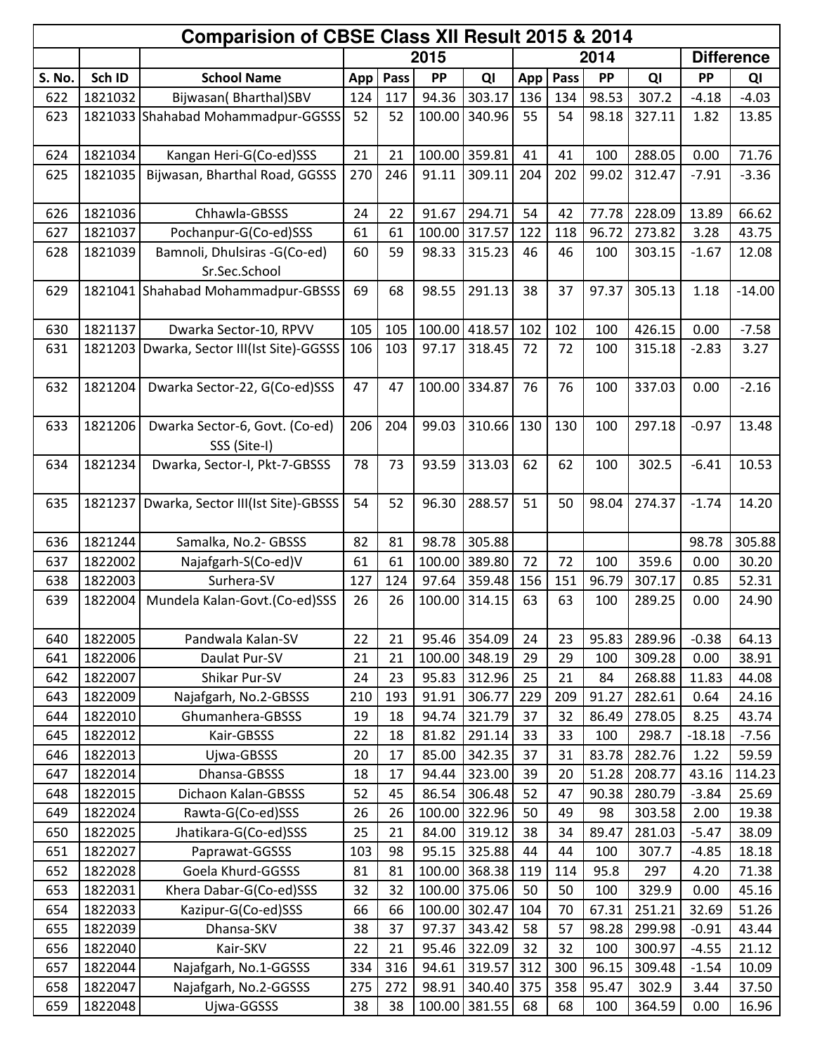# Comparision of CBSE Class XII Result 2015 & 2014

| | | | 2015 | | | | 2014 | | | | Difference | |
|---|---|---|---|---|---|---|---|---|---|---|---|---|
| S. No. | Sch ID | School Name | App | Pass | PP | QI | App | Pass | PP | QI | PP | QI |
| 622 | 1821032 | Bijwasan( Bharthal)SBV | 124 | 117 | 94.36 | 303.17 | 136 | 134 | 98.53 | 307.2 | -4.18 | -4.03 |
| 623 | 1821033 | Shahabad Mohammadpur-GGSSS | 52 | 52 | 100.00 | 340.96 | 55 | 54 | 98.18 | 327.11 | 1.82 | 13.85 |
| 624 | 1821034 | Kangan Heri-G(Co-ed)SSS | 21 | 21 | 100.00 | 359.81 | 41 | 41 | 100 | 288.05 | 0.00 | 71.76 |
| 625 | 1821035 | Bijwasan, Bharthal Road, GGSSS | 270 | 246 | 91.11 | 309.11 | 204 | 202 | 99.02 | 312.47 | -7.91 | -3.36 |
| 626 | 1821036 | Chhawla-GBSSS | 24 | 22 | 91.67 | 294.71 | 54 | 42 | 77.78 | 228.09 | 13.89 | 66.62 |
| 627 | 1821037 | Pochanpur-G(Co-ed)SSS | 61 | 61 | 100.00 | 317.57 | 122 | 118 | 96.72 | 273.82 | 3.28 | 43.75 |
| 628 | 1821039 | Bamnoli, Dhulsiras -G(Co-ed) Sr.Sec.School | 60 | 59 | 98.33 | 315.23 | 46 | 46 | 100 | 303.15 | -1.67 | 12.08 |
| 629 | 1821041 | Shahabad Mohammadpur-GBSSS | 69 | 68 | 98.55 | 291.13 | 38 | 37 | 97.37 | 305.13 | 1.18 | -14.00 |
| 630 | 1821137 | Dwarka Sector-10, RPVV | 105 | 105 | 100.00 | 418.57 | 102 | 102 | 100 | 426.15 | 0.00 | -7.58 |
| 631 | 1821203 | Dwarka, Sector III(Ist Site)-GGSSS | 106 | 103 | 97.17 | 318.45 | 72 | 72 | 100 | 315.18 | -2.83 | 3.27 |
| 632 | 1821204 | Dwarka Sector-22, G(Co-ed)SSS | 47 | 47 | 100.00 | 334.87 | 76 | 76 | 100 | 337.03 | 0.00 | -2.16 |
| 633 | 1821206 | Dwarka Sector-6, Govt. (Co-ed) SSS (Site-I) | 206 | 204 | 99.03 | 310.66 | 130 | 130 | 100 | 297.18 | -0.97 | 13.48 |
| 634 | 1821234 | Dwarka, Sector-I, Pkt-7-GBSSS | 78 | 73 | 93.59 | 313.03 | 62 | 62 | 100 | 302.5 | -6.41 | 10.53 |
| 635 | 1821237 | Dwarka, Sector III(Ist Site)-GBSSS | 54 | 52 | 96.30 | 288.57 | 51 | 50 | 98.04 | 274.37 | -1.74 | 14.20 |
| 636 | 1821244 | Samalka, No.2- GBSSS | 82 | 81 | 98.78 | 305.88 | | | | | 98.78 | 305.88 |
| 637 | 1822002 | Najafgarh-S(Co-ed)V | 61 | 61 | 100.00 | 389.80 | 72 | 72 | 100 | 359.6 | 0.00 | 30.20 |
| 638 | 1822003 | Surhera-SV | 127 | 124 | 97.64 | 359.48 | 156 | 151 | 96.79 | 307.17 | 0.85 | 52.31 |
| 639 | 1822004 | Mundela Kalan-Govt.(Co-ed)SSS | 26 | 26 | 100.00 | 314.15 | 63 | 63 | 100 | 289.25 | 0.00 | 24.90 |
| 640 | 1822005 | Pandwala Kalan-SV | 22 | 21 | 95.46 | 354.09 | 24 | 23 | 95.83 | 289.96 | -0.38 | 64.13 |
| 641 | 1822006 | Daulat Pur-SV | 21 | 21 | 100.00 | 348.19 | 29 | 29 | 100 | 309.28 | 0.00 | 38.91 |
| 642 | 1822007 | Shikar Pur-SV | 24 | 23 | 95.83 | 312.96 | 25 | 21 | 84 | 268.88 | 11.83 | 44.08 |
| 643 | 1822009 | Najafgarh, No.2-GBSSS | 210 | 193 | 91.91 | 306.77 | 229 | 209 | 91.27 | 282.61 | 0.64 | 24.16 |
| 644 | 1822010 | Ghumanhera-GBSSS | 19 | 18 | 94.74 | 321.79 | 37 | 32 | 86.49 | 278.05 | 8.25 | 43.74 |
| 645 | 1822012 | Kair-GBSSS | 22 | 18 | 81.82 | 291.14 | 33 | 33 | 100 | 298.7 | -18.18 | -7.56 |
| 646 | 1822013 | Ujwa-GBSSS | 20 | 17 | 85.00 | 342.35 | 37 | 31 | 83.78 | 282.76 | 1.22 | 59.59 |
| 647 | 1822014 | Dhansa-GBSSS | 18 | 17 | 94.44 | 323.00 | 39 | 20 | 51.28 | 208.77 | 43.16 | 114.23 |
| 648 | 1822015 | Dichaon Kalan-GBSSS | 52 | 45 | 86.54 | 306.48 | 52 | 47 | 90.38 | 280.79 | -3.84 | 25.69 |
| 649 | 1822024 | Rawta-G(Co-ed)SSS | 26 | 26 | 100.00 | 322.96 | 50 | 49 | 98 | 303.58 | 2.00 | 19.38 |
| 650 | 1822025 | Jhatikara-G(Co-ed)SSS | 25 | 21 | 84.00 | 319.12 | 38 | 34 | 89.47 | 281.03 | -5.47 | 38.09 |
| 651 | 1822027 | Paprawat-GGSSS | 103 | 98 | 95.15 | 325.88 | 44 | 44 | 100 | 307.7 | -4.85 | 18.18 |
| 652 | 1822028 | Goela Khurd-GGSSS | 81 | 81 | 100.00 | 368.38 | 119 | 114 | 95.8 | 297 | 4.20 | 71.38 |
| 653 | 1822031 | Khera Dabar-G(Co-ed)SSS | 32 | 32 | 100.00 | 375.06 | 50 | 50 | 100 | 329.9 | 0.00 | 45.16 |
| 654 | 1822033 | Kazipur-G(Co-ed)SSS | 66 | 66 | 100.00 | 302.47 | 104 | 70 | 67.31 | 251.21 | 32.69 | 51.26 |
| 655 | 1822039 | Dhansa-SKV | 38 | 37 | 97.37 | 343.42 | 58 | 57 | 98.28 | 299.98 | -0.91 | 43.44 |
| 656 | 1822040 | Kair-SKV | 22 | 21 | 95.46 | 322.09 | 32 | 32 | 100 | 300.97 | -4.55 | 21.12 |
| 657 | 1822044 | Najafgarh, No.1-GGSSS | 334 | 316 | 94.61 | 319.57 | 312 | 300 | 96.15 | 309.48 | -1.54 | 10.09 |
| 658 | 1822047 | Najafgarh, No.2-GGSSS | 275 | 272 | 98.91 | 340.40 | 375 | 358 | 95.47 | 302.9 | 3.44 | 37.50 |
| 659 | 1822048 | Ujwa-GGSSS | 38 | 38 | 100.00 | 381.55 | 68 | 68 | 100 | 364.59 | 0.00 | 16.96 |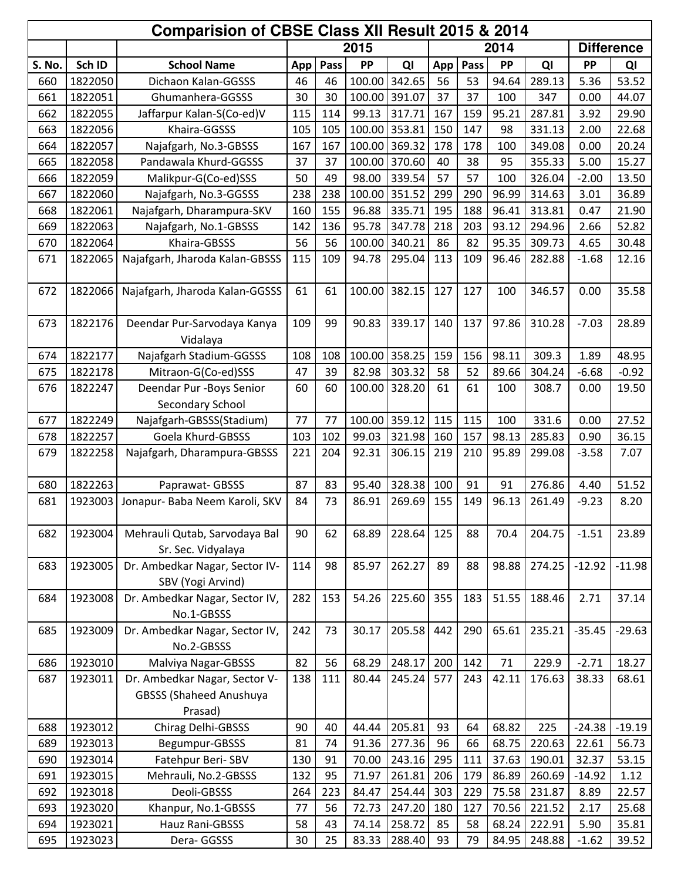# Comparision of CBSE Class XII Result 2015 & 2014

| | | | 2015 | | | | 2014 | | | | Difference | |
|---|---|---|---|---|---|---|---|---|---|---|---|---|
| S. No. | Sch ID | School Name | App | Pass | PP | QI | App | Pass | PP | QI | PP | QI |
| 660 | 1822050 | Dichaon Kalan-GGSSS | 46 | 46 | 100.00 | 342.65 | 56 | 53 | 94.64 | 289.13 | 5.36 | 53.52 |
| 661 | 1822051 | Ghumanhera-GGSSS | 30 | 30 | 100.00 | 391.07 | 37 | 37 | 100 | 347 | 0.00 | 44.07 |
| 662 | 1822055 | Jaffarpur Kalan-S(Co-ed)V | 115 | 114 | 99.13 | 317.71 | 167 | 159 | 95.21 | 287.81 | 3.92 | 29.90 |
| 663 | 1822056 | Khaira-GGSSS | 105 | 105 | 100.00 | 353.81 | 150 | 147 | 98 | 331.13 | 2.00 | 22.68 |
| 664 | 1822057 | Najafgarh, No.3-GBSSS | 167 | 167 | 100.00 | 369.32 | 178 | 178 | 100 | 349.08 | 0.00 | 20.24 |
| 665 | 1822058 | Pandawala Khurd-GGSSS | 37 | 37 | 100.00 | 370.60 | 40 | 38 | 95 | 355.33 | 5.00 | 15.27 |
| 666 | 1822059 | Malikpur-G(Co-ed)SSS | 50 | 49 | 98.00 | 339.54 | 57 | 57 | 100 | 326.04 | -2.00 | 13.50 |
| 667 | 1822060 | Najafgarh, No.3-GGSSS | 238 | 238 | 100.00 | 351.52 | 299 | 290 | 96.99 | 314.63 | 3.01 | 36.89 |
| 668 | 1822061 | Najafgarh, Dharampura-SKV | 160 | 155 | 96.88 | 335.71 | 195 | 188 | 96.41 | 313.81 | 0.47 | 21.90 |
| 669 | 1822063 | Najafgarh, No.1-GBSSS | 142 | 136 | 95.78 | 347.78 | 218 | 203 | 93.12 | 294.96 | 2.66 | 52.82 |
| 670 | 1822064 | Khaira-GBSSS | 56 | 56 | 100.00 | 340.21 | 86 | 82 | 95.35 | 309.73 | 4.65 | 30.48 |
| 671 | 1822065 | Najafgarh, Jharoda Kalan-GBSSS | 115 | 109 | 94.78 | 295.04 | 113 | 109 | 96.46 | 282.88 | -1.68 | 12.16 |
| 672 | 1822066 | Najafgarh, Jharoda Kalan-GGSSS | 61 | 61 | 100.00 | 382.15 | 127 | 127 | 100 | 346.57 | 0.00 | 35.58 |
| 673 | 1822176 | Deendar Pur-Sarvodaya Kanya Vidalaya | 109 | 99 | 90.83 | 339.17 | 140 | 137 | 97.86 | 310.28 | -7.03 | 28.89 |
| 674 | 1822177 | Najafgarh Stadium-GGSSS | 108 | 108 | 100.00 | 358.25 | 159 | 156 | 98.11 | 309.3 | 1.89 | 48.95 |
| 675 | 1822178 | Mitraon-G(Co-ed)SSS | 47 | 39 | 82.98 | 303.32 | 58 | 52 | 89.66 | 304.24 | -6.68 | -0.92 |
| 676 | 1822247 | Deendar Pur -Boys Senior Secondary School | 60 | 60 | 100.00 | 328.20 | 61 | 61 | 100 | 308.7 | 0.00 | 19.50 |
| 677 | 1822249 | Najafgarh-GBSSS(Stadium) | 77 | 77 | 100.00 | 359.12 | 115 | 115 | 100 | 331.6 | 0.00 | 27.52 |
| 678 | 1822257 | Goela Khurd-GBSSS | 103 | 102 | 99.03 | 321.98 | 160 | 157 | 98.13 | 285.83 | 0.90 | 36.15 |
| 679 | 1822258 | Najafgarh, Dharampura-GBSSS | 221 | 204 | 92.31 | 306.15 | 219 | 210 | 95.89 | 299.08 | -3.58 | 7.07 |
| 680 | 1822263 | Paprawat- GBSSS | 87 | 83 | 95.40 | 328.38 | 100 | 91 | 91 | 276.86 | 4.40 | 51.52 |
| 681 | 1923003 | Jonapur- Baba Neem Karoli, SKV | 84 | 73 | 86.91 | 269.69 | 155 | 149 | 96.13 | 261.49 | -9.23 | 8.20 |
| 682 | 1923004 | Mehrauli Qutab, Sarvodaya Bal Sr. Sec. Vidyalaya | 90 | 62 | 68.89 | 228.64 | 125 | 88 | 70.4 | 204.75 | -1.51 | 23.89 |
| 683 | 1923005 | Dr. Ambedkar Nagar, Sector IV-SBV (Yogi Arvind) | 114 | 98 | 85.97 | 262.27 | 89 | 88 | 98.88 | 274.25 | -12.92 | -11.98 |
| 684 | 1923008 | Dr. Ambedkar Nagar, Sector IV, No.1-GBSSS | 282 | 153 | 54.26 | 225.60 | 355 | 183 | 51.55 | 188.46 | 2.71 | 37.14 |
| 685 | 1923009 | Dr. Ambedkar Nagar, Sector IV, No.2-GBSSS | 242 | 73 | 30.17 | 205.58 | 442 | 290 | 65.61 | 235.21 | -35.45 | -29.63 |
| 686 | 1923010 | Malviya Nagar-GBSSS | 82 | 56 | 68.29 | 248.17 | 200 | 142 | 71 | 229.9 | -2.71 | 18.27 |
| 687 | 1923011 | Dr. Ambedkar Nagar, Sector V-GBSSS (Shaheed Anushuya Prasad) | 138 | 111 | 80.44 | 245.24 | 577 | 243 | 42.11 | 176.63 | 38.33 | 68.61 |
| 688 | 1923012 | Chirag Delhi-GBSSS | 90 | 40 | 44.44 | 205.81 | 93 | 64 | 68.82 | 225 | -24.38 | -19.19 |
| 689 | 1923013 | Begumpur-GBSSS | 81 | 74 | 91.36 | 277.36 | 96 | 66 | 68.75 | 220.63 | 22.61 | 56.73 |
| 690 | 1923014 | Fatehpur Beri- SBV | 130 | 91 | 70.00 | 243.16 | 295 | 111 | 37.63 | 190.01 | 32.37 | 53.15 |
| 691 | 1923015 | Mehrauli, No.2-GBSSS | 132 | 95 | 71.97 | 261.81 | 206 | 179 | 86.89 | 260.69 | -14.92 | 1.12 |
| 692 | 1923018 | Deoli-GBSSS | 264 | 223 | 84.47 | 254.44 | 303 | 229 | 75.58 | 231.87 | 8.89 | 22.57 |
| 693 | 1923020 | Khanpur, No.1-GBSSS | 77 | 56 | 72.73 | 247.20 | 180 | 127 | 70.56 | 221.52 | 2.17 | 25.68 |
| 694 | 1923021 | Hauz Rani-GBSSS | 58 | 43 | 74.14 | 258.72 | 85 | 58 | 68.24 | 222.91 | 5.90 | 35.81 |
| 695 | 1923023 | Dera- GGSSS | 30 | 25 | 83.33 | 288.40 | 93 | 79 | 84.95 | 248.88 | -1.62 | 39.52 |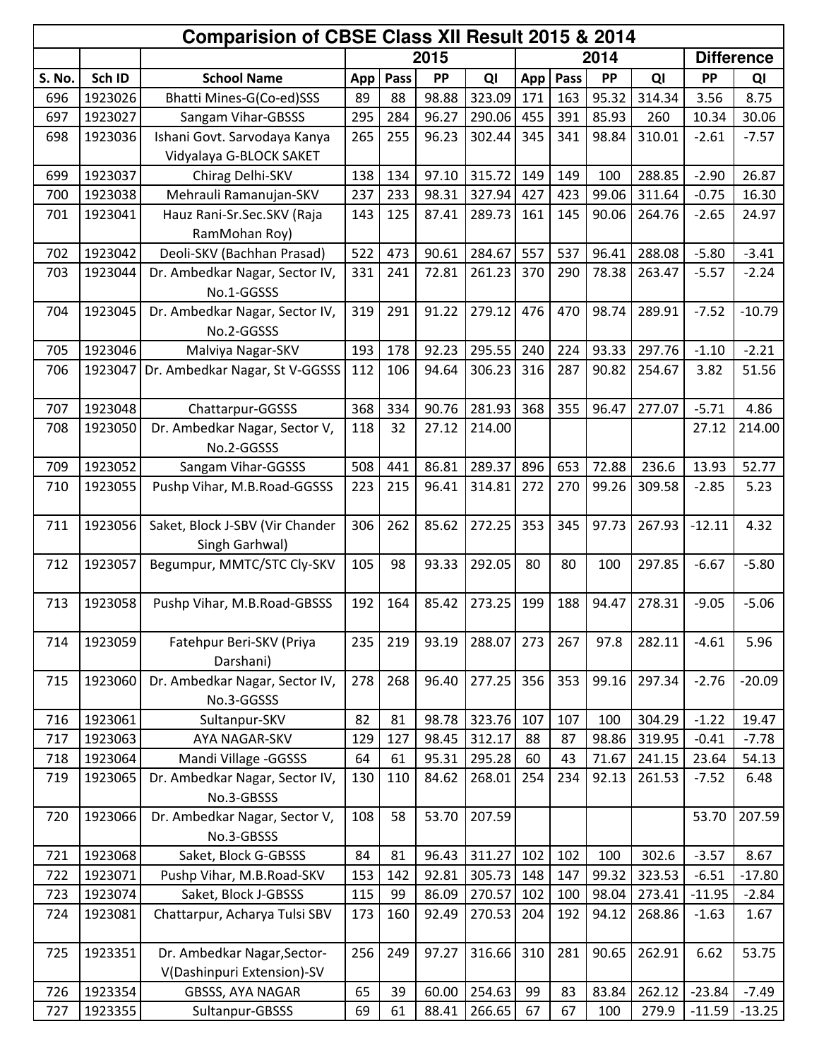# Comparision of CBSE Class XII Result 2015 & 2014

| | | | 2015 | | | | 2014 | | | | Difference | |
|---|---|---|---|---|---|---|---|---|---|---|---|---|
| S. No. | Sch ID | School Name | App | Pass | PP | QI | App | Pass | PP | QI | PP | QI |
| 696 | 1923026 | Bhatti Mines-G(Co-ed)SSS | 89 | 88 | 98.88 | 323.09 | 171 | 163 | 95.32 | 314.34 | 3.56 | 8.75 |
| 697 | 1923027 | Sangam Vihar-GBSSS | 295 | 284 | 96.27 | 290.06 | 455 | 391 | 85.93 | 260 | 10.34 | 30.06 |
| 698 | 1923036 | Ishani Govt. Sarvodaya Kanya Vidyalaya G-BLOCK SAKET | 265 | 255 | 96.23 | 302.44 | 345 | 341 | 98.84 | 310.01 | -2.61 | -7.57 |
| 699 | 1923037 | Chirag Delhi-SKV | 138 | 134 | 97.10 | 315.72 | 149 | 149 | 100 | 288.85 | -2.90 | 26.87 |
| 700 | 1923038 | Mehrauli Ramanujan-SKV | 237 | 233 | 98.31 | 327.94 | 427 | 423 | 99.06 | 311.64 | -0.75 | 16.30 |
| 701 | 1923041 | Hauz Rani-Sr.Sec.SKV (Raja RamMohan Roy) | 143 | 125 | 87.41 | 289.73 | 161 | 145 | 90.06 | 264.76 | -2.65 | 24.97 |
| 702 | 1923042 | Deoli-SKV (Bachhan Prasad) | 522 | 473 | 90.61 | 284.67 | 557 | 537 | 96.41 | 288.08 | -5.80 | -3.41 |
| 703 | 1923044 | Dr. Ambedkar Nagar, Sector IV, No.1-GGSSS | 331 | 241 | 72.81 | 261.23 | 370 | 290 | 78.38 | 263.47 | -5.57 | -2.24 |
| 704 | 1923045 | Dr. Ambedkar Nagar, Sector IV, No.2-GGSSS | 319 | 291 | 91.22 | 279.12 | 476 | 470 | 98.74 | 289.91 | -7.52 | -10.79 |
| 705 | 1923046 | Malviya Nagar-SKV | 193 | 178 | 92.23 | 295.55 | 240 | 224 | 93.33 | 297.76 | -1.10 | -2.21 |
| 706 | 1923047 | Dr. Ambedkar Nagar, St V-GGSSS | 112 | 106 | 94.64 | 306.23 | 316 | 287 | 90.82 | 254.67 | 3.82 | 51.56 |
| 707 | 1923048 | Chattarpur-GGSSS | 368 | 334 | 90.76 | 281.93 | 368 | 355 | 96.47 | 277.07 | -5.71 | 4.86 |
| 708 | 1923050 | Dr. Ambedkar Nagar, Sector V, No.2-GGSSS | 118 | 32 | 27.12 | 214.00 | | | | | 27.12 | 214.00 |
| 709 | 1923052 | Sangam Vihar-GGSSS | 508 | 441 | 86.81 | 289.37 | 896 | 653 | 72.88 | 236.6 | 13.93 | 52.77 |
| 710 | 1923055 | Pushp Vihar, M.B.Road-GGSSS | 223 | 215 | 96.41 | 314.81 | 272 | 270 | 99.26 | 309.58 | -2.85 | 5.23 |
| 711 | 1923056 | Saket, Block J-SBV (Vir Chander Singh Garhwal) | 306 | 262 | 85.62 | 272.25 | 353 | 345 | 97.73 | 267.93 | -12.11 | 4.32 |
| 712 | 1923057 | Begumpur, MMTC/STC Cly-SKV | 105 | 98 | 93.33 | 292.05 | 80 | 80 | 100 | 297.85 | -6.67 | -5.80 |
| 713 | 1923058 | Pushp Vihar, M.B.Road-GBSSS | 192 | 164 | 85.42 | 273.25 | 199 | 188 | 94.47 | 278.31 | -9.05 | -5.06 |
| 714 | 1923059 | Fatehpur Beri-SKV (Priya Darshani) | 235 | 219 | 93.19 | 288.07 | 273 | 267 | 97.8 | 282.11 | -4.61 | 5.96 |
| 715 | 1923060 | Dr. Ambedkar Nagar, Sector IV, No.3-GGSSS | 278 | 268 | 96.40 | 277.25 | 356 | 353 | 99.16 | 297.34 | -2.76 | -20.09 |
| 716 | 1923061 | Sultanpur-SKV | 82 | 81 | 98.78 | 323.76 | 107 | 107 | 100 | 304.29 | -1.22 | 19.47 |
| 717 | 1923063 | AYA NAGAR-SKV | 129 | 127 | 98.45 | 312.17 | 88 | 87 | 98.86 | 319.95 | -0.41 | -7.78 |
| 718 | 1923064 | Mandi Village -GGSSS | 64 | 61 | 95.31 | 295.28 | 60 | 43 | 71.67 | 241.15 | 23.64 | 54.13 |
| 719 | 1923065 | Dr. Ambedkar Nagar, Sector IV, No.3-GBSSS | 130 | 110 | 84.62 | 268.01 | 254 | 234 | 92.13 | 261.53 | -7.52 | 6.48 |
| 720 | 1923066 | Dr. Ambedkar Nagar, Sector V, No.3-GBSSS | 108 | 58 | 53.70 | 207.59 | | | | | 53.70 | 207.59 |
| 721 | 1923068 | Saket, Block G-GBSSS | 84 | 81 | 96.43 | 311.27 | 102 | 102 | 100 | 302.6 | -3.57 | 8.67 |
| 722 | 1923071 | Pushp Vihar, M.B.Road-SKV | 153 | 142 | 92.81 | 305.73 | 148 | 147 | 99.32 | 323.53 | -6.51 | -17.80 |
| 723 | 1923074 | Saket, Block J-GBSSS | 115 | 99 | 86.09 | 270.57 | 102 | 100 | 98.04 | 273.41 | -11.95 | -2.84 |
| 724 | 1923081 | Chattarpur, Acharya Tulsi SBV | 173 | 160 | 92.49 | 270.53 | 204 | 192 | 94.12 | 268.86 | -1.63 | 1.67 |
| 725 | 1923351 | Dr. Ambedkar Nagar,Sector-V(Dashinpuri Extension)-SV | 256 | 249 | 97.27 | 316.66 | 310 | 281 | 90.65 | 262.91 | 6.62 | 53.75 |
| 726 | 1923354 | GBSSS, AYA NAGAR | 65 | 39 | 60.00 | 254.63 | 99 | 83 | 83.84 | 262.12 | -23.84 | -7.49 |
| 727 | 1923355 | Sultanpur-GBSSS | 69 | 61 | 88.41 | 266.65 | 67 | 67 | 100 | 279.9 | -11.59 | -13.25 |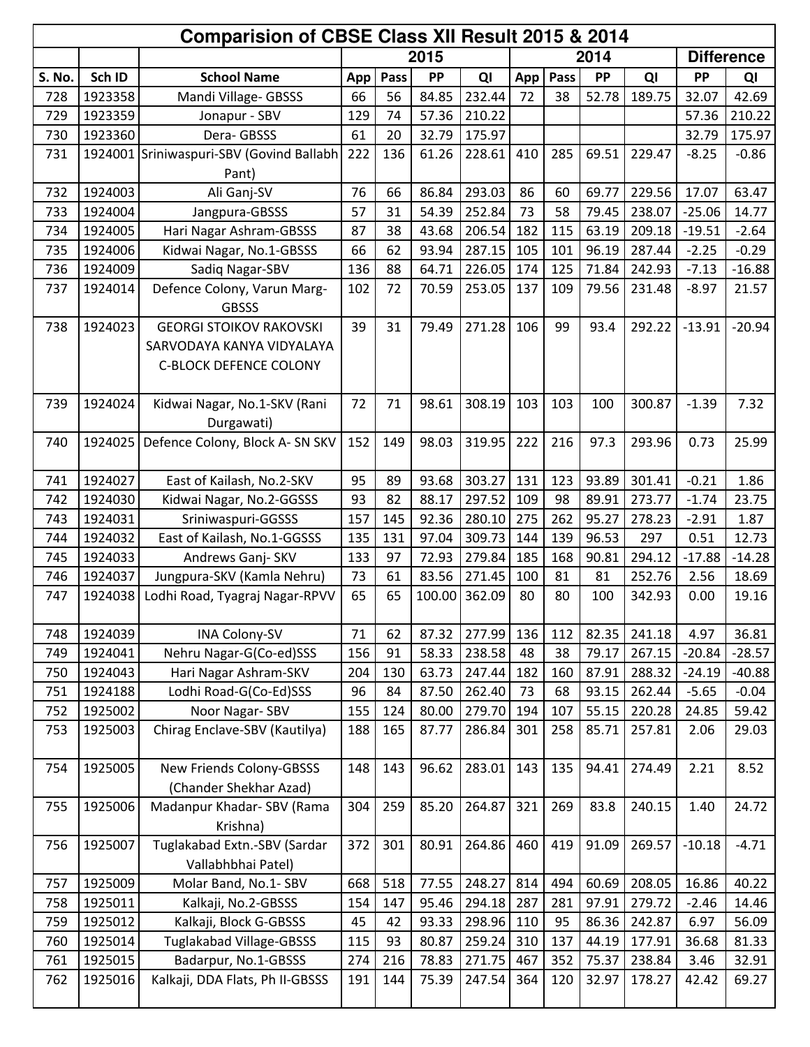# Comparision of CBSE Class XII Result 2015 & 2014

| | | | 2015 | | | | 2014 | | | | Difference | |
|---|---|---|---|---|---|---|---|---|---|---|---|---|
| S. No. | Sch ID | School Name | App | Pass | PP | QI | App | Pass | PP | QI | PP | QI |
| 728 | 1923358 | Mandi Village- GBSSS | 66 | 56 | 84.85 | 232.44 | 72 | 38 | 52.78 | 189.75 | 32.07 | 42.69 |
| 729 | 1923359 | Jonapur - SBV | 129 | 74 | 57.36 | 210.22 | | | | | 57.36 | 210.22 |
| 730 | 1923360 | Dera- GBSSS | 61 | 20 | 32.79 | 175.97 | | | | | 32.79 | 175.97 |
| 731 | 1924001 | Sriniwaspuri-SBV (Govind Ballabh Pant) | 222 | 136 | 61.26 | 228.61 | 410 | 285 | 69.51 | 229.47 | -8.25 | -0.86 |
| 732 | 1924003 | Ali Ganj-SV | 76 | 66 | 86.84 | 293.03 | 86 | 60 | 69.77 | 229.56 | 17.07 | 63.47 |
| 733 | 1924004 | Jangpura-GBSSS | 57 | 31 | 54.39 | 252.84 | 73 | 58 | 79.45 | 238.07 | -25.06 | 14.77 |
| 734 | 1924005 | Hari Nagar Ashram-GBSSS | 87 | 38 | 43.68 | 206.54 | 182 | 115 | 63.19 | 209.18 | -19.51 | -2.64 |
| 735 | 1924006 | Kidwai Nagar, No.1-GBSSS | 66 | 62 | 93.94 | 287.15 | 105 | 101 | 96.19 | 287.44 | -2.25 | -0.29 |
| 736 | 1924009 | Sadiq Nagar-SBV | 136 | 88 | 64.71 | 226.05 | 174 | 125 | 71.84 | 242.93 | -7.13 | -16.88 |
| 737 | 1924014 | Defence Colony, Varun Marg-GBSSS | 102 | 72 | 70.59 | 253.05 | 137 | 109 | 79.56 | 231.48 | -8.97 | 21.57 |
| 738 | 1924023 | GEORGI STOIKOV RAKOVSKI SARVODAYA KANYA VIDYALAYA C-BLOCK DEFENCE COLONY | 39 | 31 | 79.49 | 271.28 | 106 | 99 | 93.4 | 292.22 | -13.91 | -20.94 |
| 739 | 1924024 | Kidwai Nagar, No.1-SKV (Rani Durgawati) | 72 | 71 | 98.61 | 308.19 | 103 | 103 | 100 | 300.87 | -1.39 | 7.32 |
| 740 | 1924025 | Defence Colony, Block A- SN SKV | 152 | 149 | 98.03 | 319.95 | 222 | 216 | 97.3 | 293.96 | 0.73 | 25.99 |
| 741 | 1924027 | East of Kailash, No.2-SKV | 95 | 89 | 93.68 | 303.27 | 131 | 123 | 93.89 | 301.41 | -0.21 | 1.86 |
| 742 | 1924030 | Kidwai Nagar, No.2-GGSSS | 93 | 82 | 88.17 | 297.52 | 109 | 98 | 89.91 | 273.77 | -1.74 | 23.75 |
| 743 | 1924031 | Sriniwaspuri-GGSSS | 157 | 145 | 92.36 | 280.10 | 275 | 262 | 95.27 | 278.23 | -2.91 | 1.87 |
| 744 | 1924032 | East of Kailash, No.1-GGSSS | 135 | 131 | 97.04 | 309.73 | 144 | 139 | 96.53 | 297 | 0.51 | 12.73 |
| 745 | 1924033 | Andrews Ganj- SKV | 133 | 97 | 72.93 | 279.84 | 185 | 168 | 90.81 | 294.12 | -17.88 | -14.28 |
| 746 | 1924037 | Jungpura-SKV (Kamla Nehru) | 73 | 61 | 83.56 | 271.45 | 100 | 81 | 81 | 252.76 | 2.56 | 18.69 |
| 747 | 1924038 | Lodhi Road, Tyagraj Nagar-RPVV | 65 | 65 | 100.00 | 362.09 | 80 | 80 | 100 | 342.93 | 0.00 | 19.16 |
| 748 | 1924039 | INA Colony-SV | 71 | 62 | 87.32 | 277.99 | 136 | 112 | 82.35 | 241.18 | 4.97 | 36.81 |
| 749 | 1924041 | Nehru Nagar-G(Co-ed)SSS | 156 | 91 | 58.33 | 238.58 | 48 | 38 | 79.17 | 267.15 | -20.84 | -28.57 |
| 750 | 1924043 | Hari Nagar Ashram-SKV | 204 | 130 | 63.73 | 247.44 | 182 | 160 | 87.91 | 288.32 | -24.19 | -40.88 |
| 751 | 1924188 | Lodhi Road-G(Co-Ed)SSS | 96 | 84 | 87.50 | 262.40 | 73 | 68 | 93.15 | 262.44 | -5.65 | -0.04 |
| 752 | 1925002 | Noor Nagar- SBV | 155 | 124 | 80.00 | 279.70 | 194 | 107 | 55.15 | 220.28 | 24.85 | 59.42 |
| 753 | 1925003 | Chirag Enclave-SBV (Kautilya) | 188 | 165 | 87.77 | 286.84 | 301 | 258 | 85.71 | 257.81 | 2.06 | 29.03 |
| 754 | 1925005 | New Friends Colony-GBSSS (Chander Shekhar Azad) | 148 | 143 | 96.62 | 283.01 | 143 | 135 | 94.41 | 274.49 | 2.21 | 8.52 |
| 755 | 1925006 | Madanpur Khadar- SBV (Rama Krishna) | 304 | 259 | 85.20 | 264.87 | 321 | 269 | 83.8 | 240.15 | 1.40 | 24.72 |
| 756 | 1925007 | Tuglakabad Extn.-SBV (Sardar Vallabhbhai Patel) | 372 | 301 | 80.91 | 264.86 | 460 | 419 | 91.09 | 269.57 | -10.18 | -4.71 |
| 757 | 1925009 | Molar Band, No.1- SBV | 668 | 518 | 77.55 | 248.27 | 814 | 494 | 60.69 | 208.05 | 16.86 | 40.22 |
| 758 | 1925011 | Kalkaji, No.2-GBSSS | 154 | 147 | 95.46 | 294.18 | 287 | 281 | 97.91 | 279.72 | -2.46 | 14.46 |
| 759 | 1925012 | Kalkaji, Block G-GBSSS | 45 | 42 | 93.33 | 298.96 | 110 | 95 | 86.36 | 242.87 | 6.97 | 56.09 |
| 760 | 1925014 | Tuglakabad Village-GBSSS | 115 | 93 | 80.87 | 259.24 | 310 | 137 | 44.19 | 177.91 | 36.68 | 81.33 |
| 761 | 1925015 | Badarpur, No.1-GBSSS | 274 | 216 | 78.83 | 271.75 | 467 | 352 | 75.37 | 238.84 | 3.46 | 32.91 |
| 762 | 1925016 | Kalkaji, DDA Flats, Ph II-GBSSS | 191 | 144 | 75.39 | 247.54 | 364 | 120 | 32.97 | 178.27 | 42.42 | 69.27 |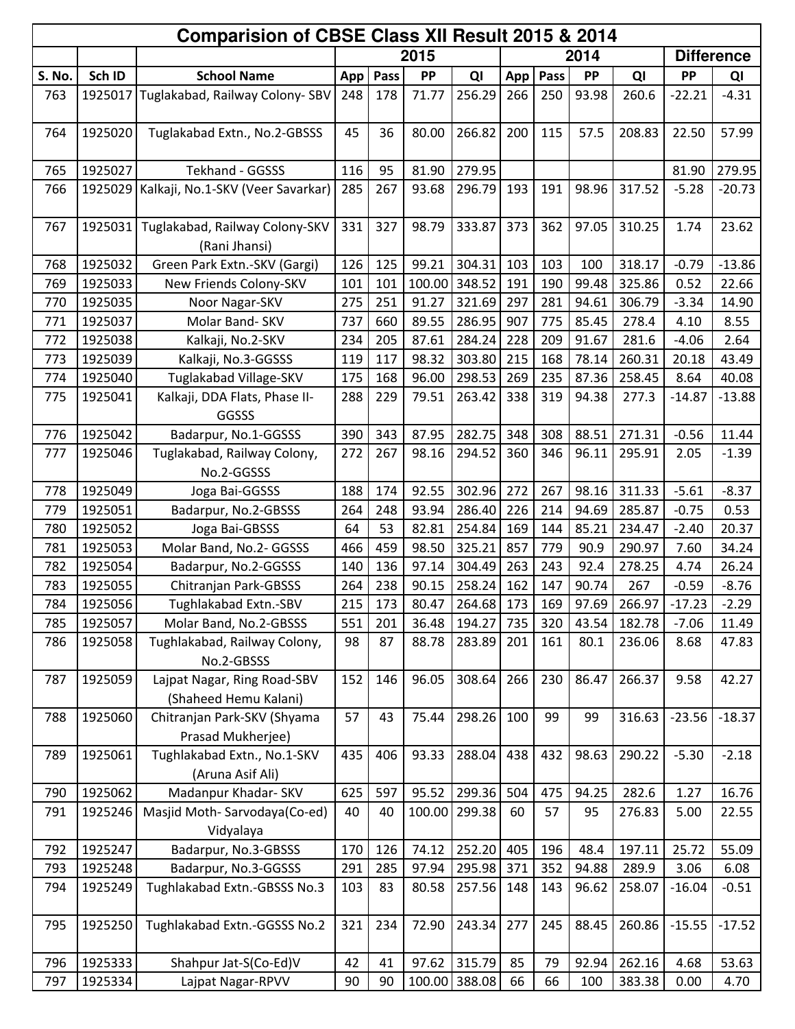# Comparision of CBSE Class XII Result 2015 & 2014

| | | | 2015 | | | | 2014 | | | | Difference | |
|---|---|---|---|---|---|---|---|---|---|---|---|---|
| S. No. | Sch ID | School Name | App | Pass | PP | QI | App | Pass | PP | QI | PP | QI |
| 763 | 1925017 | Tuglakabad, Railway Colony- SBV | 248 | 178 | 71.77 | 256.29 | 266 | 250 | 93.98 | 260.6 | -22.21 | -4.31 |
| 764 | 1925020 | Tuglakabad Extn., No.2-GBSSS | 45 | 36 | 80.00 | 266.82 | 200 | 115 | 57.5 | 208.83 | 22.50 | 57.99 |
| 765 | 1925027 | Tekhand - GGSSS | 116 | 95 | 81.90 | 279.95 | | | | | 81.90 | 279.95 |
| 766 | 1925029 | Kalkaji, No.1-SKV (Veer Savarkar) | 285 | 267 | 93.68 | 296.79 | 193 | 191 | 98.96 | 317.52 | -5.28 | -20.73 |
| 767 | 1925031 | Tuglakabad, Railway Colony-SKV (Rani Jhansi) | 331 | 327 | 98.79 | 333.87 | 373 | 362 | 97.05 | 310.25 | 1.74 | 23.62 |
| 768 | 1925032 | Green Park Extn.-SKV (Gargi) | 126 | 125 | 99.21 | 304.31 | 103 | 103 | 100 | 318.17 | -0.79 | -13.86 |
| 769 | 1925033 | New Friends Colony-SKV | 101 | 101 | 100.00 | 348.52 | 191 | 190 | 99.48 | 325.86 | 0.52 | 22.66 |
| 770 | 1925035 | Noor Nagar-SKV | 275 | 251 | 91.27 | 321.69 | 297 | 281 | 94.61 | 306.79 | -3.34 | 14.90 |
| 771 | 1925037 | Molar Band- SKV | 737 | 660 | 89.55 | 286.95 | 907 | 775 | 85.45 | 278.4 | 4.10 | 8.55 |
| 772 | 1925038 | Kalkaji, No.2-SKV | 234 | 205 | 87.61 | 284.24 | 228 | 209 | 91.67 | 281.6 | -4.06 | 2.64 |
| 773 | 1925039 | Kalkaji, No.3-GGSSS | 119 | 117 | 98.32 | 303.80 | 215 | 168 | 78.14 | 260.31 | 20.18 | 43.49 |
| 774 | 1925040 | Tuglakabad Village-SKV | 175 | 168 | 96.00 | 298.53 | 269 | 235 | 87.36 | 258.45 | 8.64 | 40.08 |
| 775 | 1925041 | Kalkaji, DDA Flats, Phase II-GGSSS | 288 | 229 | 79.51 | 263.42 | 338 | 319 | 94.38 | 277.3 | -14.87 | -13.88 |
| 776 | 1925042 | Badarpur, No.1-GGSSS | 390 | 343 | 87.95 | 282.75 | 348 | 308 | 88.51 | 271.31 | -0.56 | 11.44 |
| 777 | 1925046 | Tuglakabad, Railway Colony, No.2-GGSSS | 272 | 267 | 98.16 | 294.52 | 360 | 346 | 96.11 | 295.91 | 2.05 | -1.39 |
| 778 | 1925049 | Joga Bai-GGSSS | 188 | 174 | 92.55 | 302.96 | 272 | 267 | 98.16 | 311.33 | -5.61 | -8.37 |
| 779 | 1925051 | Badarpur, No.2-GBSSS | 264 | 248 | 93.94 | 286.40 | 226 | 214 | 94.69 | 285.87 | -0.75 | 0.53 |
| 780 | 1925052 | Joga Bai-GBSSS | 64 | 53 | 82.81 | 254.84 | 169 | 144 | 85.21 | 234.47 | -2.40 | 20.37 |
| 781 | 1925053 | Molar Band, No.2- GGSSS | 466 | 459 | 98.50 | 325.21 | 857 | 779 | 90.9 | 290.97 | 7.60 | 34.24 |
| 782 | 1925054 | Badarpur, No.2-GGSSS | 140 | 136 | 97.14 | 304.49 | 263 | 243 | 92.4 | 278.25 | 4.74 | 26.24 |
| 783 | 1925055 | Chitranjan Park-GBSSS | 264 | 238 | 90.15 | 258.24 | 162 | 147 | 90.74 | 267 | -0.59 | -8.76 |
| 784 | 1925056 | Tughlakabad Extn.-SBV | 215 | 173 | 80.47 | 264.68 | 173 | 169 | 97.69 | 266.97 | -17.23 | -2.29 |
| 785 | 1925057 | Molar Band, No.2-GBSSS | 551 | 201 | 36.48 | 194.27 | 735 | 320 | 43.54 | 182.78 | -7.06 | 11.49 |
| 786 | 1925058 | Tughlakabad, Railway Colony, No.2-GBSSS | 98 | 87 | 88.78 | 283.89 | 201 | 161 | 80.1 | 236.06 | 8.68 | 47.83 |
| 787 | 1925059 | Lajpat Nagar, Ring Road-SBV (Shaheed Hemu Kalani) | 152 | 146 | 96.05 | 308.64 | 266 | 230 | 86.47 | 266.37 | 9.58 | 42.27 |
| 788 | 1925060 | Chitranjan Park-SKV (Shyama Prasad Mukherjee) | 57 | 43 | 75.44 | 298.26 | 100 | 99 | 99 | 316.63 | -23.56 | -18.37 |
| 789 | 1925061 | Tughlakabad Extn., No.1-SKV (Aruna Asif Ali) | 435 | 406 | 93.33 | 288.04 | 438 | 432 | 98.63 | 290.22 | -5.30 | -2.18 |
| 790 | 1925062 | Madanpur Khadar- SKV | 625 | 597 | 95.52 | 299.36 | 504 | 475 | 94.25 | 282.6 | 1.27 | 16.76 |
| 791 | 1925246 | Masjid Moth- Sarvodaya(Co-ed) Vidyalaya | 40 | 40 | 100.00 | 299.38 | 60 | 57 | 95 | 276.83 | 5.00 | 22.55 |
| 792 | 1925247 | Badarpur, No.3-GBSSS | 170 | 126 | 74.12 | 252.20 | 405 | 196 | 48.4 | 197.11 | 25.72 | 55.09 |
| 793 | 1925248 | Badarpur, No.3-GGSSS | 291 | 285 | 97.94 | 295.98 | 371 | 352 | 94.88 | 289.9 | 3.06 | 6.08 |
| 794 | 1925249 | Tughlakabad Extn.-GBSSS No.3 | 103 | 83 | 80.58 | 257.56 | 148 | 143 | 96.62 | 258.07 | -16.04 | -0.51 |
| 795 | 1925250 | Tughlakabad Extn.-GGSSS No.2 | 321 | 234 | 72.90 | 243.34 | 277 | 245 | 88.45 | 260.86 | -15.55 | -17.52 |
| 796 | 1925333 | Shahpur Jat-S(Co-Ed)V | 42 | 41 | 97.62 | 315.79 | 85 | 79 | 92.94 | 262.16 | 4.68 | 53.63 |
| 797 | 1925334 | Lajpat Nagar-RPVV | 90 | 90 | 100.00 | 388.08 | 66 | 66 | 100 | 383.38 | 0.00 | 4.70 |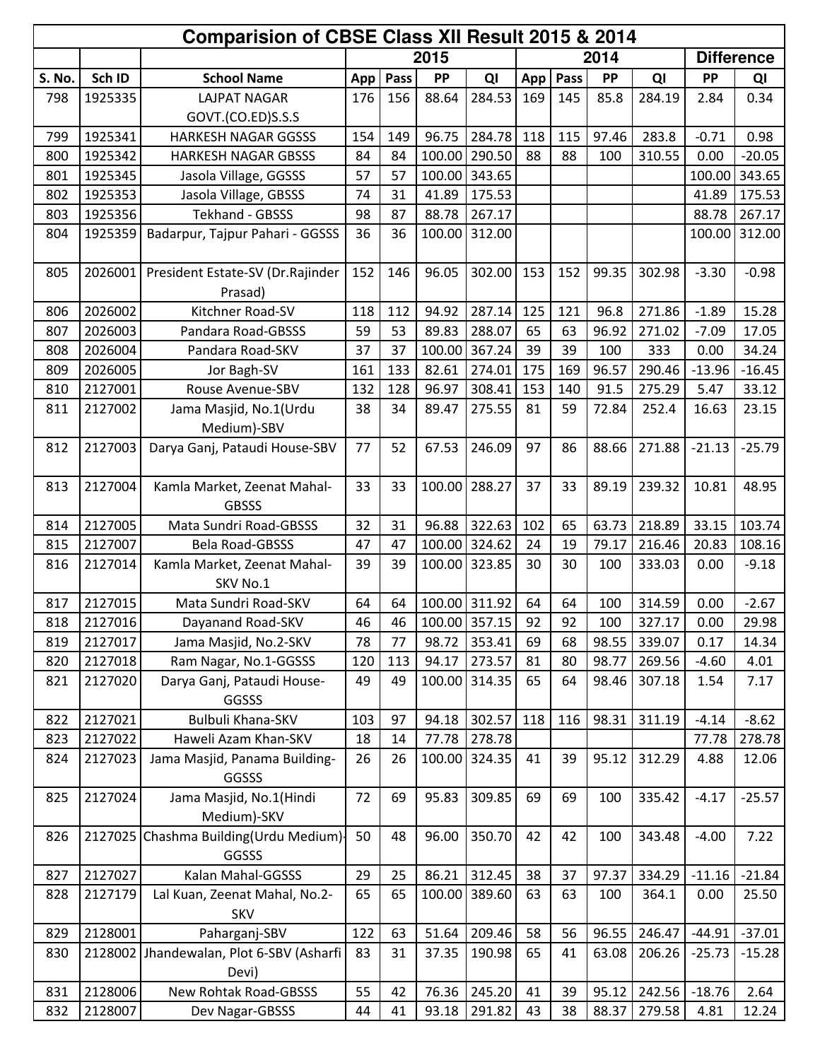| Comparision of CBSE Class XII Result 2015 & 2014 | | | | | | | | | | | | |
|---|---|---|---|---|---|---|---|---|---|---|---|---|
| | | | 2015 | | | | 2014 | | | | Difference | |
| S. No. | Sch ID | School Name | App | Pass | PP | QI | App | Pass | PP | QI | PP | QI |
| 798 | 1925335 | LAJPAT NAGAR GOVT.(CO.ED)S.S.S | 176 | 156 | 88.64 | 284.53 | 169 | 145 | 85.8 | 284.19 | 2.84 | 0.34 |
| 799 | 1925341 | HARKESH NAGAR GGSSS | 154 | 149 | 96.75 | 284.78 | 118 | 115 | 97.46 | 283.8 | -0.71 | 0.98 |
| 800 | 1925342 | HARKESH NAGAR GBSSS | 84 | 84 | 100.00 | 290.50 | 88 | 88 | 100 | 310.55 | 0.00 | -20.05 |
| 801 | 1925345 | Jasola Village, GGSSS | 57 | 57 | 100.00 | 343.65 | | | | | 100.00 | 343.65 |
| 802 | 1925353 | Jasola Village, GBSSS | 74 | 31 | 41.89 | 175.53 | | | | | 41.89 | 175.53 |
| 803 | 1925356 | Tekhand - GBSSS | 98 | 87 | 88.78 | 267.17 | | | | | 88.78 | 267.17 |
| 804 | 1925359 | Badarpur, Tajpur Pahari - GGSSS | 36 | 36 | 100.00 | 312.00 | | | | | 100.00 | 312.00 |
| 805 | 2026001 | President Estate-SV (Dr.Rajinder Prasad) | 152 | 146 | 96.05 | 302.00 | 153 | 152 | 99.35 | 302.98 | -3.30 | -0.98 |
| 806 | 2026002 | Kitchner Road-SV | 118 | 112 | 94.92 | 287.14 | 125 | 121 | 96.8 | 271.86 | -1.89 | 15.28 |
| 807 | 2026003 | Pandara Road-GBSSS | 59 | 53 | 89.83 | 288.07 | 65 | 63 | 96.92 | 271.02 | -7.09 | 17.05 |
| 808 | 2026004 | Pandara Road-SKV | 37 | 37 | 100.00 | 367.24 | 39 | 39 | 100 | 333 | 0.00 | 34.24 |
| 809 | 2026005 | Jor Bagh-SV | 161 | 133 | 82.61 | 274.01 | 175 | 169 | 96.57 | 290.46 | -13.96 | -16.45 |
| 810 | 2127001 | Rouse Avenue-SBV | 132 | 128 | 96.97 | 308.41 | 153 | 140 | 91.5 | 275.29 | 5.47 | 33.12 |
| 811 | 2127002 | Jama Masjid, No.1(Urdu Medium)-SBV | 38 | 34 | 89.47 | 275.55 | 81 | 59 | 72.84 | 252.4 | 16.63 | 23.15 |
| 812 | 2127003 | Darya Ganj, Pataudi House-SBV | 77 | 52 | 67.53 | 246.09 | 97 | 86 | 88.66 | 271.88 | -21.13 | -25.79 |
| 813 | 2127004 | Kamla Market, Zeenat Mahal-GBSSS | 33 | 33 | 100.00 | 288.27 | 37 | 33 | 89.19 | 239.32 | 10.81 | 48.95 |
| 814 | 2127005 | Mata Sundri Road-GBSSS | 32 | 31 | 96.88 | 322.63 | 102 | 65 | 63.73 | 218.89 | 33.15 | 103.74 |
| 815 | 2127007 | Bela Road-GBSSS | 47 | 47 | 100.00 | 324.62 | 24 | 19 | 79.17 | 216.46 | 20.83 | 108.16 |
| 816 | 2127014 | Kamla Market, Zeenat Mahal-SKV No.1 | 39 | 39 | 100.00 | 323.85 | 30 | 30 | 100 | 333.03 | 0.00 | -9.18 |
| 817 | 2127015 | Mata Sundri Road-SKV | 64 | 64 | 100.00 | 311.92 | 64 | 64 | 100 | 314.59 | 0.00 | -2.67 |
| 818 | 2127016 | Dayanand Road-SKV | 46 | 46 | 100.00 | 357.15 | 92 | 92 | 100 | 327.17 | 0.00 | 29.98 |
| 819 | 2127017 | Jama Masjid, No.2-SKV | 78 | 77 | 98.72 | 353.41 | 69 | 68 | 98.55 | 339.07 | 0.17 | 14.34 |
| 820 | 2127018 | Ram Nagar, No.1-GGSSS | 120 | 113 | 94.17 | 273.57 | 81 | 80 | 98.77 | 269.56 | -4.60 | 4.01 |
| 821 | 2127020 | Darya Ganj, Pataudi House-GGSSS | 49 | 49 | 100.00 | 314.35 | 65 | 64 | 98.46 | 307.18 | 1.54 | 7.17 |
| 822 | 2127021 | Bulbuli Khana-SKV | 103 | 97 | 94.18 | 302.57 | 118 | 116 | 98.31 | 311.19 | -4.14 | -8.62 |
| 823 | 2127022 | Haweli Azam Khan-SKV | 18 | 14 | 77.78 | 278.78 | | | | | 77.78 | 278.78 |
| 824 | 2127023 | Jama Masjid, Panama Building-GGSSS | 26 | 26 | 100.00 | 324.35 | 41 | 39 | 95.12 | 312.29 | 4.88 | 12.06 |
| 825 | 2127024 | Jama Masjid, No.1(Hindi Medium)-SKV | 72 | 69 | 95.83 | 309.85 | 69 | 69 | 100 | 335.42 | -4.17 | -25.57 |
| 826 | 2127025 | Chashma Building(Urdu Medium)-GGSSS | 50 | 48 | 96.00 | 350.70 | 42 | 42 | 100 | 343.48 | -4.00 | 7.22 |
| 827 | 2127027 | Kalan Mahal-GGSSS | 29 | 25 | 86.21 | 312.45 | 38 | 37 | 97.37 | 334.29 | -11.16 | -21.84 |
| 828 | 2127179 | Lal Kuan, Zeenat Mahal, No.2-SKV | 65 | 65 | 100.00 | 389.60 | 63 | 63 | 100 | 364.1 | 0.00 | 25.50 |
| 829 | 2128001 | Paharganj-SBV | 122 | 63 | 51.64 | 209.46 | 58 | 56 | 96.55 | 246.47 | -44.91 | -37.01 |
| 830 | 2128002 | Jhandewalan, Plot 6-SBV (Asharfi Devi) | 83 | 31 | 37.35 | 190.98 | 65 | 41 | 63.08 | 206.26 | -25.73 | -15.28 |
| 831 | 2128006 | New Rohtak Road-GBSSS | 55 | 42 | 76.36 | 245.20 | 41 | 39 | 95.12 | 242.56 | -18.76 | 2.64 |
| 832 | 2128007 | Dev Nagar-GBSSS | 44 | 41 | 93.18 | 291.82 | 43 | 38 | 88.37 | 279.58 | 4.81 | 12.24 |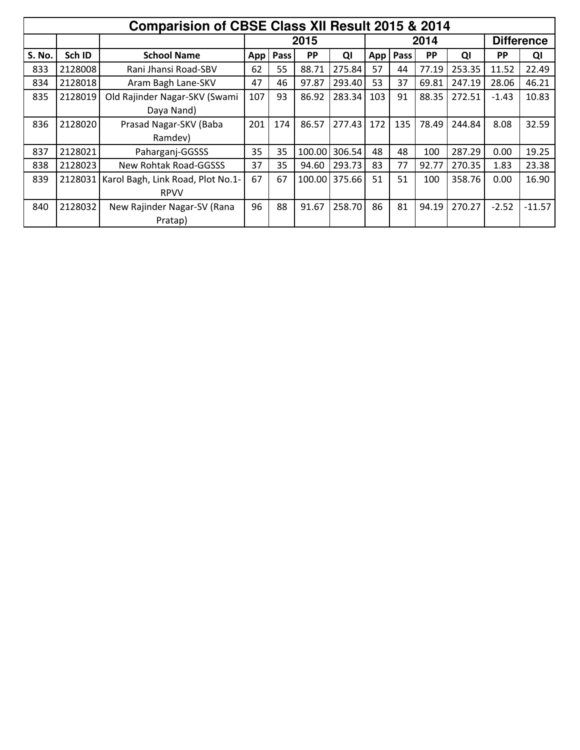# Comparision of CBSE Class XII Result 2015 & 2014

| | | | 2015 | | | | 2014 | | | | Difference | |
|---|---|---|---|---|---|---|---|---|---|---|---|---|
| S. No. | Sch ID | School Name | App | Pass | PP | QI | App | Pass | PP | QI | PP | QI |
| 833 | 2128008 | Rani Jhansi Road-SBV | 62 | 55 | 88.71 | 275.84 | 57 | 44 | 77.19 | 253.35 | 11.52 | 22.49 |
| 834 | 2128018 | Aram Bagh Lane-SKV | 47 | 46 | 97.87 | 293.40 | 53 | 37 | 69.81 | 247.19 | 28.06 | 46.21 |
| 835 | 2128019 | Old Rajinder Nagar-SKV (Swami Daya Nand) | 107 | 93 | 86.92 | 283.34 | 103 | 91 | 88.35 | 272.51 | -1.43 | 10.83 |
| 836 | 2128020 | Prasad Nagar-SKV (Baba Ramdev) | 201 | 174 | 86.57 | 277.43 | 172 | 135 | 78.49 | 244.84 | 8.08 | 32.59 |
| 837 | 2128021 | Paharganj-GGSSS | 35 | 35 | 100.00 | 306.54 | 48 | 48 | 100 | 287.29 | 0.00 | 19.25 |
| 838 | 2128023 | New Rohtak Road-GGSSS | 37 | 35 | 94.60 | 293.73 | 83 | 77 | 92.77 | 270.35 | 1.83 | 23.38 |
| 839 | 2128031 | Karol Bagh, Link Road, Plot No.1-RPVV | 67 | 67 | 100.00 | 375.66 | 51 | 51 | 100 | 358.76 | 0.00 | 16.90 |
| 840 | 2128032 | New Rajinder Nagar-SV (Rana Pratap) | 96 | 88 | 91.67 | 258.70 | 86 | 81 | 94.19 | 270.27 | -2.52 | -11.57 |